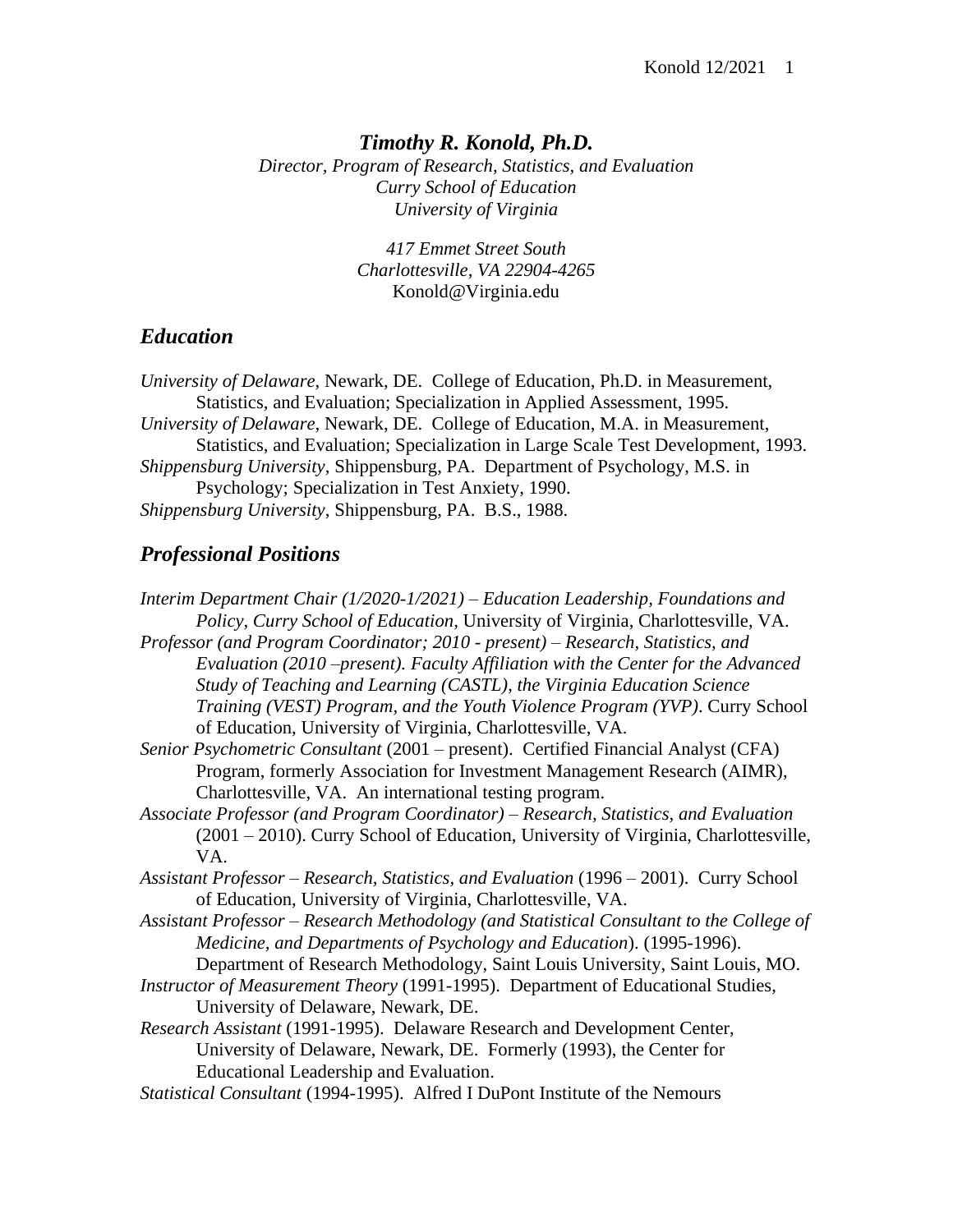# *Timothy R. Konold, Ph.D.*

*Director, Program of Research, Statistics, and Evaluation*
*Curry School of Education*
*University of Virginia*

*417 Emmet Street South*
*Charlottesville, VA 22904-4265*
Konold@Virginia.edu

## *Education*

*University of Delaware*, Newark, DE. College of Education, Ph.D. in Measurement, Statistics, and Evaluation; Specialization in Applied Assessment, 1995.
*University of Delaware*, Newark, DE. College of Education, M.A. in Measurement, Statistics, and Evaluation; Specialization in Large Scale Test Development, 1993.
*Shippensburg University*, Shippensburg, PA. Department of Psychology, M.S. in Psychology; Specialization in Test Anxiety, 1990.
*Shippensburg University*, Shippensburg, PA. B.S., 1988.

## *Professional Positions*

*Interim Department Chair (1/2020-1/2021) – Education Leadership, Foundations and Policy, Curry School of Education,* University of Virginia, Charlottesville, VA.
*Professor (and Program Coordinator; 2010 - present) – Research, Statistics, and Evaluation (2010 –present). Faculty Affiliation with the Center for the Advanced Study of Teaching and Learning (CASTL), the Virginia Education Science Training (VEST) Program, and the Youth Violence Program (YVP)*. Curry School of Education, University of Virginia, Charlottesville, VA.
*Senior Psychometric Consultant* (2001 – present). Certified Financial Analyst (CFA) Program, formerly Association for Investment Management Research (AIMR), Charlottesville, VA. An international testing program.
*Associate Professor (and Program Coordinator) – Research, Statistics, and Evaluation* (2001 – 2010). Curry School of Education, University of Virginia, Charlottesville, VA.
*Assistant Professor – Research, Statistics, and Evaluation* (1996 – 2001). Curry School of Education, University of Virginia, Charlottesville, VA.
*Assistant Professor – Research Methodology (and Statistical Consultant to the College of Medicine, and Departments of Psychology and Education*). (1995-1996). Department of Research Methodology, Saint Louis University, Saint Louis, MO.
*Instructor of Measurement Theory* (1991-1995). Department of Educational Studies, University of Delaware, Newark, DE.
*Research Assistant* (1991-1995). Delaware Research and Development Center, University of Delaware, Newark, DE. Formerly (1993), the Center for Educational Leadership and Evaluation.
*Statistical Consultant* (1994-1995). Alfred I DuPont Institute of the Nemours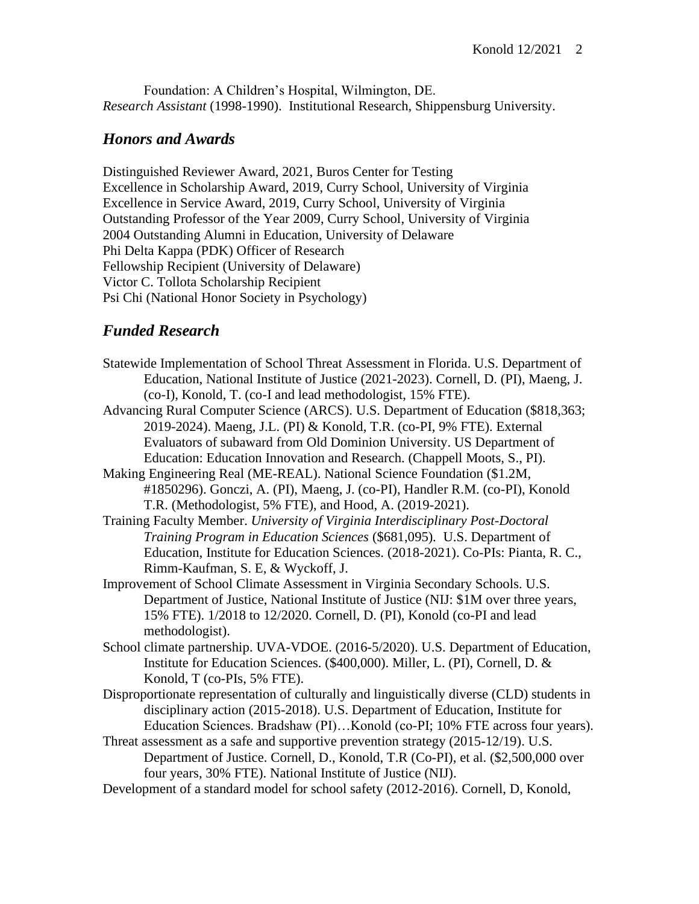Foundation: A Children's Hospital, Wilmington, DE.

*Research Assistant* (1998-1990). Institutional Research, Shippensburg University.

## *Honors and Awards*

Distinguished Reviewer Award, 2021, Buros Center for Testing
Excellence in Scholarship Award, 2019, Curry School, University of Virginia
Excellence in Service Award, 2019, Curry School, University of Virginia
Outstanding Professor of the Year 2009, Curry School, University of Virginia
2004 Outstanding Alumni in Education, University of Delaware
Phi Delta Kappa (PDK) Officer of Research
Fellowship Recipient (University of Delaware)
Victor C. Tollota Scholarship Recipient
Psi Chi (National Honor Society in Psychology)

## *Funded Research*

Statewide Implementation of School Threat Assessment in Florida. U.S. Department of Education, National Institute of Justice (2021-2023). Cornell, D. (PI), Maeng, J. (co-I), Konold, T. (co-I and lead methodologist, 15% FTE).

Advancing Rural Computer Science (ARCS). U.S. Department of Education ($818,363; 2019-2024). Maeng, J.L. (PI) & Konold, T.R. (co-PI, 9% FTE). External Evaluators of subaward from Old Dominion University. US Department of Education: Education Innovation and Research. (Chappell Moots, S., PI).

Making Engineering Real (ME-REAL). National Science Foundation ($1.2M, #1850296). Gonczi, A. (PI), Maeng, J. (co-PI), Handler R.M. (co-PI), Konold T.R. (Methodologist, 5% FTE), and Hood, A. (2019-2021).

Training Faculty Member. *University of Virginia Interdisciplinary Post-Doctoral Training Program in Education Sciences* ($681,095). U.S. Department of Education, Institute for Education Sciences. (2018-2021). Co-PIs: Pianta, R. C., Rimm-Kaufman, S. E, & Wyckoff, J.

Improvement of School Climate Assessment in Virginia Secondary Schools. U.S. Department of Justice, National Institute of Justice (NIJ: $1M over three years, 15% FTE). 1/2018 to 12/2020. Cornell, D. (PI), Konold (co-PI and lead methodologist).

School climate partnership. UVA-VDOE. (2016-5/2020). U.S. Department of Education, Institute for Education Sciences. ($400,000). Miller, L. (PI), Cornell, D. & Konold, T (co-PIs, 5% FTE).

Disproportionate representation of culturally and linguistically diverse (CLD) students in disciplinary action (2015-2018). U.S. Department of Education, Institute for Education Sciences. Bradshaw (PI)…Konold (co-PI; 10% FTE across four years).

Threat assessment as a safe and supportive prevention strategy (2015-12/19). U.S. Department of Justice. Cornell, D., Konold, T.R (Co-PI), et al. ($2,500,000 over four years, 30% FTE). National Institute of Justice (NIJ).

Development of a standard model for school safety (2012-2016). Cornell, D, Konold,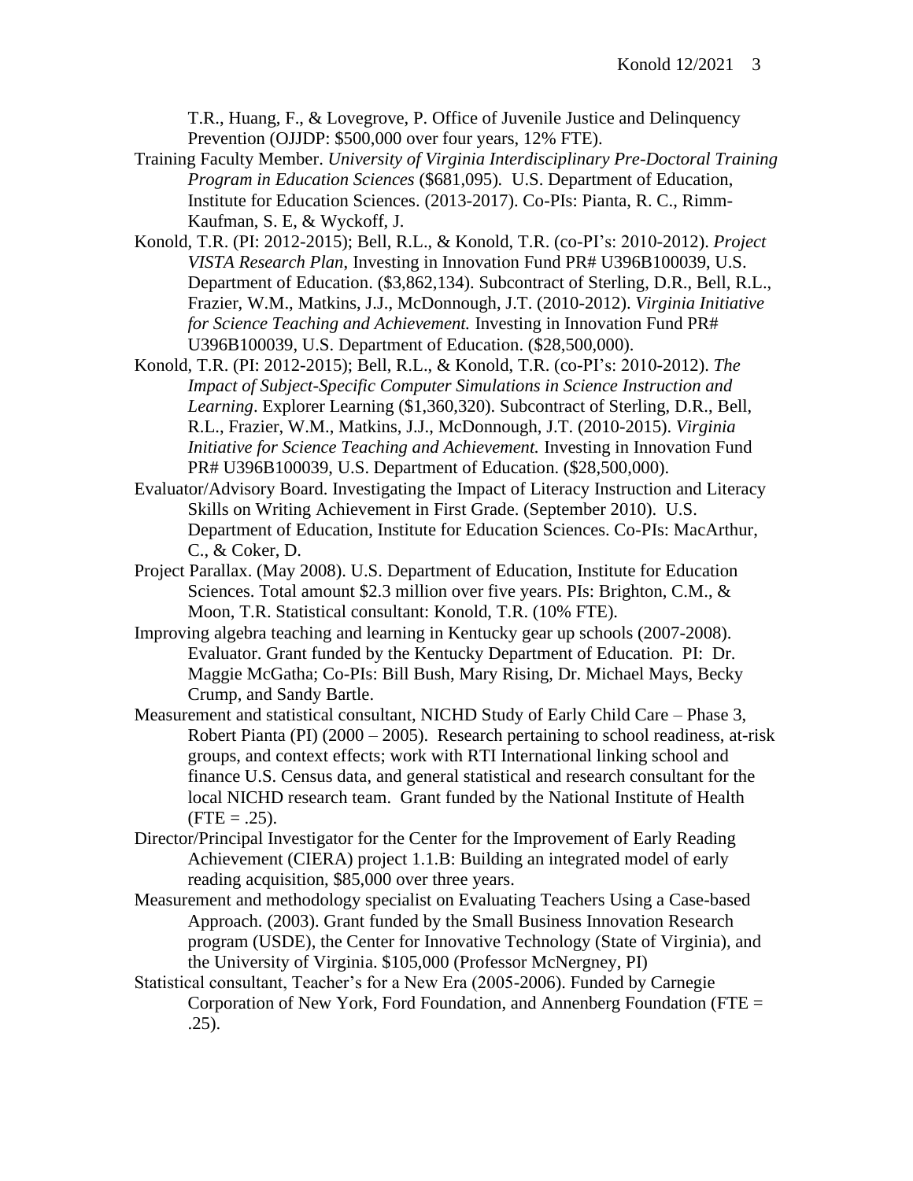T.R., Huang, F., & Lovegrove, P. Office of Juvenile Justice and Delinquency Prevention (OJJDP: $500,000 over four years, 12% FTE).

Training Faculty Member. *University of Virginia Interdisciplinary Pre-Doctoral Training Program in Education Sciences* ($681,095). U.S. Department of Education, Institute for Education Sciences. (2013-2017). Co-PIs: Pianta, R. C., Rimm-Kaufman, S. E, & Wyckoff, J.

Konold, T.R. (PI: 2012-2015); Bell, R.L., & Konold, T.R. (co-PI's: 2010-2012). *Project VISTA Research Plan*, Investing in Innovation Fund PR# U396B100039, U.S. Department of Education. ($3,862,134). Subcontract of Sterling, D.R., Bell, R.L., Frazier, W.M., Matkins, J.J., McDonnough, J.T. (2010-2012). *Virginia Initiative for Science Teaching and Achievement.* Investing in Innovation Fund PR# U396B100039, U.S. Department of Education. ($28,500,000).

Konold, T.R. (PI: 2012-2015); Bell, R.L., & Konold, T.R. (co-PI's: 2010-2012). *The Impact of Subject-Specific Computer Simulations in Science Instruction and Learning*. Explorer Learning ($1,360,320). Subcontract of Sterling, D.R., Bell, R.L., Frazier, W.M., Matkins, J.J., McDonnough, J.T. (2010-2015). *Virginia Initiative for Science Teaching and Achievement.* Investing in Innovation Fund PR# U396B100039, U.S. Department of Education. ($28,500,000).

Evaluator/Advisory Board. Investigating the Impact of Literacy Instruction and Literacy Skills on Writing Achievement in First Grade. (September 2010). U.S. Department of Education, Institute for Education Sciences. Co-PIs: MacArthur, C., & Coker, D.

Project Parallax. (May 2008). U.S. Department of Education, Institute for Education Sciences. Total amount $2.3 million over five years. PIs: Brighton, C.M., & Moon, T.R. Statistical consultant: Konold, T.R. (10% FTE).

Improving algebra teaching and learning in Kentucky gear up schools (2007-2008). Evaluator. Grant funded by the Kentucky Department of Education. PI: Dr. Maggie McGatha; Co-PIs: Bill Bush, Mary Rising, Dr. Michael Mays, Becky Crump, and Sandy Bartle.

Measurement and statistical consultant, NICHD Study of Early Child Care – Phase 3, Robert Pianta (PI) (2000 – 2005). Research pertaining to school readiness, at-risk groups, and context effects; work with RTI International linking school and finance U.S. Census data, and general statistical and research consultant for the local NICHD research team. Grant funded by the National Institute of Health (FTE = .25).

Director/Principal Investigator for the Center for the Improvement of Early Reading Achievement (CIERA) project 1.1.B: Building an integrated model of early reading acquisition, $85,000 over three years.

Measurement and methodology specialist on Evaluating Teachers Using a Case-based Approach. (2003). Grant funded by the Small Business Innovation Research program (USDE), the Center for Innovative Technology (State of Virginia), and the University of Virginia. $105,000 (Professor McNergney, PI)

Statistical consultant, Teacher's for a New Era (2005-2006). Funded by Carnegie Corporation of New York, Ford Foundation, and Annenberg Foundation (FTE = .25).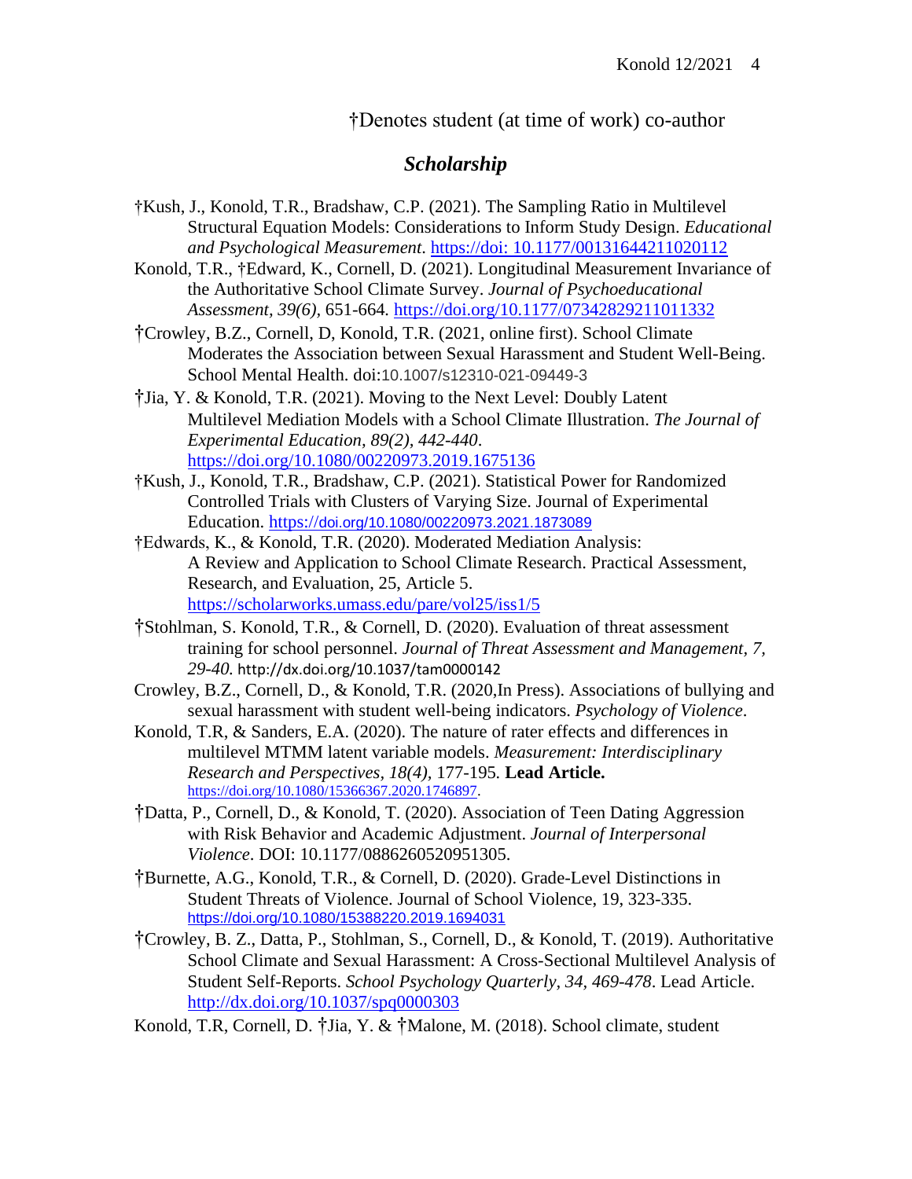†Denotes student (at time of work) co-author

## *Scholarship*

†Kush, J., Konold, T.R., Bradshaw, C.P. (2021). The Sampling Ratio in Multilevel Structural Equation Models: Considerations to Inform Study Design. *Educational and Psychological Measurement*. https://doi: 10.1177/00131644211020112

Konold, T.R., †Edward, K., Cornell, D. (2021). Longitudinal Measurement Invariance of the Authoritative School Climate Survey. *Journal of Psychoeducational Assessment, 39(6),* 651-664. https://doi.org/10.1177/07342829211011332

†Crowley, B.Z., Cornell, D, Konold, T.R. (2021, online first). School Climate Moderates the Association between Sexual Harassment and Student Well-Being. School Mental Health. doi:10.1007/s12310-021-09449-3

†Jia, Y. & Konold, T.R. (2021). Moving to the Next Level: Doubly Latent Multilevel Mediation Models with a School Climate Illustration. *The Journal of Experimental Education, 89(2), 442-440*. https://doi.org/10.1080/00220973.2019.1675136

†Kush, J., Konold, T.R., Bradshaw, C.P. (2021). Statistical Power for Randomized Controlled Trials with Clusters of Varying Size. Journal of Experimental Education. https://doi.org/10.1080/00220973.2021.1873089

†Edwards, K., & Konold, T.R. (2020). Moderated Mediation Analysis: A Review and Application to School Climate Research. Practical Assessment, Research, and Evaluation, 25, Article 5. https://scholarworks.umass.edu/pare/vol25/iss1/5

†Stohlman, S. Konold, T.R., & Cornell, D. (2020). Evaluation of threat assessment training for school personnel. *Journal of Threat Assessment and Management, 7, 29-40.* http://dx.doi.org/10.1037/tam0000142

Crowley, B.Z., Cornell, D., & Konold, T.R. (2020,In Press). Associations of bullying and sexual harassment with student well-being indicators. *Psychology of Violence*.

Konold, T.R, & Sanders, E.A. (2020). The nature of rater effects and differences in multilevel MTMM latent variable models. *Measurement: Interdisciplinary Research and Perspectives, 18(4),* 177-195. **Lead Article.** https://doi.org/10.1080/15366367.2020.1746897.

†Datta, P., Cornell, D., & Konold, T. (2020). Association of Teen Dating Aggression with Risk Behavior and Academic Adjustment. *Journal of Interpersonal Violence*. DOI: 10.1177/0886260520951305.

†Burnette, A.G., Konold, T.R., & Cornell, D. (2020). Grade-Level Distinctions in Student Threats of Violence. Journal of School Violence, 19, 323-335. https://doi.org/10.1080/15388220.2019.1694031

†Crowley, B. Z., Datta, P., Stohlman, S., Cornell, D., & Konold, T. (2019). Authoritative School Climate and Sexual Harassment: A Cross-Sectional Multilevel Analysis of Student Self-Reports. *School Psychology Quarterly, 34, 469-478*. Lead Article. http://dx.doi.org/10.1037/spq0000303

Konold, T.R, Cornell, D. †Jia, Y. & †Malone, M. (2018). School climate, student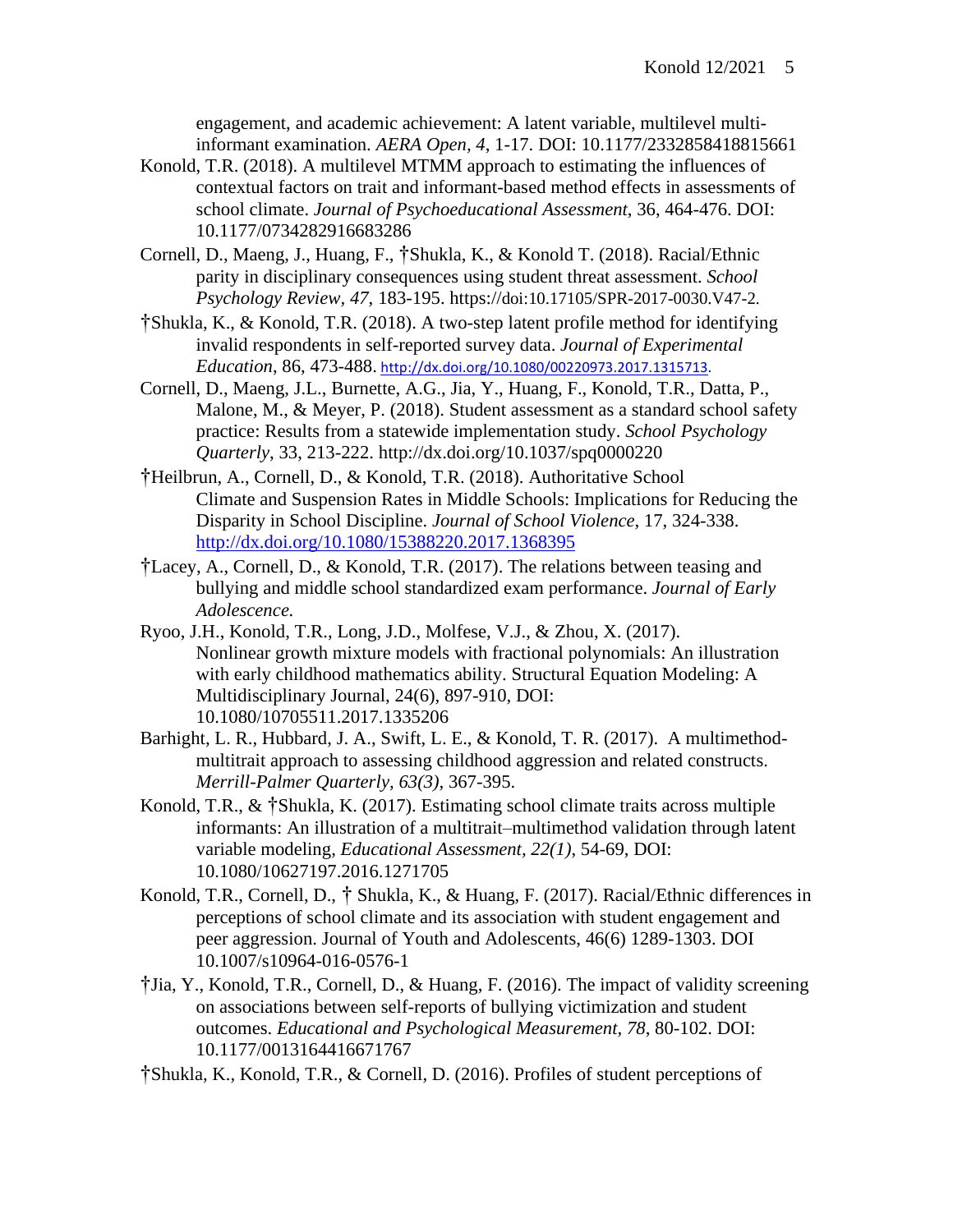engagement, and academic achievement: A latent variable, multilevel multi-informant examination. *AERA Open, 4*, 1-17. DOI: 10.1177/2332858418815661

Konold, T.R. (2018). A multilevel MTMM approach to estimating the influences of contextual factors on trait and informant-based method effects in assessments of school climate. *Journal of Psychoeducational Assessment*, 36, 464-476. DOI: 10.1177/0734282916683286

Cornell, D., Maeng, J., Huang, F., †Shukla, K., & Konold T. (2018). Racial/Ethnic parity in disciplinary consequences using student threat assessment. *School Psychology Review*, *47*, 183-195. https://doi:10.17105/SPR-2017-0030.V47-2.

†Shukla, K., & Konold, T.R. (2018). A two-step latent profile method for identifying invalid respondents in self-reported survey data. *Journal of Experimental Education*, 86, 473-488. http://dx.doi.org/10.1080/00220973.2017.1315713.

Cornell, D., Maeng, J.L., Burnette, A.G., Jia, Y., Huang, F., Konold, T.R., Datta, P., Malone, M., & Meyer, P. (2018). Student assessment as a standard school safety practice: Results from a statewide implementation study. *School Psychology Quarterly*, 33, 213-222. http://dx.doi.org/10.1037/spq0000220

†Heilbrun, A., Cornell, D., & Konold, T.R. (2018). Authoritative School Climate and Suspension Rates in Middle Schools: Implications for Reducing the Disparity in School Discipline. *Journal of School Violence*, 17, 324-338. http://dx.doi.org/10.1080/15388220.2017.1368395

†Lacey, A., Cornell, D., & Konold, T.R. (2017). The relations between teasing and bullying and middle school standardized exam performance. *Journal of Early Adolescence.*

Ryoo, J.H., Konold, T.R., Long, J.D., Molfese, V.J., & Zhou, X. (2017). Nonlinear growth mixture models with fractional polynomials: An illustration with early childhood mathematics ability. Structural Equation Modeling: A Multidisciplinary Journal, 24(6), 897-910, DOI: 10.1080/10705511.2017.1335206

Barhight, L. R., Hubbard, J. A., Swift, L. E., & Konold, T. R. (2017). A multimethod-multitrait approach to assessing childhood aggression and related constructs. *Merrill-Palmer Quarterly, 63(3)*, 367-395.

Konold, T.R., & †Shukla, K. (2017). Estimating school climate traits across multiple informants: An illustration of a multitrait–multimethod validation through latent variable modeling, *Educational Assessment, 22(1)*, 54-69, DOI: 10.1080/10627197.2016.1271705

Konold, T.R., Cornell, D., † Shukla, K., & Huang, F. (2017). Racial/Ethnic differences in perceptions of school climate and its association with student engagement and peer aggression. Journal of Youth and Adolescents, 46(6) 1289-1303. DOI 10.1007/s10964-016-0576-1

†Jia, Y., Konold, T.R., Cornell, D., & Huang, F. (2016). The impact of validity screening on associations between self-reports of bullying victimization and student outcomes. *Educational and Psychological Measurement*, *78*, 80-102. DOI: 10.1177/0013164416671767

†Shukla, K., Konold, T.R., & Cornell, D. (2016). Profiles of student perceptions of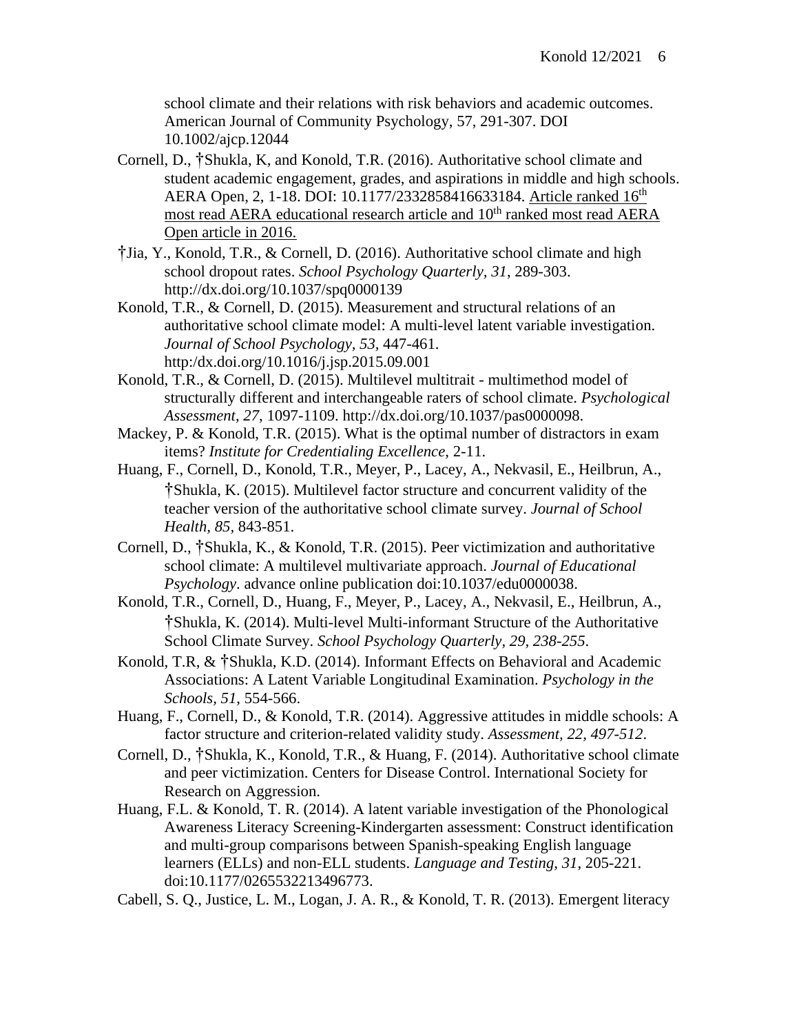school climate and their relations with risk behaviors and academic outcomes. American Journal of Community Psychology, 57, 291-307. DOI 10.1002/ajcp.12044

Cornell, D., †Shukla, K, and Konold, T.R. (2016). Authoritative school climate and student academic engagement, grades, and aspirations in middle and high schools. AERA Open, 2, 1-18. DOI: 10.1177/2332858416633184. Article ranked 16th most read AERA educational research article and 10th ranked most read AERA Open article in 2016.

†Jia, Y., Konold, T.R., & Cornell, D. (2016). Authoritative school climate and high school dropout rates. *School Psychology Quarterly, 31*, 289-303. http://dx.doi.org/10.1037/spq0000139

Konold, T.R., & Cornell, D. (2015). Measurement and structural relations of an authoritative school climate model: A multi-level latent variable investigation. *Journal of School Psychology, 53,* 447-461. http:/dx.doi.org/10.1016/j.jsp.2015.09.001

Konold, T.R., & Cornell, D. (2015). Multilevel multitrait - multimethod model of structurally different and interchangeable raters of school climate. *Psychological Assessment*, *27*, 1097-1109. http://dx.doi.org/10.1037/pas0000098.

Mackey, P. & Konold, T.R. (2015). What is the optimal number of distractors in exam items? *Institute for Credentialing Excellence*, 2-11.

Huang, F., Cornell, D., Konold, T.R., Meyer, P., Lacey, A., Nekvasil, E., Heilbrun, A., †Shukla, K. (2015). Multilevel factor structure and concurrent validity of the teacher version of the authoritative school climate survey. *Journal of School Health, 85,* 843-851.

Cornell, D., †Shukla, K., & Konold, T.R. (2015). Peer victimization and authoritative school climate: A multilevel multivariate approach. *Journal of Educational Psychology*. advance online publication doi:10.1037/edu0000038.

Konold, T.R., Cornell, D., Huang, F., Meyer, P., Lacey, A., Nekvasil, E., Heilbrun, A., †Shukla, K. (2014). Multi-level Multi-informant Structure of the Authoritative School Climate Survey. *School Psychology Quarterly, 29, 238-255*.

Konold, T.R, & †Shukla, K.D. (2014). Informant Effects on Behavioral and Academic Associations: A Latent Variable Longitudinal Examination. *Psychology in the Schools, 51*, 554-566.

Huang, F., Cornell, D., & Konold, T.R. (2014). Aggressive attitudes in middle schools: A factor structure and criterion-related validity study. *Assessment, 22, 497-512*.

Cornell, D., †Shukla, K., Konold, T.R., & Huang, F. (2014). Authoritative school climate and peer victimization. Centers for Disease Control. International Society for Research on Aggression.

Huang, F.L. & Konold, T. R. (2014). A latent variable investigation of the Phonological Awareness Literacy Screening-Kindergarten assessment: Construct identification and multi-group comparisons between Spanish-speaking English language learners (ELLs) and non-ELL students. *Language and Testing, 31,* 205-221. doi:10.1177/0265532213496773.

Cabell, S. Q., Justice, L. M., Logan, J. A. R., & Konold, T. R. (2013). Emergent literacy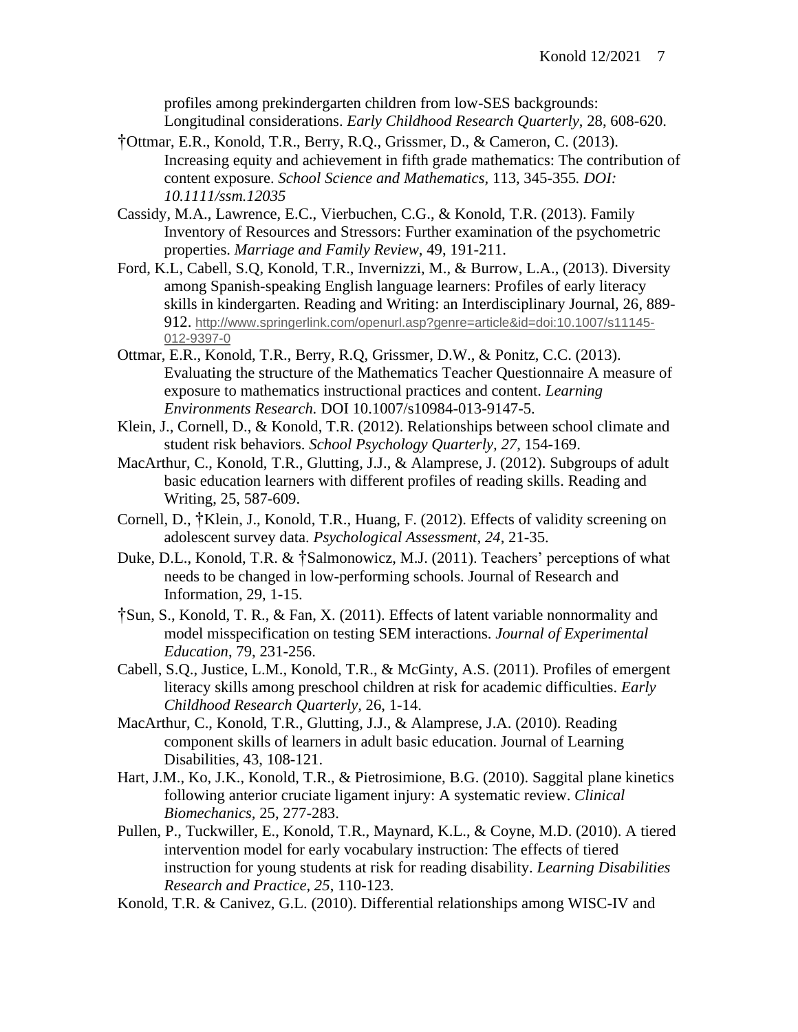profiles among prekindergarten children from low-SES backgrounds: Longitudinal considerations. *Early Childhood Research Quarterly*, 28, 608-620.

†Ottmar, E.R., Konold, T.R., Berry, R.Q., Grissmer, D., & Cameron, C. (2013). Increasing equity and achievement in fifth grade mathematics: The contribution of content exposure. *School Science and Mathematics,* 113, 345-355*. DOI: 10.1111/ssm.12035*

Cassidy, M.A., Lawrence, E.C., Vierbuchen, C.G., & Konold, T.R. (2013). Family Inventory of Resources and Stressors: Further examination of the psychometric properties. *Marriage and Family Review*, 49, 191-211.

Ford, K.L, Cabell, S.Q, Konold, T.R., Invernizzi, M., & Burrow, L.A., (2013). Diversity among Spanish-speaking English language learners: Profiles of early literacy skills in kindergarten. Reading and Writing: an Interdisciplinary Journal, 26, 889-912. http://www.springerlink.com/openurl.asp?genre=article&id=doi:10.1007/s11145-012-9397-0

Ottmar, E.R., Konold, T.R., Berry, R.Q, Grissmer, D.W., & Ponitz, C.C. (2013). Evaluating the structure of the Mathematics Teacher Questionnaire A measure of exposure to mathematics instructional practices and content. *Learning Environments Research.* DOI 10.1007/s10984-013-9147-5.

Klein, J., Cornell, D., & Konold, T.R. (2012). Relationships between school climate and student risk behaviors. *School Psychology Quarterly, 27*, 154-169.

MacArthur, C., Konold, T.R., Glutting, J.J., & Alamprese, J. (2012). Subgroups of adult basic education learners with different profiles of reading skills. Reading and Writing, 25, 587-609.

Cornell, D., †Klein, J., Konold, T.R., Huang, F. (2012). Effects of validity screening on adolescent survey data. *Psychological Assessment, 24*, 21-35.

Duke, D.L., Konold, T.R. & †Salmonowicz, M.J. (2011). Teachers' perceptions of what needs to be changed in low-performing schools. Journal of Research and Information, 29, 1-15.

†Sun, S., Konold, T. R., & Fan, X. (2011). Effects of latent variable nonnormality and model misspecification on testing SEM interactions. *Journal of Experimental Education*, 79, 231-256.

Cabell, S.Q., Justice, L.M., Konold, T.R., & McGinty, A.S. (2011). Profiles of emergent literacy skills among preschool children at risk for academic difficulties. *Early Childhood Research Quarterly*, 26, 1-14.

MacArthur, C., Konold, T.R., Glutting, J.J., & Alamprese, J.A. (2010). Reading component skills of learners in adult basic education. Journal of Learning Disabilities, 43, 108-121.

Hart, J.M., Ko, J.K., Konold, T.R., & Pietrosimione, B.G. (2010). Saggital plane kinetics following anterior cruciate ligament injury: A systematic review. *Clinical Biomechanics*, 25, 277-283.

Pullen, P., Tuckwiller, E., Konold, T.R., Maynard, K.L., & Coyne, M.D. (2010). A tiered intervention model for early vocabulary instruction: The effects of tiered instruction for young students at risk for reading disability. *Learning Disabilities Research and Practice, 25*, 110-123.

Konold, T.R. & Canivez, G.L. (2010). Differential relationships among WISC-IV and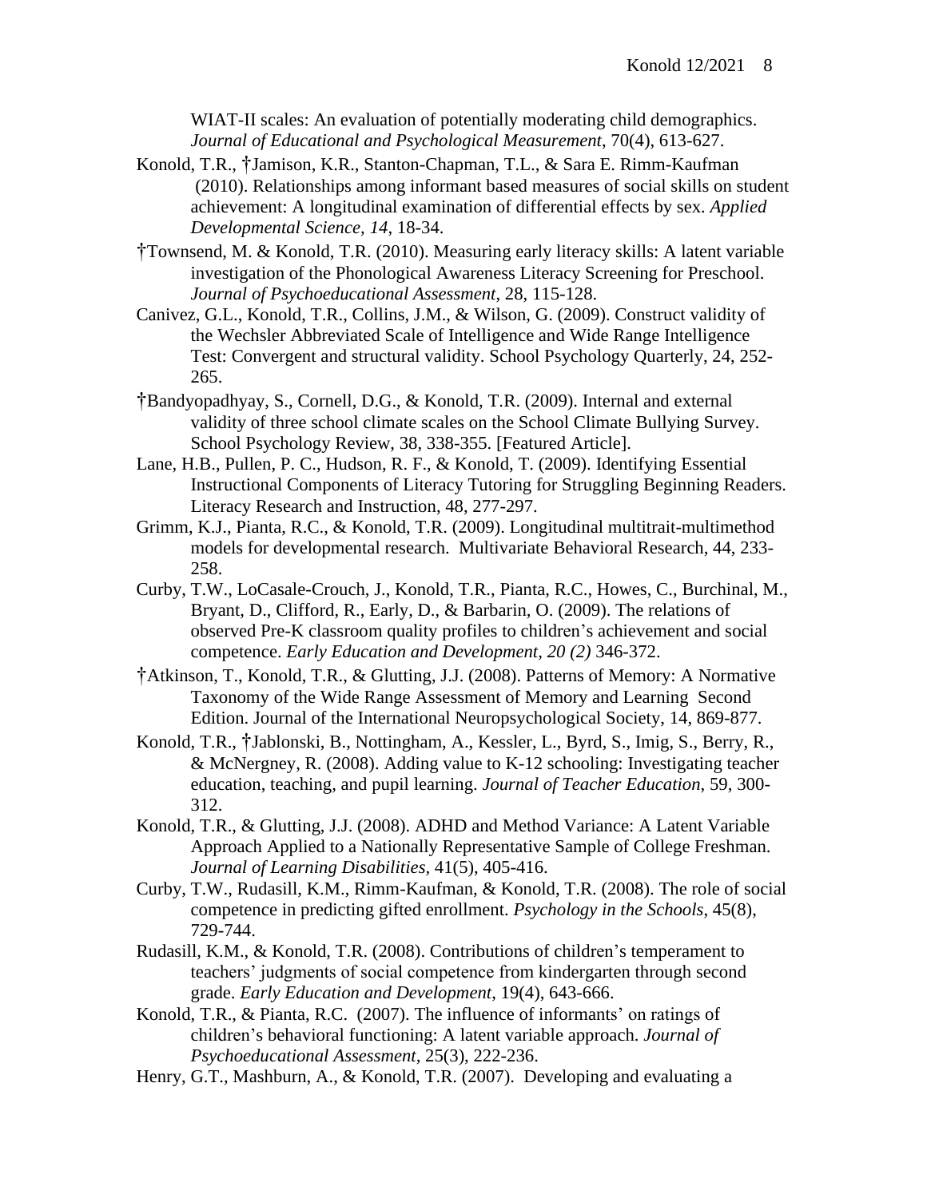WIAT-II scales: An evaluation of potentially moderating child demographics. *Journal of Educational and Psychological Measurement*, 70(4), 613-627.

Konold, T.R., †Jamison, K.R., Stanton-Chapman, T.L., & Sara E. Rimm-Kaufman (2010). Relationships among informant based measures of social skills on student achievement: A longitudinal examination of differential effects by sex. *Applied Developmental Science, 14*, 18-34.

†Townsend, M. & Konold, T.R. (2010). Measuring early literacy skills: A latent variable investigation of the Phonological Awareness Literacy Screening for Preschool. *Journal of Psychoeducational Assessment*, 28, 115-128.

Canivez, G.L., Konold, T.R., Collins, J.M., & Wilson, G. (2009). Construct validity of the Wechsler Abbreviated Scale of Intelligence and Wide Range Intelligence Test: Convergent and structural validity. School Psychology Quarterly, 24, 252-265.

†Bandyopadhyay, S., Cornell, D.G., & Konold, T.R. (2009). Internal and external validity of three school climate scales on the School Climate Bullying Survey. School Psychology Review, 38, 338-355. [Featured Article].

Lane, H.B., Pullen, P. C., Hudson, R. F., & Konold, T. (2009). Identifying Essential Instructional Components of Literacy Tutoring for Struggling Beginning Readers. Literacy Research and Instruction, 48, 277-297.

Grimm, K.J., Pianta, R.C., & Konold, T.R. (2009). Longitudinal multitrait-multimethod models for developmental research. Multivariate Behavioral Research, 44, 233-258.

Curby, T.W., LoCasale-Crouch, J., Konold, T.R., Pianta, R.C., Howes, C., Burchinal, M., Bryant, D., Clifford, R., Early, D., & Barbarin, O. (2009). The relations of observed Pre-K classroom quality profiles to children's achievement and social competence. *Early Education and Development, 20 (2)* 346-372.

†Atkinson, T., Konold, T.R., & Glutting, J.J. (2008). Patterns of Memory: A Normative Taxonomy of the Wide Range Assessment of Memory and Learning Second Edition. Journal of the International Neuropsychological Society, 14, 869-877.

Konold, T.R., †Jablonski, B., Nottingham, A., Kessler, L., Byrd, S., Imig, S., Berry, R., & McNergney, R. (2008). Adding value to K-12 schooling: Investigating teacher education, teaching, and pupil learning. *Journal of Teacher Education*, 59, 300-312.

Konold, T.R., & Glutting, J.J. (2008). ADHD and Method Variance: A Latent Variable Approach Applied to a Nationally Representative Sample of College Freshman. *Journal of Learning Disabilities*, 41(5), 405-416.

Curby, T.W., Rudasill, K.M., Rimm-Kaufman, & Konold, T.R. (2008). The role of social competence in predicting gifted enrollment. *Psychology in the Schools*, 45(8), 729-744.

Rudasill, K.M., & Konold, T.R. (2008). Contributions of children's temperament to teachers' judgments of social competence from kindergarten through second grade. *Early Education and Development*, 19(4), 643-666.

Konold, T.R., & Pianta, R.C. (2007). The influence of informants' on ratings of children's behavioral functioning: A latent variable approach. *Journal of Psychoeducational Assessment*, 25(3), 222-236.

Henry, G.T., Mashburn, A., & Konold, T.R. (2007). Developing and evaluating a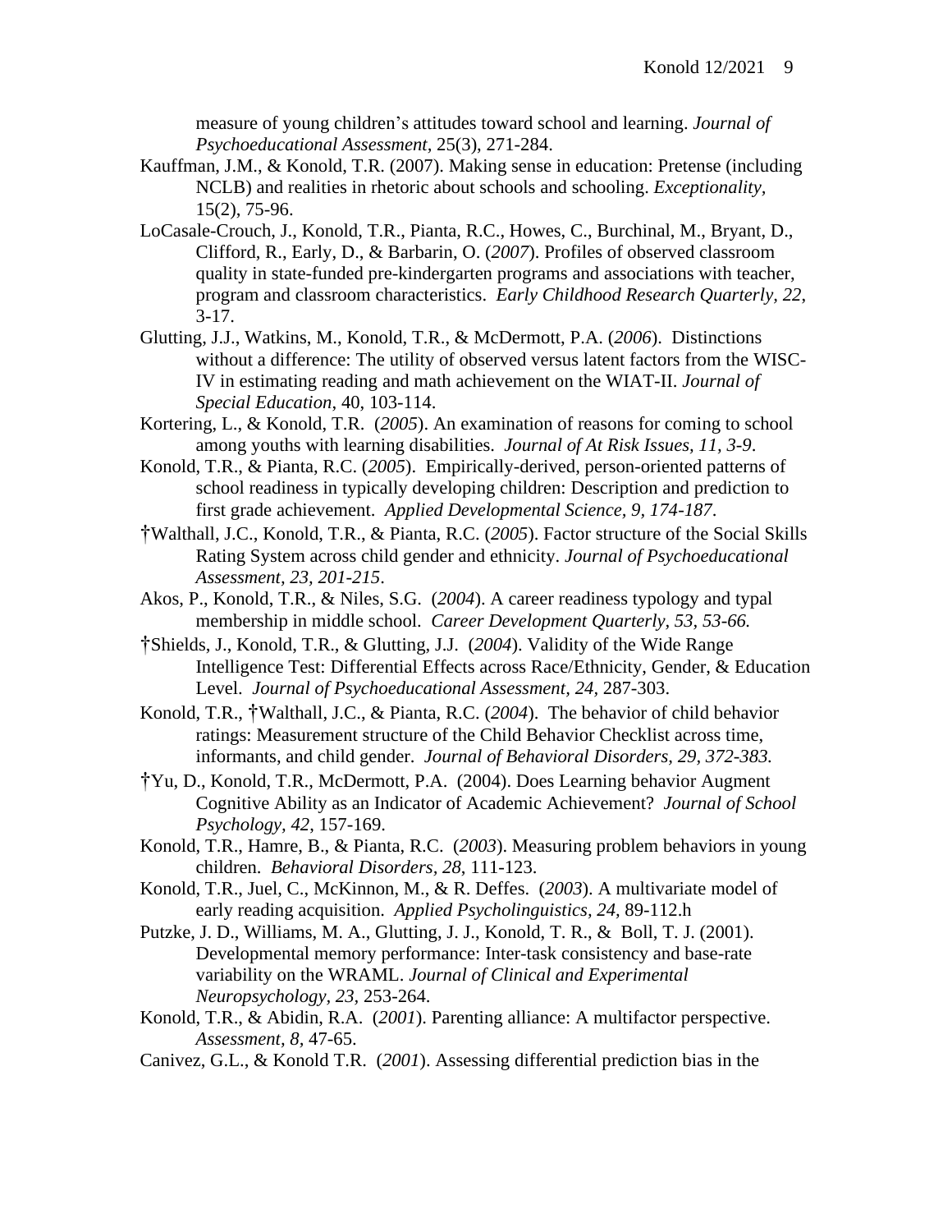measure of young children's attitudes toward school and learning. *Journal of Psychoeducational Assessment*, 25(3), 271-284.

Kauffman, J.M., & Konold, T.R. (2007). Making sense in education: Pretense (including NCLB) and realities in rhetoric about schools and schooling. *Exceptionality*, 15(2), 75-96.

LoCasale-Crouch, J., Konold, T.R., Pianta, R.C., Howes, C., Burchinal, M., Bryant, D., Clifford, R., Early, D., & Barbarin, O. (*2007*). Profiles of observed classroom quality in state-funded pre-kindergarten programs and associations with teacher, program and classroom characteristics. *Early Childhood Research Quarterly, 22*, 3-17.

Glutting, J.J., Watkins, M., Konold, T.R., & McDermott, P.A. (*2006*). Distinctions without a difference: The utility of observed versus latent factors from the WISC-IV in estimating reading and math achievement on the WIAT-II. *Journal of Special Education*, 40, 103-114.

Kortering, L., & Konold, T.R. (*2005*). An examination of reasons for coming to school among youths with learning disabilities. *Journal of At Risk Issues, 11, 3-9*.

Konold, T.R., & Pianta, R.C. (*2005*). Empirically-derived, person-oriented patterns of school readiness in typically developing children: Description and prediction to first grade achievement. *Applied Developmental Science, 9, 174-187*.

†Walthall, J.C., Konold, T.R., & Pianta, R.C. (*2005*). Factor structure of the Social Skills Rating System across child gender and ethnicity. *Journal of Psychoeducational Assessment, 23, 201-215*.

Akos, P., Konold, T.R., & Niles, S.G. (*2004*). A career readiness typology and typal membership in middle school. *Career Development Quarterly, 53, 53-66.*

†Shields, J., Konold, T.R., & Glutting, J.J. (*2004*). Validity of the Wide Range Intelligence Test: Differential Effects across Race/Ethnicity, Gender, & Education Level. *Journal of Psychoeducational Assessment, 24*, 287-303.

Konold, T.R., †Walthall, J.C., & Pianta, R.C. (*2004*). The behavior of child behavior ratings: Measurement structure of the Child Behavior Checklist across time, informants, and child gender. *Journal of Behavioral Disorders, 29, 372-383.*

†Yu, D., Konold, T.R., McDermott, P.A. (2004). Does Learning behavior Augment Cognitive Ability as an Indicator of Academic Achievement? *Journal of School Psychology, 42*, 157-169.

Konold, T.R., Hamre, B., & Pianta, R.C. (*2003*). Measuring problem behaviors in young children. *Behavioral Disorders, 28*, 111-123.

Konold, T.R., Juel, C., McKinnon, M., & R. Deffes. (*2003*). A multivariate model of early reading acquisition. *Applied Psycholinguistics, 24*, 89-112.h

Putzke, J. D., Williams, M. A., Glutting, J. J., Konold, T. R., & Boll, T. J. (2001). Developmental memory performance: Inter-task consistency and base-rate variability on the WRAML. *Journal of Clinical and Experimental Neuropsychology, 23*, 253-264.

Konold, T.R., & Abidin, R.A. (*2001*). Parenting alliance: A multifactor perspective. *Assessment, 8*, 47-65.

Canivez, G.L., & Konold T.R. (*2001*). Assessing differential prediction bias in the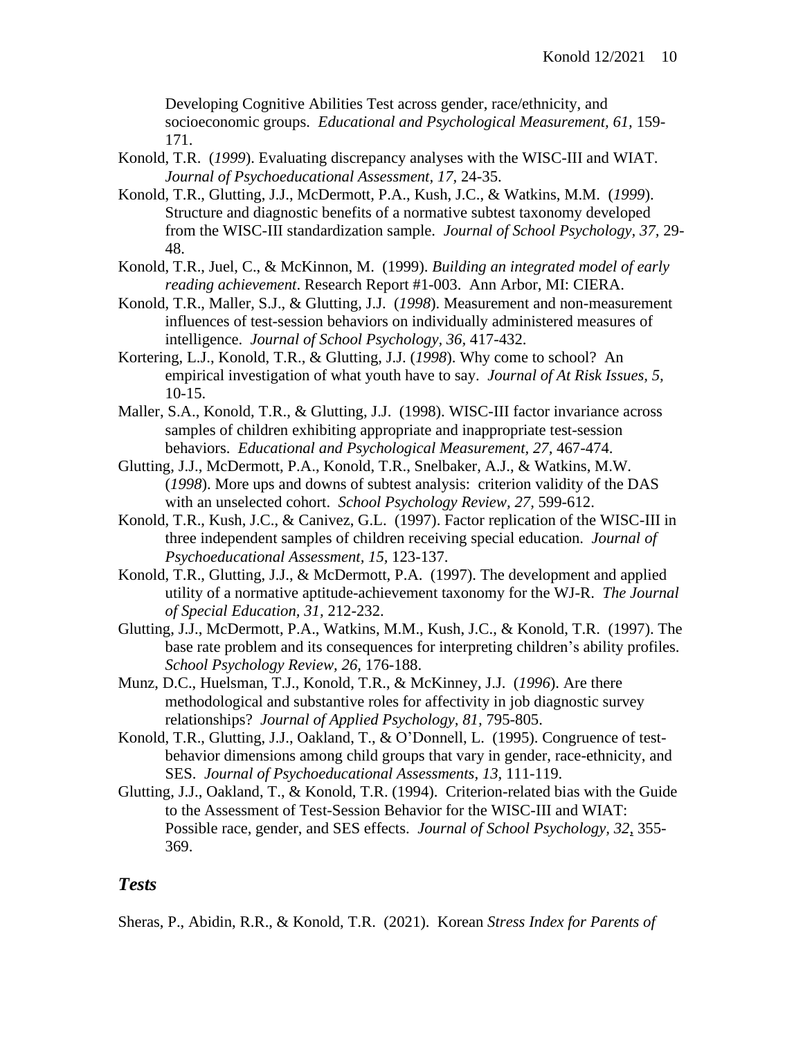Developing Cognitive Abilities Test across gender, race/ethnicity, and socioeconomic groups. *Educational and Psychological Measurement, 61,* 159-171.

Konold, T.R. (*1999*). Evaluating discrepancy analyses with the WISC-III and WIAT. *Journal of Psychoeducational Assessment, 17,* 24-35.

Konold, T.R., Glutting, J.J., McDermott, P.A., Kush, J.C., & Watkins, M.M. (*1999*). Structure and diagnostic benefits of a normative subtest taxonomy developed from the WISC-III standardization sample. *Journal of School Psychology, 37,* 29-48.

Konold, T.R., Juel, C., & McKinnon, M. (1999). *Building an integrated model of early reading achievement*. Research Report #1-003. Ann Arbor, MI: CIERA.

Konold, T.R., Maller, S.J., & Glutting, J.J. (*1998*). Measurement and non-measurement influences of test-session behaviors on individually administered measures of intelligence. *Journal of School Psychology, 36,* 417-432.

Kortering, L.J., Konold, T.R., & Glutting, J.J. (*1998*). Why come to school? An empirical investigation of what youth have to say. *Journal of At Risk Issues, 5,* 10-15.

Maller, S.A., Konold, T.R., & Glutting, J.J. (1998). WISC-III factor invariance across samples of children exhibiting appropriate and inappropriate test-session behaviors. *Educational and Psychological Measurement, 27,* 467-474.

Glutting, J.J., McDermott, P.A., Konold, T.R., Snelbaker, A.J., & Watkins, M.W. (*1998*). More ups and downs of subtest analysis: criterion validity of the DAS with an unselected cohort. *School Psychology Review, 27,* 599-612.

Konold, T.R., Kush, J.C., & Canivez, G.L. (1997). Factor replication of the WISC-III in three independent samples of children receiving special education. *Journal of Psychoeducational Assessment, 15,* 123-137.

Konold, T.R., Glutting, J.J., & McDermott, P.A. (1997). The development and applied utility of a normative aptitude-achievement taxonomy for the WJ-R. *The Journal of Special Education, 31,* 212-232.

Glutting, J.J., McDermott, P.A., Watkins, M.M., Kush, J.C., & Konold, T.R. (1997). The base rate problem and its consequences for interpreting children's ability profiles. *School Psychology Review, 26,* 176-188.

Munz, D.C., Huelsman, T.J., Konold, T.R., & McKinney, J.J. (*1996*). Are there methodological and substantive roles for affectivity in job diagnostic survey relationships? *Journal of Applied Psychology, 81,* 795-805.

Konold, T.R., Glutting, J.J., Oakland, T., & O'Donnell, L. (1995). Congruence of test-behavior dimensions among child groups that vary in gender, race-ethnicity, and SES. *Journal of Psychoeducational Assessments, 13,* 111-119.

Glutting, J.J., Oakland, T., & Konold, T.R. (1994). Criterion-related bias with the Guide to the Assessment of Test-Session Behavior for the WISC-III and WIAT: Possible race, gender, and SES effects. *Journal of School Psychology, 32*, 355-369.

## *Tests*

Sheras, P., Abidin, R.R., & Konold, T.R. (2021). Korean *Stress Index for Parents of*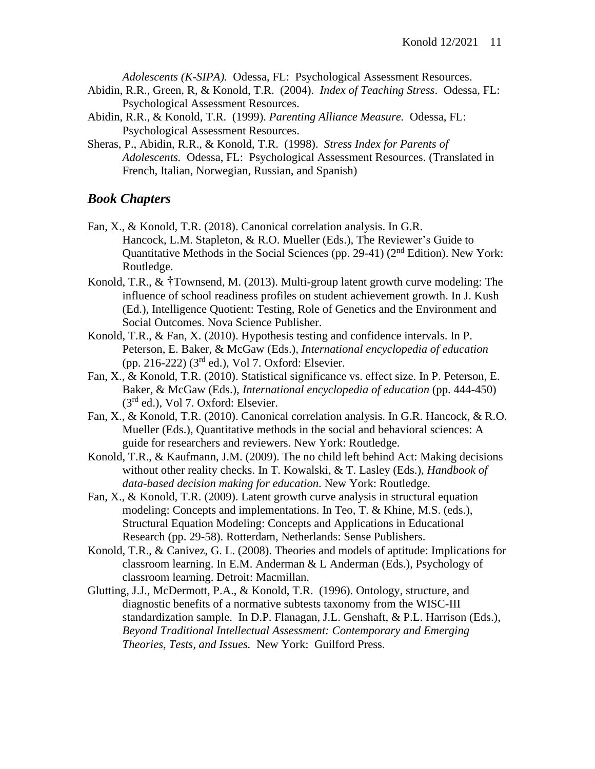*Adolescents (K-SIPA).* Odessa, FL: Psychological Assessment Resources.

Abidin, R.R., Green, R, & Konold, T.R. (2004). *Index of Teaching Stress*. Odessa, FL: Psychological Assessment Resources.

Abidin, R.R., & Konold, T.R. (1999). *Parenting Alliance Measure.* Odessa, FL: Psychological Assessment Resources.

Sheras, P., Abidin, R.R., & Konold, T.R. (1998). *Stress Index for Parents of Adolescents.* Odessa, FL: Psychological Assessment Resources. (Translated in French, Italian, Norwegian, Russian, and Spanish)

## *Book Chapters*

Fan, X., & Konold, T.R. (2018). Canonical correlation analysis. In G.R. Hancock, L.M. Stapleton, & R.O. Mueller (Eds.), The Reviewer's Guide to Quantitative Methods in the Social Sciences (pp. 29-41) (2nd Edition). New York: Routledge.

Konold, T.R., & †Townsend, M. (2013). Multi-group latent growth curve modeling: The influence of school readiness profiles on student achievement growth. In J. Kush (Ed.), Intelligence Quotient: Testing, Role of Genetics and the Environment and Social Outcomes. Nova Science Publisher.

Konold, T.R., & Fan, X. (2010). Hypothesis testing and confidence intervals. In P. Peterson, E. Baker, & McGaw (Eds.), *International encyclopedia of education* (pp. 216-222) (3rd ed.), Vol 7. Oxford: Elsevier.

Fan, X., & Konold, T.R. (2010). Statistical significance vs. effect size. In P. Peterson, E. Baker, & McGaw (Eds.), *International encyclopedia of education* (pp. 444-450) (3rd ed.), Vol 7. Oxford: Elsevier.

Fan, X., & Konold, T.R. (2010). Canonical correlation analysis. In G.R. Hancock, & R.O. Mueller (Eds.), Quantitative methods in the social and behavioral sciences: A guide for researchers and reviewers. New York: Routledge.

Konold, T.R., & Kaufmann, J.M. (2009). The no child left behind Act: Making decisions without other reality checks. In T. Kowalski, & T. Lasley (Eds.), *Handbook of data-based decision making for education*. New York: Routledge.

Fan, X., & Konold, T.R. (2009). Latent growth curve analysis in structural equation modeling: Concepts and implementations. In Teo, T. & Khine, M.S. (eds.), Structural Equation Modeling: Concepts and Applications in Educational Research (pp. 29-58). Rotterdam, Netherlands: Sense Publishers.

Konold, T.R., & Canivez, G. L. (2008). Theories and models of aptitude: Implications for classroom learning. In E.M. Anderman & L Anderman (Eds.), Psychology of classroom learning. Detroit: Macmillan.

Glutting, J.J., McDermott, P.A., & Konold, T.R. (1996). Ontology, structure, and diagnostic benefits of a normative subtests taxonomy from the WISC-III standardization sample. In D.P. Flanagan, J.L. Genshaft, & P.L. Harrison (Eds.), *Beyond Traditional Intellectual Assessment: Contemporary and Emerging Theories, Tests, and Issues.* New York: Guilford Press.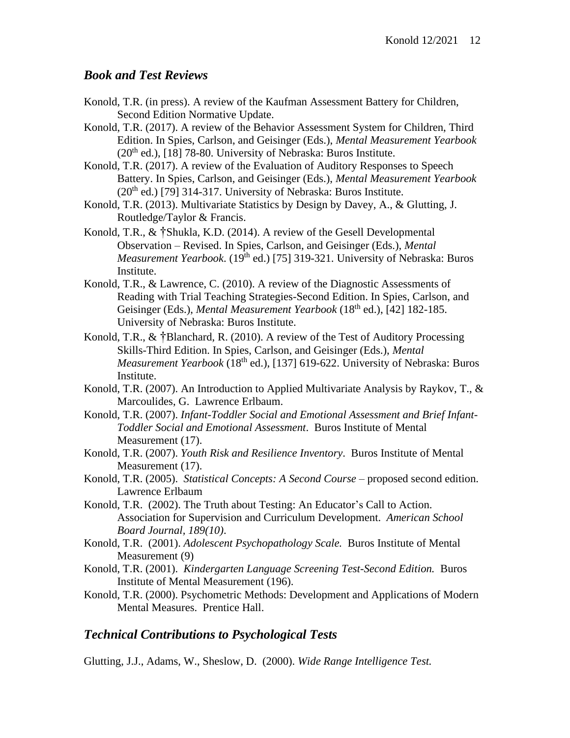## *Book and Test Reviews*

Konold, T.R. (in press). A review of the Kaufman Assessment Battery for Children, Second Edition Normative Update.

Konold, T.R. (2017). A review of the Behavior Assessment System for Children, Third Edition. In Spies, Carlson, and Geisinger (Eds.), *Mental Measurement Yearbook* (20th ed.), [18] 78-80. University of Nebraska: Buros Institute.

Konold, T.R. (2017). A review of the Evaluation of Auditory Responses to Speech Battery. In Spies, Carlson, and Geisinger (Eds.), *Mental Measurement Yearbook* (20th ed.) [79] 314-317. University of Nebraska: Buros Institute.

Konold, T.R. (2013). Multivariate Statistics by Design by Davey, A., & Glutting, J. Routledge/Taylor & Francis.

Konold, T.R., & †Shukla, K.D. (2014). A review of the Gesell Developmental Observation – Revised. In Spies, Carlson, and Geisinger (Eds.), *Mental Measurement Yearbook*. (19th ed.) [75] 319-321. University of Nebraska: Buros Institute.

Konold, T.R., & Lawrence, C. (2010). A review of the Diagnostic Assessments of Reading with Trial Teaching Strategies-Second Edition. In Spies, Carlson, and Geisinger (Eds.), *Mental Measurement Yearbook* (18th ed.), [42] 182-185. University of Nebraska: Buros Institute.

Konold, T.R., & †Blanchard, R. (2010). A review of the Test of Auditory Processing Skills-Third Edition. In Spies, Carlson, and Geisinger (Eds.), *Mental Measurement Yearbook* (18th ed.), [137] 619-622. University of Nebraska: Buros Institute.

Konold, T.R. (2007). An Introduction to Applied Multivariate Analysis by Raykov, T., & Marcoulides, G. Lawrence Erlbaum.

Konold, T.R. (2007). *Infant-Toddler Social and Emotional Assessment and Brief Infant-Toddler Social and Emotional Assessment*. Buros Institute of Mental Measurement (17).

Konold, T.R. (2007). *Youth Risk and Resilience Inventory*. Buros Institute of Mental Measurement (17).

Konold, T.R. (2005). *Statistical Concepts: A Second Course* – proposed second edition. Lawrence Erlbaum

Konold, T.R. (2002). The Truth about Testing: An Educator's Call to Action. Association for Supervision and Curriculum Development. *American School Board Journal*, *189(10)*.

Konold, T.R. (2001). *Adolescent Psychopathology Scale.* Buros Institute of Mental Measurement (9)

Konold, T.R. (2001). *Kindergarten Language Screening Test-Second Edition.* Buros Institute of Mental Measurement (196).

Konold, T.R. (2000). Psychometric Methods: Development and Applications of Modern Mental Measures. Prentice Hall.

## *Technical Contributions to Psychological Tests*

Glutting, J.J., Adams, W., Sheslow, D. (2000). *Wide Range Intelligence Test.*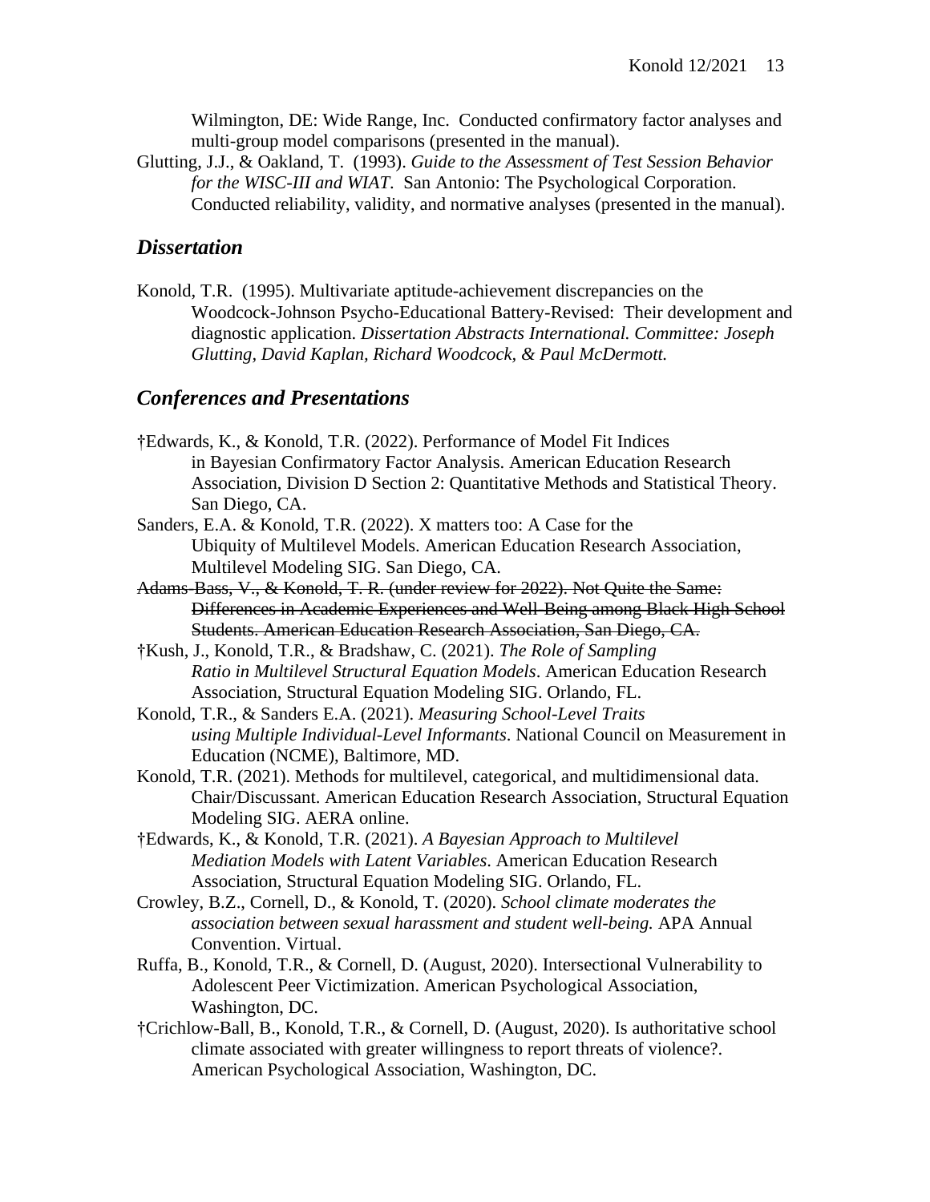Wilmington, DE: Wide Range, Inc. Conducted confirmatory factor analyses and multi-group model comparisons (presented in the manual).

Glutting, J.J., & Oakland, T. (1993). *Guide to the Assessment of Test Session Behavior for the WISC-III and WIAT*. San Antonio: The Psychological Corporation. Conducted reliability, validity, and normative analyses (presented in the manual).

## *Dissertation*

Konold, T.R. (1995). Multivariate aptitude-achievement discrepancies on the Woodcock-Johnson Psycho-Educational Battery-Revised: Their development and diagnostic application. *Dissertation Abstracts International. Committee: Joseph Glutting, David Kaplan, Richard Woodcock, & Paul McDermott.*

## *Conferences and Presentations*

†Edwards, K., & Konold, T.R. (2022). Performance of Model Fit Indices in Bayesian Confirmatory Factor Analysis. American Education Research Association, Division D Section 2: Quantitative Methods and Statistical Theory. San Diego, CA.

Sanders, E.A. & Konold, T.R. (2022). X matters too: A Case for the Ubiquity of Multilevel Models. American Education Research Association, Multilevel Modeling SIG. San Diego, CA.

~~Adams-Bass, V., & Konold, T. R. (under review for 2022). Not Quite the Same: Differences in Academic Experiences and Well-Being among Black High School Students. American Education Research Association, San Diego, CA.~~

†Kush, J., Konold, T.R., & Bradshaw, C. (2021). *The Role of Sampling Ratio in Multilevel Structural Equation Models*. American Education Research Association, Structural Equation Modeling SIG. Orlando, FL.

Konold, T.R., & Sanders E.A. (2021). *Measuring School-Level Traits using Multiple Individual-Level Informants*. National Council on Measurement in Education (NCME), Baltimore, MD.

Konold, T.R. (2021). Methods for multilevel, categorical, and multidimensional data. Chair/Discussant. American Education Research Association, Structural Equation Modeling SIG. AERA online.

†Edwards, K., & Konold, T.R. (2021). *A Bayesian Approach to Multilevel Mediation Models with Latent Variables*. American Education Research Association, Structural Equation Modeling SIG. Orlando, FL.

Crowley, B.Z., Cornell, D., & Konold, T. (2020). *School climate moderates the association between sexual harassment and student well-being.* APA Annual Convention. Virtual.

Ruffa, B., Konold, T.R., & Cornell, D. (August, 2020). Intersectional Vulnerability to Adolescent Peer Victimization. American Psychological Association, Washington, DC.

†Crichlow-Ball, B., Konold, T.R., & Cornell, D. (August, 2020). Is authoritative school climate associated with greater willingness to report threats of violence?. American Psychological Association, Washington, DC.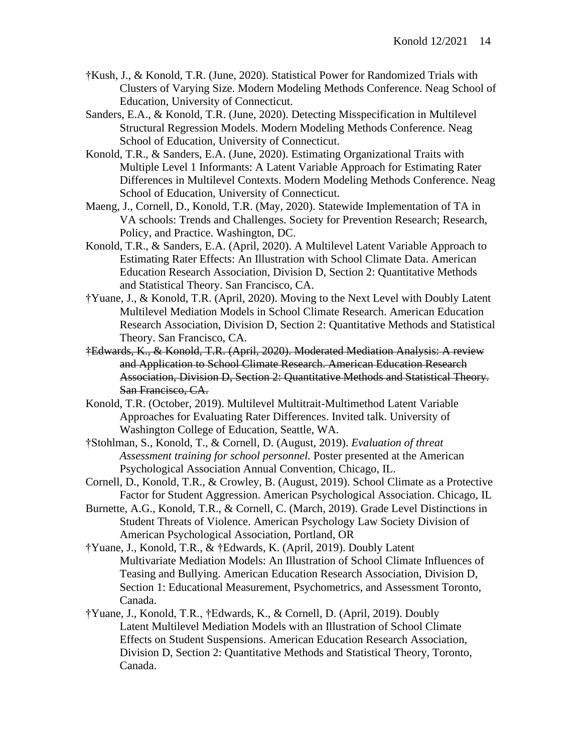†Kush, J., & Konold, T.R. (June, 2020). Statistical Power for Randomized Trials with Clusters of Varying Size. Modern Modeling Methods Conference. Neag School of Education, University of Connecticut.

Sanders, E.A., & Konold, T.R. (June, 2020). Detecting Misspecification in Multilevel Structural Regression Models. Modern Modeling Methods Conference. Neag School of Education, University of Connecticut.

Konold, T.R., & Sanders, E.A. (June, 2020). Estimating Organizational Traits with Multiple Level 1 Informants: A Latent Variable Approach for Estimating Rater Differences in Multilevel Contexts. Modern Modeling Methods Conference. Neag School of Education, University of Connecticut.

Maeng, J., Cornell, D., Konold, T.R. (May, 2020). Statewide Implementation of TA in VA schools: Trends and Challenges. Society for Prevention Research; Research, Policy, and Practice. Washington, DC.

Konold, T.R., & Sanders, E.A. (April, 2020). A Multilevel Latent Variable Approach to Estimating Rater Effects: An Illustration with School Climate Data. American Education Research Association, Division D, Section 2: Quantitative Methods and Statistical Theory. San Francisco, CA.

†Yuane, J., & Konold, T.R. (April, 2020). Moving to the Next Level with Doubly Latent Multilevel Mediation Models in School Climate Research. American Education Research Association, Division D, Section 2: Quantitative Methods and Statistical Theory. San Francisco, CA.

~~†Edwards, K., & Konold, T.R. (April, 2020). Moderated Mediation Analysis: A review and Application to School Climate Research. American Education Research Association, Division D, Section 2: Quantitative Methods and Statistical Theory. San Francisco, CA.~~

Konold, T.R. (October, 2019). Multilevel Multitrait-Multimethod Latent Variable Approaches for Evaluating Rater Differences. Invited talk. University of Washington College of Education, Seattle, WA.

†Stohlman, S., Konold, T., & Cornell, D. (August, 2019). *Evaluation of threat Assessment training for school personnel.* Poster presented at the American Psychological Association Annual Convention, Chicago, IL.

Cornell, D., Konold, T.R., & Crowley, B. (August, 2019). School Climate as a Protective Factor for Student Aggression. American Psychological Association. Chicago, IL

Burnette, A.G., Konold, T.R., & Cornell, C. (March, 2019). Grade Level Distinctions in Student Threats of Violence. American Psychology Law Society Division of American Psychological Association, Portland, OR

†Yuane, J., Konold, T.R., & †Edwards, K. (April, 2019). Doubly Latent Multivariate Mediation Models: An Illustration of School Climate Influences of Teasing and Bullying. American Education Research Association, Division D, Section 1: Educational Measurement, Psychometrics, and Assessment Toronto, Canada.

†Yuane, J., Konold, T.R., †Edwards, K., & Cornell, D. (April, 2019). Doubly Latent Multilevel Mediation Models with an Illustration of School Climate Effects on Student Suspensions. American Education Research Association, Division D, Section 2: Quantitative Methods and Statistical Theory, Toronto, Canada.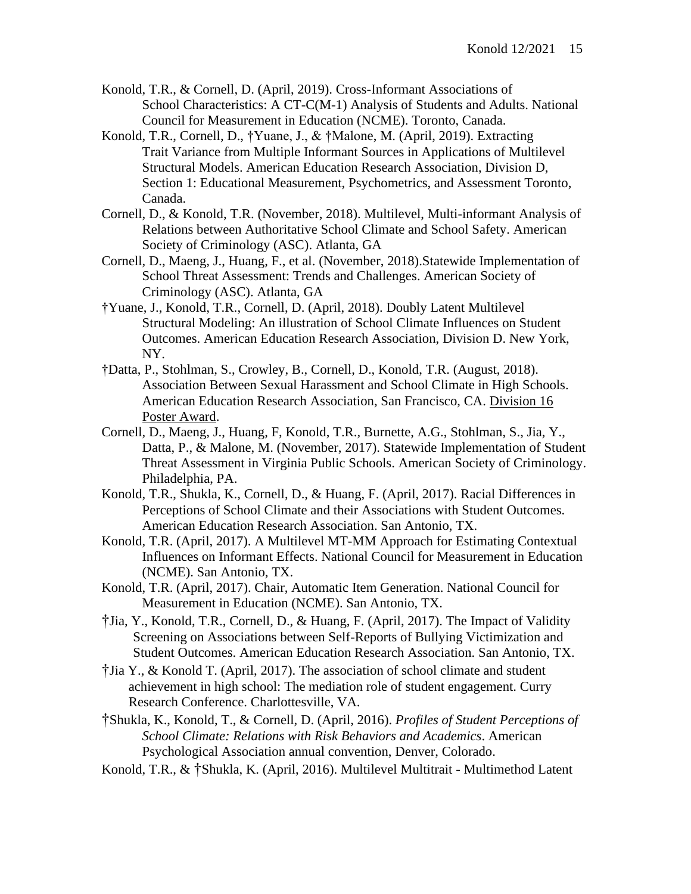Konold, T.R., & Cornell, D. (April, 2019). Cross-Informant Associations of School Characteristics: A CT-C(M-1) Analysis of Students and Adults. National Council for Measurement in Education (NCME). Toronto, Canada.

Konold, T.R., Cornell, D., †Yuane, J., & †Malone, M. (April, 2019). Extracting Trait Variance from Multiple Informant Sources in Applications of Multilevel Structural Models. American Education Research Association, Division D, Section 1: Educational Measurement, Psychometrics, and Assessment Toronto, Canada.

Cornell, D., & Konold, T.R. (November, 2018). Multilevel, Multi-informant Analysis of Relations between Authoritative School Climate and School Safety. American Society of Criminology (ASC). Atlanta, GA

Cornell, D., Maeng, J., Huang, F., et al. (November, 2018).Statewide Implementation of School Threat Assessment: Trends and Challenges. American Society of Criminology (ASC). Atlanta, GA

†Yuane, J., Konold, T.R., Cornell, D. (April, 2018). Doubly Latent Multilevel Structural Modeling: An illustration of School Climate Influences on Student Outcomes. American Education Research Association, Division D. New York, NY.

†Datta, P., Stohlman, S., Crowley, B., Cornell, D., Konold, T.R. (August, 2018). Association Between Sexual Harassment and School Climate in High Schools. American Education Research Association, San Francisco, CA. Division 16 Poster Award.

Cornell, D., Maeng, J., Huang, F, Konold, T.R., Burnette, A.G., Stohlman, S., Jia, Y., Datta, P., & Malone, M. (November, 2017). Statewide Implementation of Student Threat Assessment in Virginia Public Schools. American Society of Criminology. Philadelphia, PA.

Konold, T.R., Shukla, K., Cornell, D., & Huang, F. (April, 2017). Racial Differences in Perceptions of School Climate and their Associations with Student Outcomes. American Education Research Association. San Antonio, TX.

Konold, T.R. (April, 2017). A Multilevel MT-MM Approach for Estimating Contextual Influences on Informant Effects. National Council for Measurement in Education (NCME). San Antonio, TX.

Konold, T.R. (April, 2017). Chair, Automatic Item Generation. National Council for Measurement in Education (NCME). San Antonio, TX.

†Jia, Y., Konold, T.R., Cornell, D., & Huang, F. (April, 2017). The Impact of Validity Screening on Associations between Self-Reports of Bullying Victimization and Student Outcomes. American Education Research Association. San Antonio, TX.

†Jia Y., & Konold T. (April, 2017). The association of school climate and student achievement in high school: The mediation role of student engagement. Curry Research Conference. Charlottesville, VA.

†Shukla, K., Konold, T., & Cornell, D. (April, 2016). *Profiles of Student Perceptions of School Climate: Relations with Risk Behaviors and Academics*. American Psychological Association annual convention, Denver, Colorado.

Konold, T.R., & †Shukla, K. (April, 2016). Multilevel Multitrait - Multimethod Latent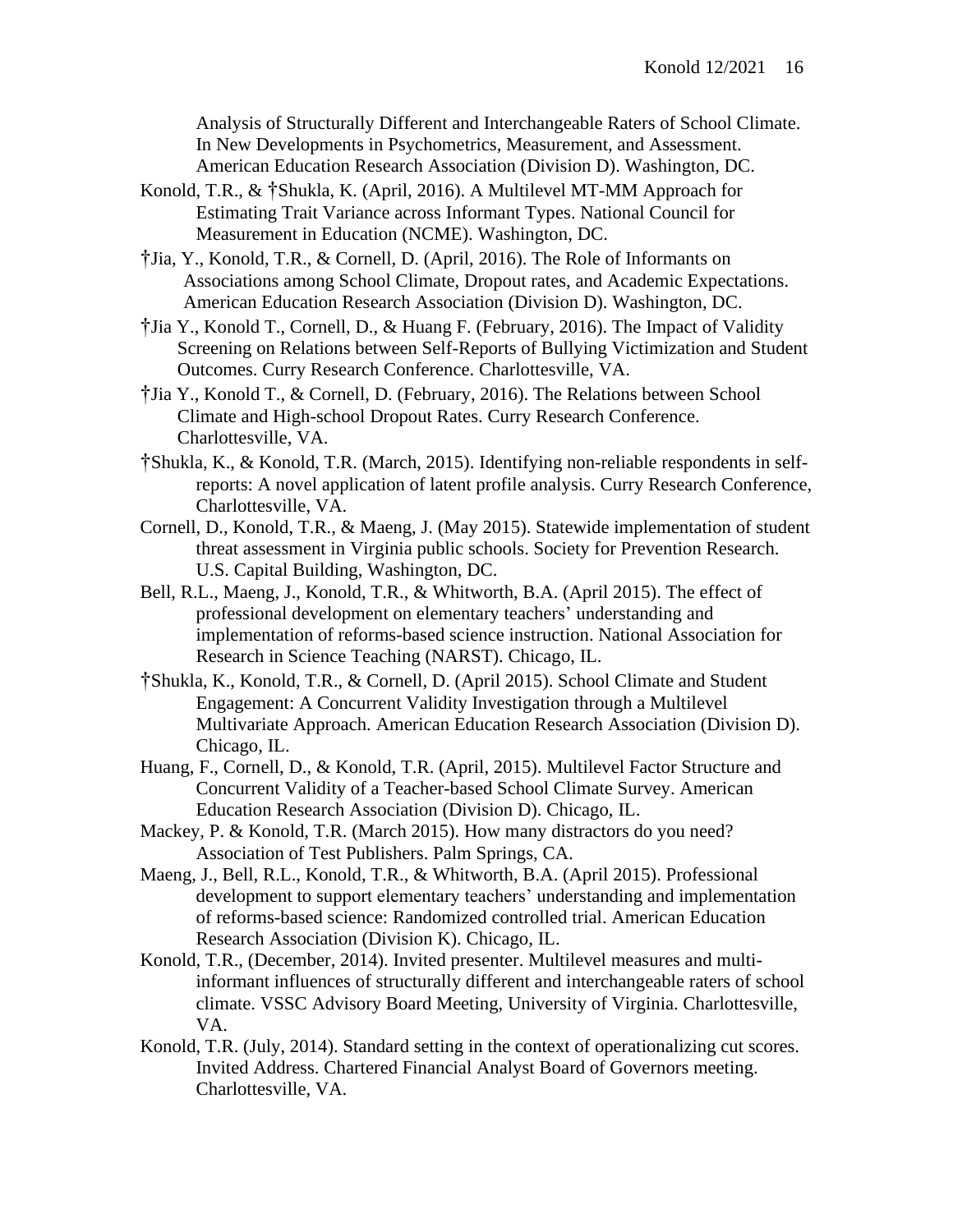Analysis of Structurally Different and Interchangeable Raters of School Climate. In New Developments in Psychometrics, Measurement, and Assessment. American Education Research Association (Division D). Washington, DC.

Konold, T.R., & †Shukla, K. (April, 2016). A Multilevel MT-MM Approach for Estimating Trait Variance across Informant Types. National Council for Measurement in Education (NCME). Washington, DC.

†Jia, Y., Konold, T.R., & Cornell, D. (April, 2016). The Role of Informants on Associations among School Climate, Dropout rates, and Academic Expectations. American Education Research Association (Division D). Washington, DC.

†Jia Y., Konold T., Cornell, D., & Huang F. (February, 2016). The Impact of Validity Screening on Relations between Self-Reports of Bullying Victimization and Student Outcomes. Curry Research Conference. Charlottesville, VA.

†Jia Y., Konold T., & Cornell, D. (February, 2016). The Relations between School Climate and High-school Dropout Rates. Curry Research Conference. Charlottesville, VA.

†Shukla, K., & Konold, T.R. (March, 2015). Identifying non-reliable respondents in self-reports: A novel application of latent profile analysis. Curry Research Conference, Charlottesville, VA.

Cornell, D., Konold, T.R., & Maeng, J. (May 2015). Statewide implementation of student threat assessment in Virginia public schools. Society for Prevention Research. U.S. Capital Building, Washington, DC.

Bell, R.L., Maeng, J., Konold, T.R., & Whitworth, B.A. (April 2015). The effect of professional development on elementary teachers' understanding and implementation of reforms-based science instruction. National Association for Research in Science Teaching (NARST). Chicago, IL.

†Shukla, K., Konold, T.R., & Cornell, D. (April 2015). School Climate and Student Engagement: A Concurrent Validity Investigation through a Multilevel Multivariate Approach. American Education Research Association (Division D). Chicago, IL.

Huang, F., Cornell, D., & Konold, T.R. (April, 2015). Multilevel Factor Structure and Concurrent Validity of a Teacher-based School Climate Survey. American Education Research Association (Division D). Chicago, IL.

Mackey, P. & Konold, T.R. (March 2015). How many distractors do you need? Association of Test Publishers. Palm Springs, CA.

Maeng, J., Bell, R.L., Konold, T.R., & Whitworth, B.A. (April 2015). Professional development to support elementary teachers' understanding and implementation of reforms-based science: Randomized controlled trial. American Education Research Association (Division K). Chicago, IL.

Konold, T.R., (December, 2014). Invited presenter. Multilevel measures and multi-informant influences of structurally different and interchangeable raters of school climate. VSSC Advisory Board Meeting, University of Virginia. Charlottesville, VA.

Konold, T.R. (July, 2014). Standard setting in the context of operationalizing cut scores. Invited Address. Chartered Financial Analyst Board of Governors meeting. Charlottesville, VA.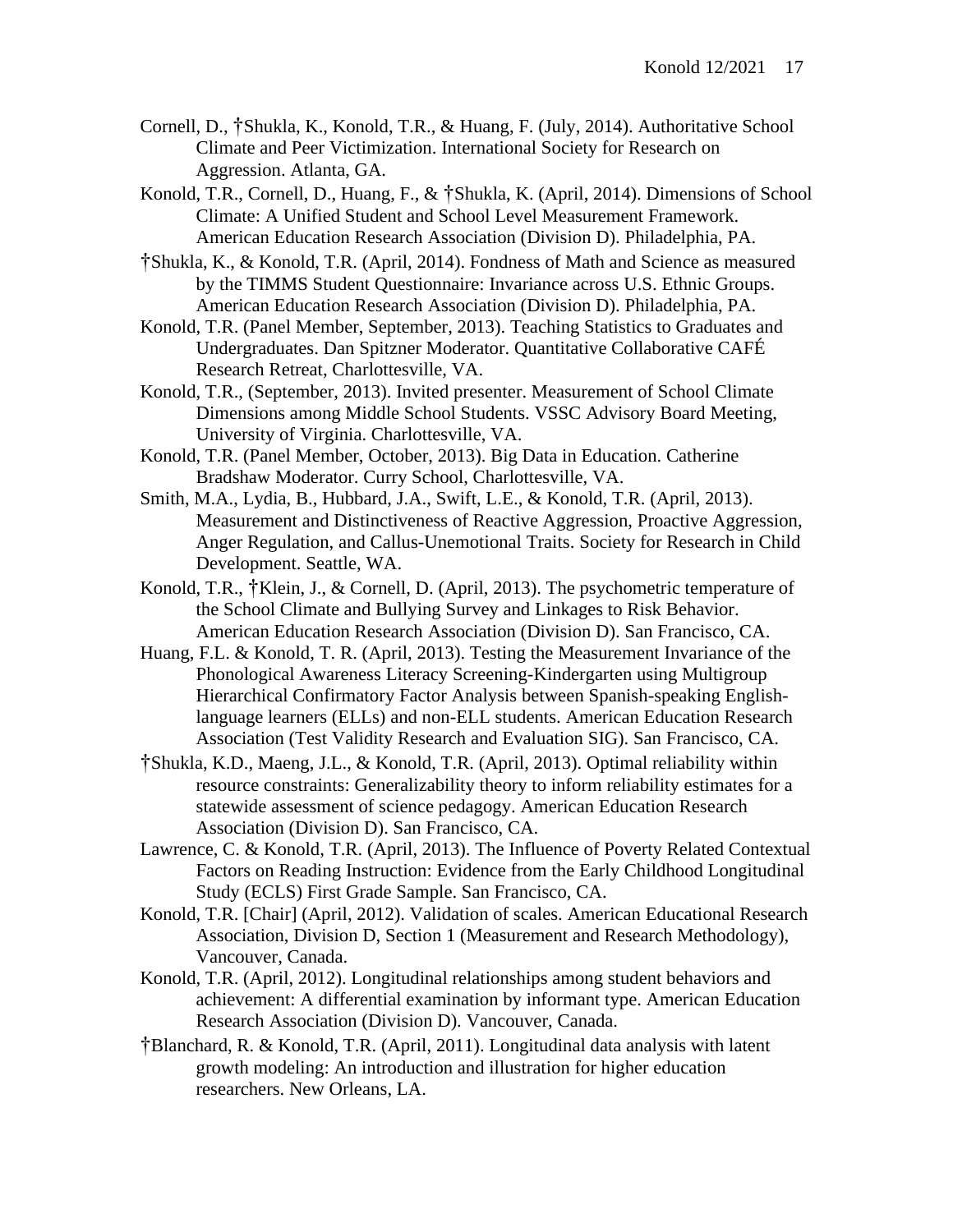Cornell, D., †Shukla, K., Konold, T.R., & Huang, F. (July, 2014). Authoritative School Climate and Peer Victimization. International Society for Research on Aggression. Atlanta, GA.

Konold, T.R., Cornell, D., Huang, F., & †Shukla, K. (April, 2014). Dimensions of School Climate: A Unified Student and School Level Measurement Framework. American Education Research Association (Division D). Philadelphia, PA.

†Shukla, K., & Konold, T.R. (April, 2014). Fondness of Math and Science as measured by the TIMMS Student Questionnaire: Invariance across U.S. Ethnic Groups. American Education Research Association (Division D). Philadelphia, PA.

Konold, T.R. (Panel Member, September, 2013). Teaching Statistics to Graduates and Undergraduates. Dan Spitzner Moderator. Quantitative Collaborative CAFÉ Research Retreat, Charlottesville, VA.

Konold, T.R., (September, 2013). Invited presenter. Measurement of School Climate Dimensions among Middle School Students. VSSC Advisory Board Meeting, University of Virginia. Charlottesville, VA.

Konold, T.R. (Panel Member, October, 2013). Big Data in Education. Catherine Bradshaw Moderator. Curry School, Charlottesville, VA.

Smith, M.A., Lydia, B., Hubbard, J.A., Swift, L.E., & Konold, T.R. (April, 2013). Measurement and Distinctiveness of Reactive Aggression, Proactive Aggression, Anger Regulation, and Callus-Unemotional Traits. Society for Research in Child Development. Seattle, WA.

Konold, T.R., †Klein, J., & Cornell, D. (April, 2013). The psychometric temperature of the School Climate and Bullying Survey and Linkages to Risk Behavior. American Education Research Association (Division D). San Francisco, CA.

Huang, F.L. & Konold, T. R. (April, 2013). Testing the Measurement Invariance of the Phonological Awareness Literacy Screening-Kindergarten using Multigroup Hierarchical Confirmatory Factor Analysis between Spanish-speaking English-language learners (ELLs) and non-ELL students. American Education Research Association (Test Validity Research and Evaluation SIG). San Francisco, CA.

†Shukla, K.D., Maeng, J.L., & Konold, T.R. (April, 2013). Optimal reliability within resource constraints: Generalizability theory to inform reliability estimates for a statewide assessment of science pedagogy. American Education Research Association (Division D). San Francisco, CA.

Lawrence, C. & Konold, T.R. (April, 2013). The Influence of Poverty Related Contextual Factors on Reading Instruction: Evidence from the Early Childhood Longitudinal Study (ECLS) First Grade Sample. San Francisco, CA.

Konold, T.R. [Chair] (April, 2012). Validation of scales. American Educational Research Association, Division D, Section 1 (Measurement and Research Methodology), Vancouver, Canada.

Konold, T.R. (April, 2012). Longitudinal relationships among student behaviors and achievement: A differential examination by informant type. American Education Research Association (Division D). Vancouver, Canada.

†Blanchard, R. & Konold, T.R. (April, 2011). Longitudinal data analysis with latent growth modeling: An introduction and illustration for higher education researchers. New Orleans, LA.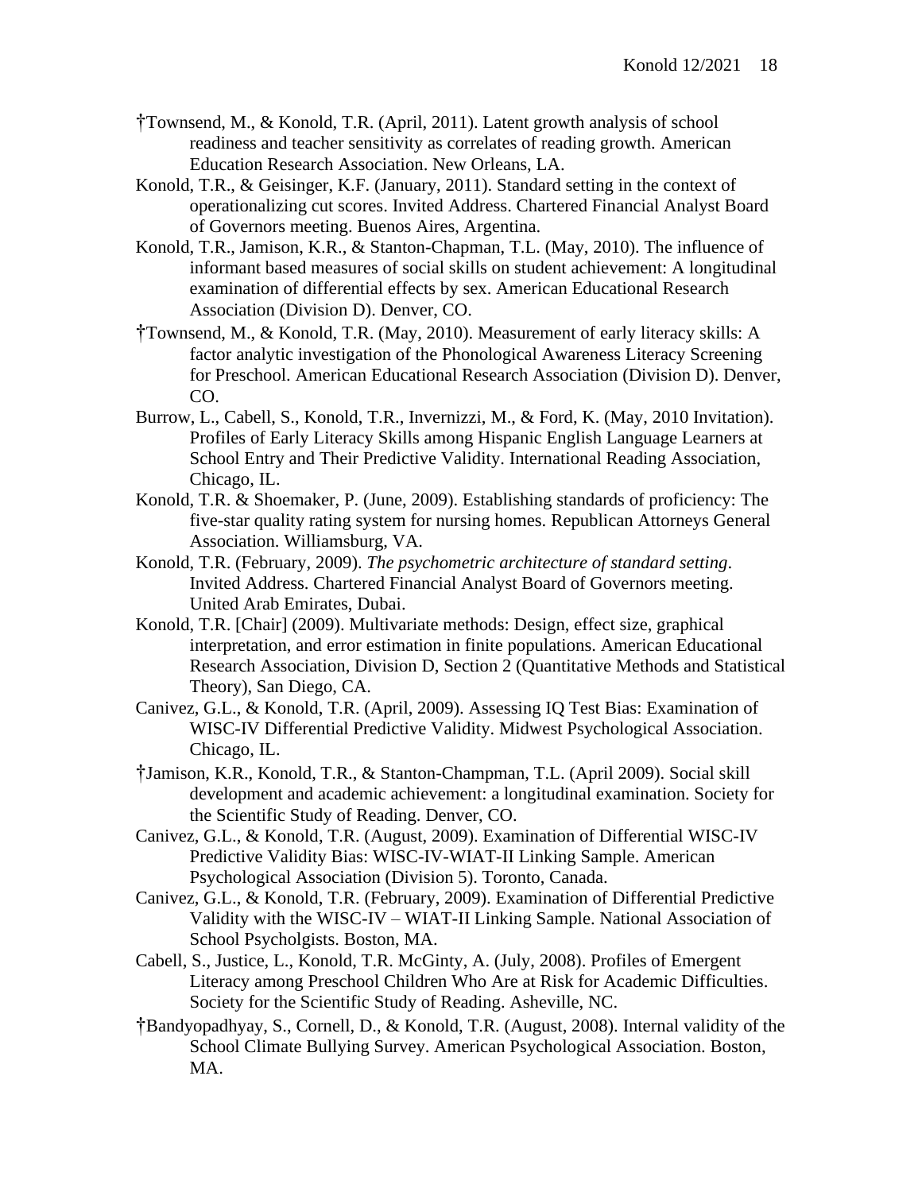†Townsend, M., & Konold, T.R. (April, 2011). Latent growth analysis of school readiness and teacher sensitivity as correlates of reading growth. American Education Research Association. New Orleans, LA.

Konold, T.R., & Geisinger, K.F. (January, 2011). Standard setting in the context of operationalizing cut scores. Invited Address. Chartered Financial Analyst Board of Governors meeting. Buenos Aires, Argentina.

Konold, T.R., Jamison, K.R., & Stanton-Chapman, T.L. (May, 2010). The influence of informant based measures of social skills on student achievement: A longitudinal examination of differential effects by sex. American Educational Research Association (Division D). Denver, CO.

†Townsend, M., & Konold, T.R. (May, 2010). Measurement of early literacy skills: A factor analytic investigation of the Phonological Awareness Literacy Screening for Preschool. American Educational Research Association (Division D). Denver, CO.

Burrow, L., Cabell, S., Konold, T.R., Invernizzi, M., & Ford, K. (May, 2010 Invitation). Profiles of Early Literacy Skills among Hispanic English Language Learners at School Entry and Their Predictive Validity. International Reading Association, Chicago, IL.

Konold, T.R. & Shoemaker, P. (June, 2009). Establishing standards of proficiency: The five-star quality rating system for nursing homes. Republican Attorneys General Association. Williamsburg, VA.

Konold, T.R. (February, 2009). *The psychometric architecture of standard setting*. Invited Address. Chartered Financial Analyst Board of Governors meeting. United Arab Emirates, Dubai.

Konold, T.R. [Chair] (2009). Multivariate methods: Design, effect size, graphical interpretation, and error estimation in finite populations. American Educational Research Association, Division D, Section 2 (Quantitative Methods and Statistical Theory), San Diego, CA.

Canivez, G.L., & Konold, T.R. (April, 2009). Assessing IQ Test Bias: Examination of WISC-IV Differential Predictive Validity. Midwest Psychological Association. Chicago, IL.

†Jamison, K.R., Konold, T.R., & Stanton-Champman, T.L. (April 2009). Social skill development and academic achievement: a longitudinal examination. Society for the Scientific Study of Reading. Denver, CO.

Canivez, G.L., & Konold, T.R. (August, 2009). Examination of Differential WISC-IV Predictive Validity Bias: WISC-IV-WIAT-II Linking Sample. American Psychological Association (Division 5). Toronto, Canada.

Canivez, G.L., & Konold, T.R. (February, 2009). Examination of Differential Predictive Validity with the WISC-IV – WIAT-II Linking Sample. National Association of School Psycholgists. Boston, MA.

Cabell, S., Justice, L., Konold, T.R. McGinty, A. (July, 2008). Profiles of Emergent Literacy among Preschool Children Who Are at Risk for Academic Difficulties. Society for the Scientific Study of Reading. Asheville, NC.

†Bandyopadhyay, S., Cornell, D., & Konold, T.R. (August, 2008). Internal validity of the School Climate Bullying Survey. American Psychological Association. Boston, MA.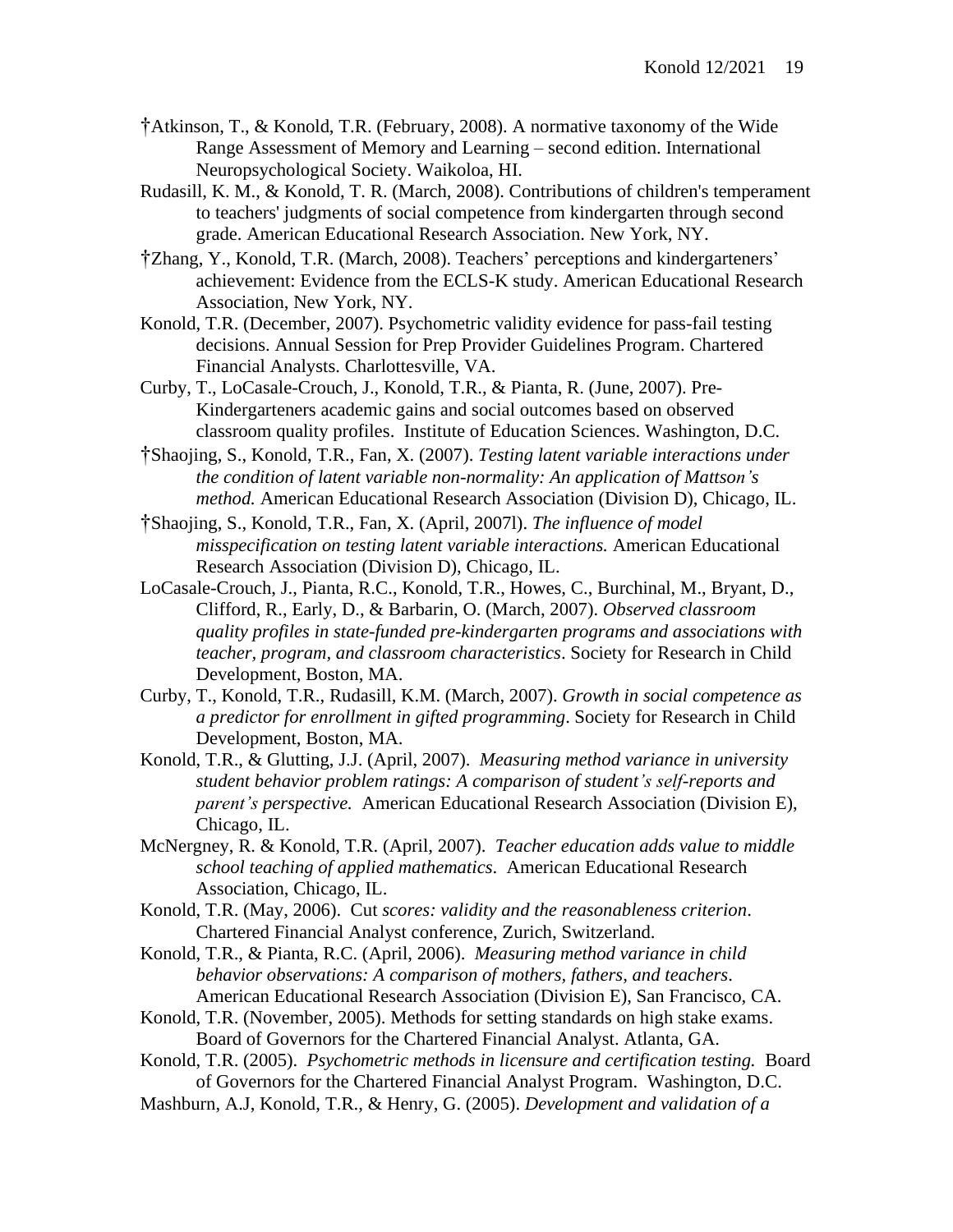†Atkinson, T., & Konold, T.R. (February, 2008). A normative taxonomy of the Wide Range Assessment of Memory and Learning – second edition. International Neuropsychological Society. Waikoloa, HI.

Rudasill, K. M., & Konold, T. R. (March, 2008). Contributions of children's temperament to teachers' judgments of social competence from kindergarten through second grade. American Educational Research Association. New York, NY.

†Zhang, Y., Konold, T.R. (March, 2008). Teachers' perceptions and kindergarteners' achievement: Evidence from the ECLS-K study. American Educational Research Association, New York, NY.

Konold, T.R. (December, 2007). Psychometric validity evidence for pass-fail testing decisions. Annual Session for Prep Provider Guidelines Program. Chartered Financial Analysts. Charlottesville, VA.

Curby, T., LoCasale-Crouch, J., Konold, T.R., & Pianta, R. (June, 2007). Pre-Kindergarteners academic gains and social outcomes based on observed classroom quality profiles. Institute of Education Sciences. Washington, D.C.

†Shaojing, S., Konold, T.R., Fan, X. (2007). *Testing latent variable interactions under the condition of latent variable non-normality: An application of Mattson's method.* American Educational Research Association (Division D), Chicago, IL.

†Shaojing, S., Konold, T.R., Fan, X. (April, 2007l). *The influence of model misspecification on testing latent variable interactions.* American Educational Research Association (Division D), Chicago, IL.

LoCasale-Crouch, J., Pianta, R.C., Konold, T.R., Howes, C., Burchinal, M., Bryant, D., Clifford, R., Early, D., & Barbarin, O. (March, 2007). *Observed classroom quality profiles in state-funded pre-kindergarten programs and associations with teacher, program, and classroom characteristics*. Society for Research in Child Development, Boston, MA.

Curby, T., Konold, T.R., Rudasill, K.M. (March, 2007). *Growth in social competence as a predictor for enrollment in gifted programming*. Society for Research in Child Development, Boston, MA.

Konold, T.R., & Glutting, J.J. (April, 2007). *Measuring method variance in university student behavior problem ratings: A comparison of student's self-reports and parent's perspective.* American Educational Research Association (Division E), Chicago, IL.

McNergney, R. & Konold, T.R. (April, 2007). *Teacher education adds value to middle school teaching of applied mathematics*. American Educational Research Association, Chicago, IL.

Konold, T.R. (May, 2006). Cut *scores: validity and the reasonableness criterion*. Chartered Financial Analyst conference, Zurich, Switzerland.

Konold, T.R., & Pianta, R.C. (April, 2006). *Measuring method variance in child behavior observations: A comparison of mothers, fathers, and teachers*. American Educational Research Association (Division E), San Francisco, CA.

Konold, T.R. (November, 2005). Methods for setting standards on high stake exams. Board of Governors for the Chartered Financial Analyst. Atlanta, GA.

Konold, T.R. (2005). *Psychometric methods in licensure and certification testing.* Board of Governors for the Chartered Financial Analyst Program. Washington, D.C.

Mashburn, A.J, Konold, T.R., & Henry, G. (2005). *Development and validation of a*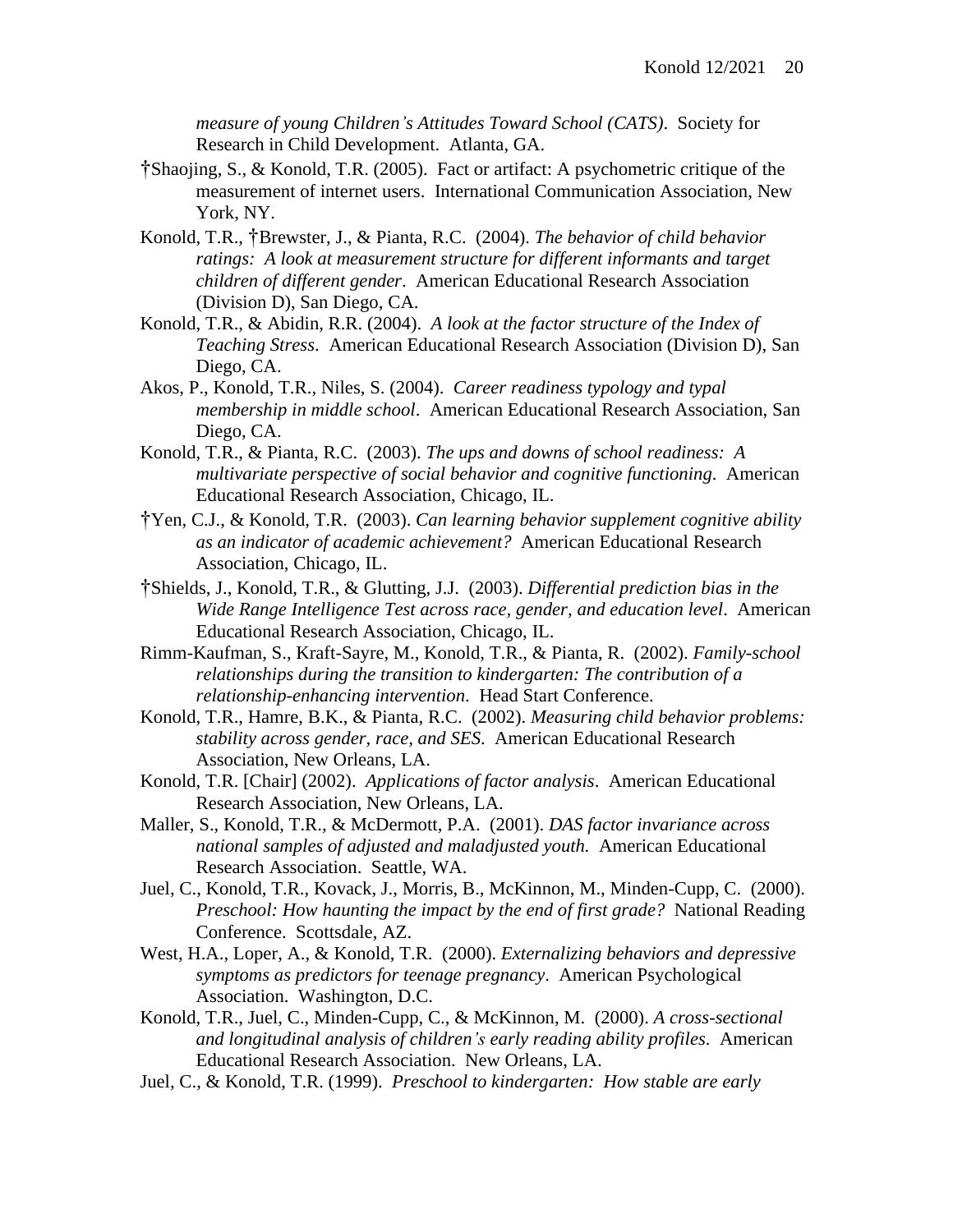*measure of young Children's Attitudes Toward School (CATS)*. Society for Research in Child Development. Atlanta, GA.

†Shaojing, S., & Konold, T.R. (2005). Fact or artifact: A psychometric critique of the measurement of internet users. International Communication Association, New York, NY.

Konold, T.R., †Brewster, J., & Pianta, R.C. (2004). *The behavior of child behavior ratings: A look at measurement structure for different informants and target children of different gender*. American Educational Research Association (Division D), San Diego, CA.

Konold, T.R., & Abidin, R.R. (2004). *A look at the factor structure of the Index of Teaching Stress*. American Educational Research Association (Division D), San Diego, CA.

Akos, P., Konold, T.R., Niles, S. (2004). *Career readiness typology and typal membership in middle school*. American Educational Research Association, San Diego, CA.

Konold, T.R., & Pianta, R.C. (2003). *The ups and downs of school readiness: A multivariate perspective of social behavior and cognitive functioning*. American Educational Research Association, Chicago, IL.

†Yen, C.J., & Konold, T.R. (2003). *Can learning behavior supplement cognitive ability as an indicator of academic achievement?* American Educational Research Association, Chicago, IL.

†Shields, J., Konold, T.R., & Glutting, J.J. (2003). *Differential prediction bias in the Wide Range Intelligence Test across race, gender, and education level*. American Educational Research Association, Chicago, IL.

Rimm-Kaufman, S., Kraft-Sayre, M., Konold, T.R., & Pianta, R. (2002). *Family-school relationships during the transition to kindergarten: The contribution of a relationship-enhancing intervention*. Head Start Conference.

Konold, T.R., Hamre, B.K., & Pianta, R.C. (2002). *Measuring child behavior problems: stability across gender, race, and SES.* American Educational Research Association, New Orleans, LA.

Konold, T.R. [Chair] (2002). *Applications of factor analysis*. American Educational Research Association, New Orleans, LA.

Maller, S., Konold, T.R., & McDermott, P.A. (2001). *DAS factor invariance across national samples of adjusted and maladjusted youth.* American Educational Research Association. Seattle, WA.

Juel, C., Konold, T.R., Kovack, J., Morris, B., McKinnon, M., Minden-Cupp, C. (2000). *Preschool: How haunting the impact by the end of first grade?* National Reading Conference. Scottsdale, AZ.

West, H.A., Loper, A., & Konold, T.R. (2000). *Externalizing behaviors and depressive symptoms as predictors for teenage pregnancy*. American Psychological Association. Washington, D.C.

Konold, T.R., Juel, C., Minden-Cupp, C., & McKinnon, M. (2000). *A cross-sectional and longitudinal analysis of children's early reading ability profiles*. American Educational Research Association. New Orleans, LA.

Juel, C., & Konold, T.R. (1999). *Preschool to kindergarten: How stable are early*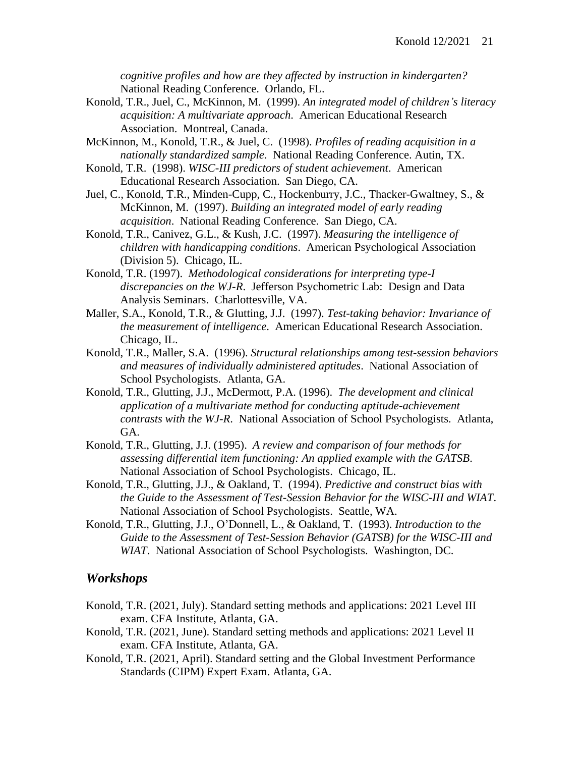*cognitive profiles and how are they affected by instruction in kindergarten?* National Reading Conference. Orlando, FL.

Konold, T.R., Juel, C., McKinnon, M. (1999). *An integrated model of children's literacy acquisition: A multivariate approach*. American Educational Research Association. Montreal, Canada.

McKinnon, M., Konold, T.R., & Juel, C. (1998). *Profiles of reading acquisition in a nationally standardized sample*. National Reading Conference. Autin, TX.

Konold, T.R. (1998). *WISC-III predictors of student achievement*. American Educational Research Association. San Diego, CA.

Juel, C., Konold, T.R., Minden-Cupp, C., Hockenburry, J.C., Thacker-Gwaltney, S., & McKinnon, M. (1997). *Building an integrated model of early reading acquisition*. National Reading Conference. San Diego, CA.

Konold, T.R., Canivez, G.L., & Kush, J.C. (1997). *Measuring the intelligence of children with handicapping conditions*. American Psychological Association (Division 5). Chicago, IL.

Konold, T.R. (1997). *Methodological considerations for interpreting type-I discrepancies on the WJ-R.* Jefferson Psychometric Lab: Design and Data Analysis Seminars. Charlottesville, VA.

Maller, S.A., Konold, T.R., & Glutting, J.J. (1997). *Test-taking behavior: Invariance of the measurement of intelligence*. American Educational Research Association. Chicago, IL.

Konold, T.R., Maller, S.A. (1996). *Structural relationships among test-session behaviors and measures of individually administered aptitudes*. National Association of School Psychologists. Atlanta, GA.

Konold, T.R., Glutting, J.J., McDermott, P.A. (1996). *The development and clinical application of a multivariate method for conducting aptitude-achievement contrasts with the WJ-R.* National Association of School Psychologists. Atlanta, GA.

Konold, T.R., Glutting, J.J. (1995). *A review and comparison of four methods for assessing differential item functioning: An applied example with the GATSB.* National Association of School Psychologists. Chicago, IL.

Konold, T.R., Glutting, J.J., & Oakland, T. (1994). *Predictive and construct bias with the Guide to the Assessment of Test-Session Behavior for the WISC-III and WIAT*. National Association of School Psychologists. Seattle, WA.

Konold, T.R., Glutting, J.J., O'Donnell, L., & Oakland, T. (1993). *Introduction to the Guide to the Assessment of Test-Session Behavior (GATSB) for the WISC-III and WIAT*. National Association of School Psychologists. Washington, DC.

## *Workshops*

Konold, T.R. (2021, July). Standard setting methods and applications: 2021 Level III exam. CFA Institute, Atlanta, GA.

Konold, T.R. (2021, June). Standard setting methods and applications: 2021 Level II exam. CFA Institute, Atlanta, GA.

Konold, T.R. (2021, April). Standard setting and the Global Investment Performance Standards (CIPM) Expert Exam. Atlanta, GA.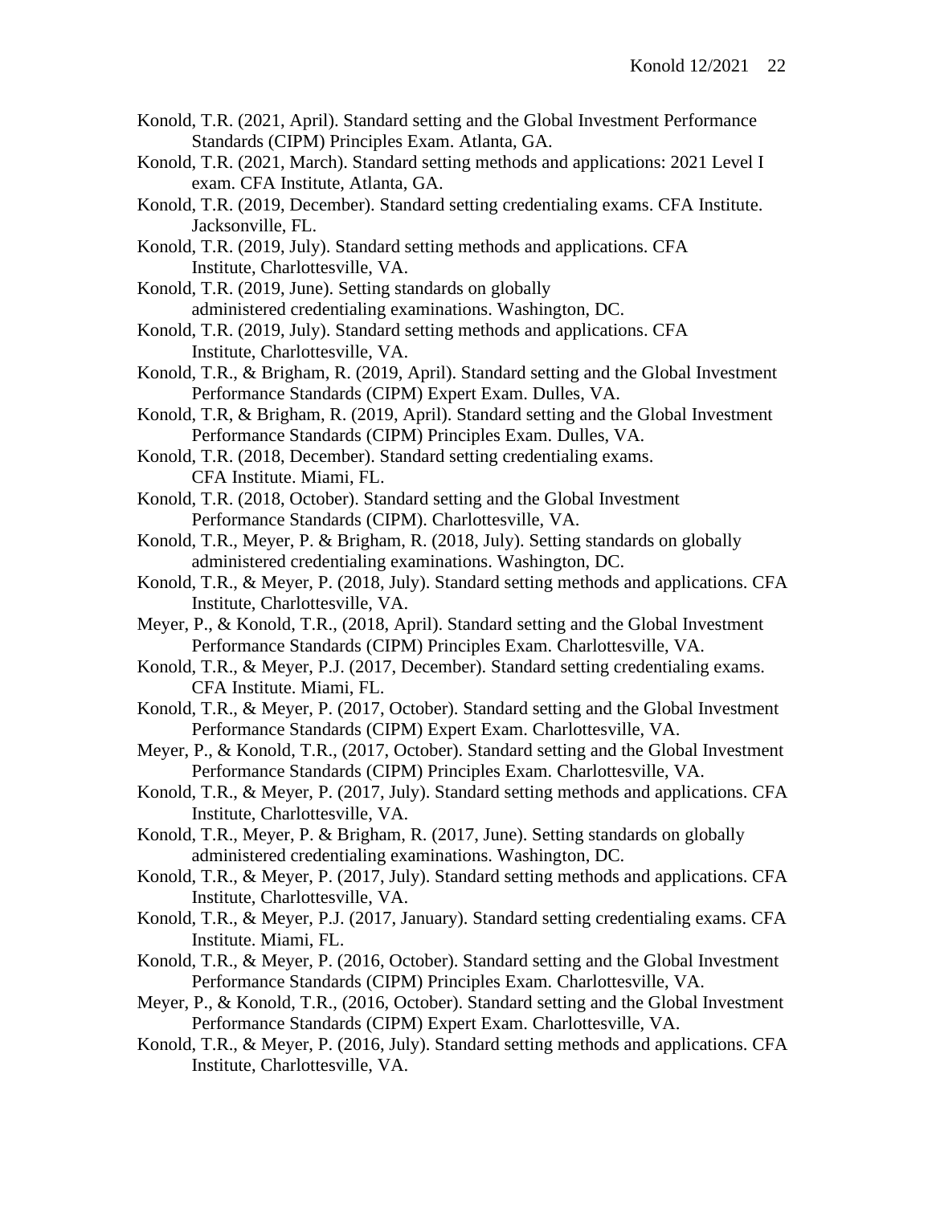Konold, T.R. (2021, April). Standard setting and the Global Investment Performance Standards (CIPM) Principles Exam. Atlanta, GA.

Konold, T.R. (2021, March). Standard setting methods and applications: 2021 Level I exam. CFA Institute, Atlanta, GA.

Konold, T.R. (2019, December). Standard setting credentialing exams. CFA Institute. Jacksonville, FL.

Konold, T.R. (2019, July). Standard setting methods and applications. CFA Institute, Charlottesville, VA.

Konold, T.R. (2019, June). Setting standards on globally administered credentialing examinations. Washington, DC.

Konold, T.R. (2019, July). Standard setting methods and applications. CFA Institute, Charlottesville, VA.

Konold, T.R., & Brigham, R. (2019, April). Standard setting and the Global Investment Performance Standards (CIPM) Expert Exam. Dulles, VA.

Konold, T.R, & Brigham, R. (2019, April). Standard setting and the Global Investment Performance Standards (CIPM) Principles Exam. Dulles, VA.

Konold, T.R. (2018, December). Standard setting credentialing exams. CFA Institute. Miami, FL.

Konold, T.R. (2018, October). Standard setting and the Global Investment Performance Standards (CIPM). Charlottesville, VA.

Konold, T.R., Meyer, P. & Brigham, R. (2018, July). Setting standards on globally administered credentialing examinations. Washington, DC.

Konold, T.R., & Meyer, P. (2018, July). Standard setting methods and applications. CFA Institute, Charlottesville, VA.

Meyer, P., & Konold, T.R., (2018, April). Standard setting and the Global Investment Performance Standards (CIPM) Principles Exam. Charlottesville, VA.

Konold, T.R., & Meyer, P.J. (2017, December). Standard setting credentialing exams. CFA Institute. Miami, FL.

Konold, T.R., & Meyer, P. (2017, October). Standard setting and the Global Investment Performance Standards (CIPM) Expert Exam. Charlottesville, VA.

Meyer, P., & Konold, T.R., (2017, October). Standard setting and the Global Investment Performance Standards (CIPM) Principles Exam. Charlottesville, VA.

Konold, T.R., & Meyer, P. (2017, July). Standard setting methods and applications. CFA Institute, Charlottesville, VA.

Konold, T.R., Meyer, P. & Brigham, R. (2017, June). Setting standards on globally administered credentialing examinations. Washington, DC.

Konold, T.R., & Meyer, P. (2017, July). Standard setting methods and applications. CFA Institute, Charlottesville, VA.

Konold, T.R., & Meyer, P.J. (2017, January). Standard setting credentialing exams. CFA Institute. Miami, FL.

Konold, T.R., & Meyer, P. (2016, October). Standard setting and the Global Investment Performance Standards (CIPM) Principles Exam. Charlottesville, VA.

Meyer, P., & Konold, T.R., (2016, October). Standard setting and the Global Investment Performance Standards (CIPM) Expert Exam. Charlottesville, VA.

Konold, T.R., & Meyer, P. (2016, July). Standard setting methods and applications. CFA Institute, Charlottesville, VA.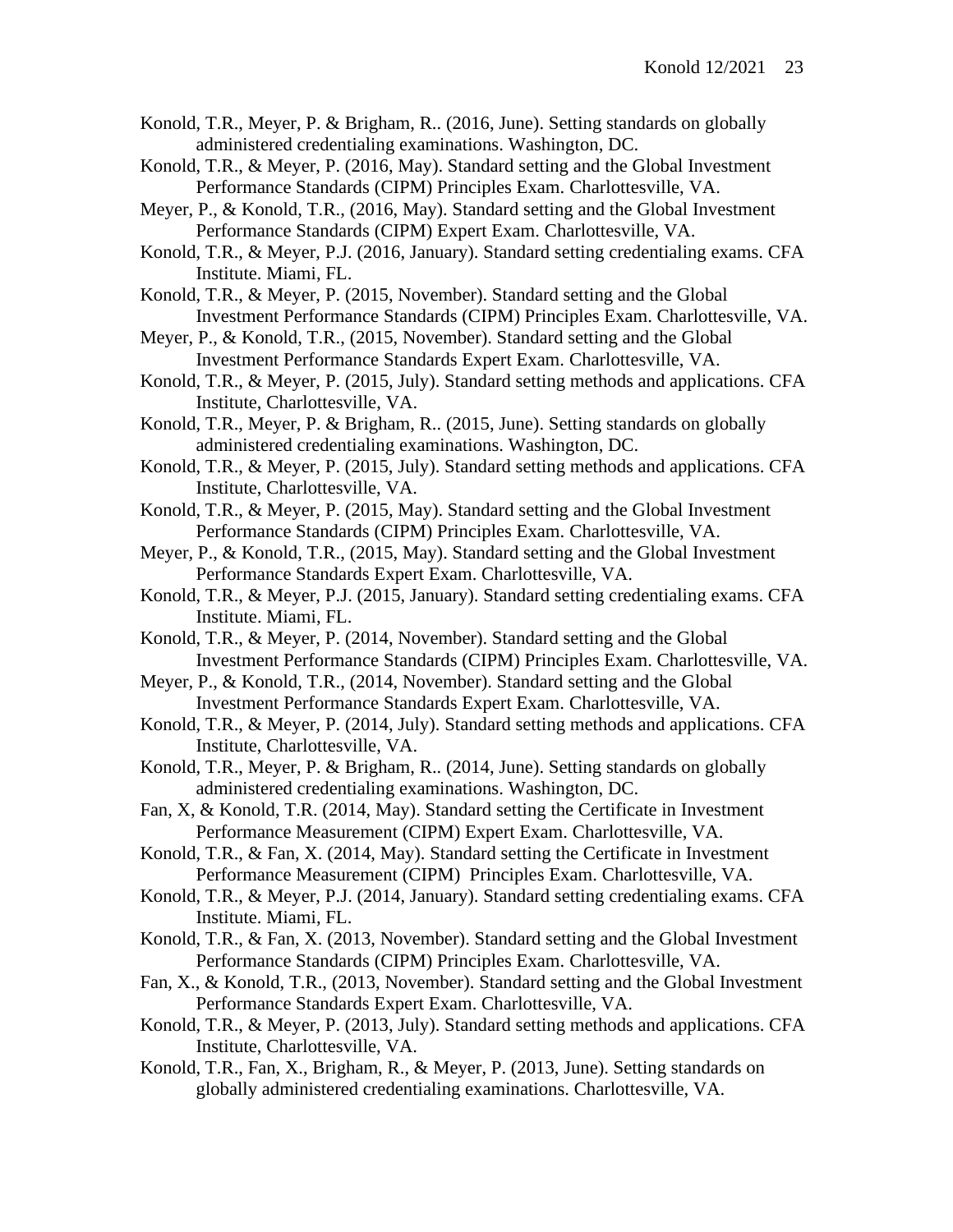Konold, T.R., Meyer, P. & Brigham, R.. (2016, June). Setting standards on globally administered credentialing examinations. Washington, DC.

Konold, T.R., & Meyer, P. (2016, May). Standard setting and the Global Investment Performance Standards (CIPM) Principles Exam. Charlottesville, VA.

Meyer, P., & Konold, T.R., (2016, May). Standard setting and the Global Investment Performance Standards (CIPM) Expert Exam. Charlottesville, VA.

Konold, T.R., & Meyer, P.J. (2016, January). Standard setting credentialing exams. CFA Institute. Miami, FL.

Konold, T.R., & Meyer, P. (2015, November). Standard setting and the Global Investment Performance Standards (CIPM) Principles Exam. Charlottesville, VA.

Meyer, P., & Konold, T.R., (2015, November). Standard setting and the Global Investment Performance Standards Expert Exam. Charlottesville, VA.

Konold, T.R., & Meyer, P. (2015, July). Standard setting methods and applications. CFA Institute, Charlottesville, VA.

Konold, T.R., Meyer, P. & Brigham, R.. (2015, June). Setting standards on globally administered credentialing examinations. Washington, DC.

Konold, T.R., & Meyer, P. (2015, July). Standard setting methods and applications. CFA Institute, Charlottesville, VA.

Konold, T.R., & Meyer, P. (2015, May). Standard setting and the Global Investment Performance Standards (CIPM) Principles Exam. Charlottesville, VA.

Meyer, P., & Konold, T.R., (2015, May). Standard setting and the Global Investment Performance Standards Expert Exam. Charlottesville, VA.

Konold, T.R., & Meyer, P.J. (2015, January). Standard setting credentialing exams. CFA Institute. Miami, FL.

Konold, T.R., & Meyer, P. (2014, November). Standard setting and the Global Investment Performance Standards (CIPM) Principles Exam. Charlottesville, VA.

Meyer, P., & Konold, T.R., (2014, November). Standard setting and the Global Investment Performance Standards Expert Exam. Charlottesville, VA.

Konold, T.R., & Meyer, P. (2014, July). Standard setting methods and applications. CFA Institute, Charlottesville, VA.

Konold, T.R., Meyer, P. & Brigham, R.. (2014, June). Setting standards on globally administered credentialing examinations. Washington, DC.

Fan, X, & Konold, T.R. (2014, May). Standard setting the Certificate in Investment Performance Measurement (CIPM) Expert Exam. Charlottesville, VA.

Konold, T.R., & Fan, X. (2014, May). Standard setting the Certificate in Investment Performance Measurement (CIPM) Principles Exam. Charlottesville, VA.

Konold, T.R., & Meyer, P.J. (2014, January). Standard setting credentialing exams. CFA Institute. Miami, FL.

Konold, T.R., & Fan, X. (2013, November). Standard setting and the Global Investment Performance Standards (CIPM) Principles Exam. Charlottesville, VA.

Fan, X., & Konold, T.R., (2013, November). Standard setting and the Global Investment Performance Standards Expert Exam. Charlottesville, VA.

Konold, T.R., & Meyer, P. (2013, July). Standard setting methods and applications. CFA Institute, Charlottesville, VA.

Konold, T.R., Fan, X., Brigham, R., & Meyer, P. (2013, June). Setting standards on globally administered credentialing examinations. Charlottesville, VA.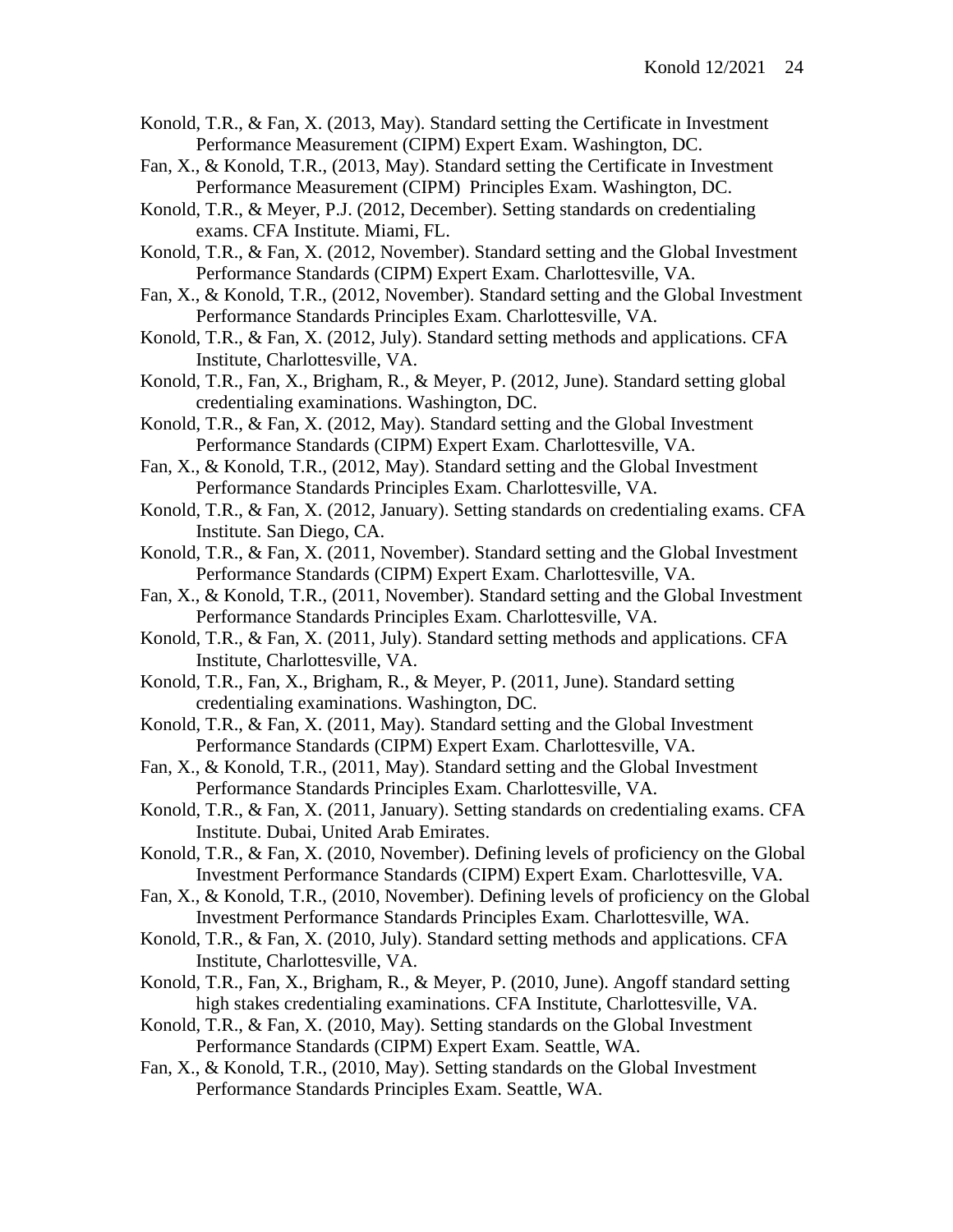Konold, T.R., & Fan, X. (2013, May). Standard setting the Certificate in Investment Performance Measurement (CIPM) Expert Exam. Washington, DC.

Fan, X., & Konold, T.R., (2013, May). Standard setting the Certificate in Investment Performance Measurement (CIPM) Principles Exam. Washington, DC.

Konold, T.R., & Meyer, P.J. (2012, December). Setting standards on credentialing exams. CFA Institute. Miami, FL.

Konold, T.R., & Fan, X. (2012, November). Standard setting and the Global Investment Performance Standards (CIPM) Expert Exam. Charlottesville, VA.

Fan, X., & Konold, T.R., (2012, November). Standard setting and the Global Investment Performance Standards Principles Exam. Charlottesville, VA.

Konold, T.R., & Fan, X. (2012, July). Standard setting methods and applications. CFA Institute, Charlottesville, VA.

Konold, T.R., Fan, X., Brigham, R., & Meyer, P. (2012, June). Standard setting global credentialing examinations. Washington, DC.

Konold, T.R., & Fan, X. (2012, May). Standard setting and the Global Investment Performance Standards (CIPM) Expert Exam. Charlottesville, VA.

Fan, X., & Konold, T.R., (2012, May). Standard setting and the Global Investment Performance Standards Principles Exam. Charlottesville, VA.

Konold, T.R., & Fan, X. (2012, January). Setting standards on credentialing exams. CFA Institute. San Diego, CA.

Konold, T.R., & Fan, X. (2011, November). Standard setting and the Global Investment Performance Standards (CIPM) Expert Exam. Charlottesville, VA.

Fan, X., & Konold, T.R., (2011, November). Standard setting and the Global Investment Performance Standards Principles Exam. Charlottesville, VA.

Konold, T.R., & Fan, X. (2011, July). Standard setting methods and applications. CFA Institute, Charlottesville, VA.

Konold, T.R., Fan, X., Brigham, R., & Meyer, P. (2011, June). Standard setting credentialing examinations. Washington, DC.

Konold, T.R., & Fan, X. (2011, May). Standard setting and the Global Investment Performance Standards (CIPM) Expert Exam. Charlottesville, VA.

Fan, X., & Konold, T.R., (2011, May). Standard setting and the Global Investment Performance Standards Principles Exam. Charlottesville, VA.

Konold, T.R., & Fan, X. (2011, January). Setting standards on credentialing exams. CFA Institute. Dubai, United Arab Emirates.

Konold, T.R., & Fan, X. (2010, November). Defining levels of proficiency on the Global Investment Performance Standards (CIPM) Expert Exam. Charlottesville, VA.

Fan, X., & Konold, T.R., (2010, November). Defining levels of proficiency on the Global Investment Performance Standards Principles Exam. Charlottesville, WA.

Konold, T.R., & Fan, X. (2010, July). Standard setting methods and applications. CFA Institute, Charlottesville, VA.

Konold, T.R., Fan, X., Brigham, R., & Meyer, P. (2010, June). Angoff standard setting high stakes credentialing examinations. CFA Institute, Charlottesville, VA.

Konold, T.R., & Fan, X. (2010, May). Setting standards on the Global Investment Performance Standards (CIPM) Expert Exam. Seattle, WA.

Fan, X., & Konold, T.R., (2010, May). Setting standards on the Global Investment Performance Standards Principles Exam. Seattle, WA.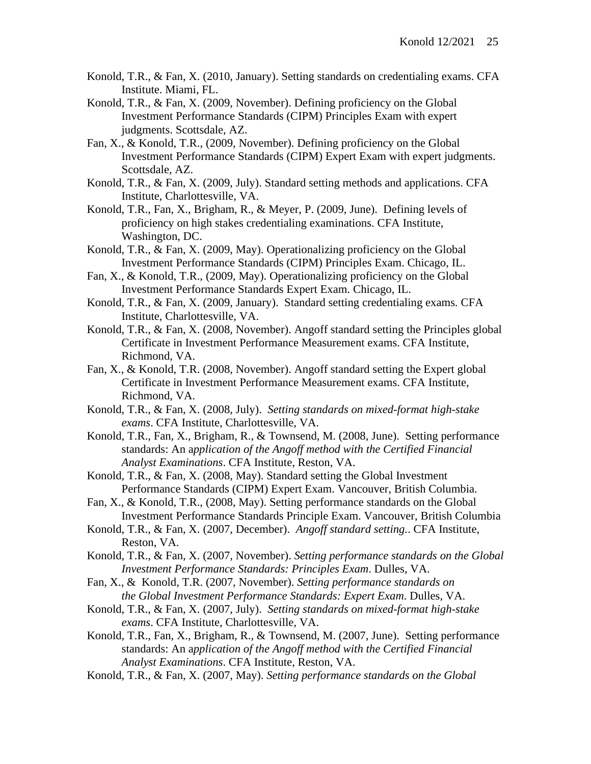Konold, T.R., & Fan, X. (2010, January). Setting standards on credentialing exams. CFA Institute. Miami, FL.

Konold, T.R., & Fan, X. (2009, November). Defining proficiency on the Global Investment Performance Standards (CIPM) Principles Exam with expert judgments. Scottsdale, AZ.

Fan, X., & Konold, T.R., (2009, November). Defining proficiency on the Global Investment Performance Standards (CIPM) Expert Exam with expert judgments. Scottsdale, AZ.

Konold, T.R., & Fan, X. (2009, July). Standard setting methods and applications. CFA Institute, Charlottesville, VA.

Konold, T.R., Fan, X., Brigham, R., & Meyer, P. (2009, June). Defining levels of proficiency on high stakes credentialing examinations. CFA Institute, Washington, DC.

Konold, T.R., & Fan, X. (2009, May). Operationalizing proficiency on the Global Investment Performance Standards (CIPM) Principles Exam. Chicago, IL.

Fan, X., & Konold, T.R., (2009, May). Operationalizing proficiency on the Global Investment Performance Standards Expert Exam. Chicago, IL.

Konold, T.R., & Fan, X. (2009, January). Standard setting credentialing exams. CFA Institute, Charlottesville, VA.

Konold, T.R., & Fan, X. (2008, November). Angoff standard setting the Principles global Certificate in Investment Performance Measurement exams. CFA Institute, Richmond, VA.

Fan, X., & Konold, T.R. (2008, November). Angoff standard setting the Expert global Certificate in Investment Performance Measurement exams. CFA Institute, Richmond, VA.

Konold, T.R., & Fan, X. (2008, July). *Setting standards on mixed-format high-stake exams*. CFA Institute, Charlottesville, VA.

Konold, T.R., Fan, X., Brigham, R., & Townsend, M. (2008, June). Setting performance standards: An a*pplication of the Angoff method with the Certified Financial Analyst Examinations*. CFA Institute, Reston, VA.

Konold, T.R., & Fan, X. (2008, May). Standard setting the Global Investment Performance Standards (CIPM) Expert Exam. Vancouver, British Columbia.

Fan, X., & Konold, T.R., (2008, May). Setting performance standards on the Global Investment Performance Standards Principle Exam. Vancouver, British Columbia

Konold, T.R., & Fan, X. (2007, December). *Angoff standard setting.*. CFA Institute, Reston, VA.

Konold, T.R., & Fan, X. (2007, November). *Setting performance standards on the Global Investment Performance Standards: Principles Exam*. Dulles, VA.

Fan, X., & Konold, T.R. (2007, November). *Setting performance standards on the Global Investment Performance Standards: Expert Exam*. Dulles, VA.

Konold, T.R., & Fan, X. (2007, July). *Setting standards on mixed-format high-stake exams*. CFA Institute, Charlottesville, VA.

Konold, T.R., Fan, X., Brigham, R., & Townsend, M. (2007, June). Setting performance standards: An a*pplication of the Angoff method with the Certified Financial Analyst Examinations*. CFA Institute, Reston, VA.

Konold, T.R., & Fan, X. (2007, May). *Setting performance standards on the Global*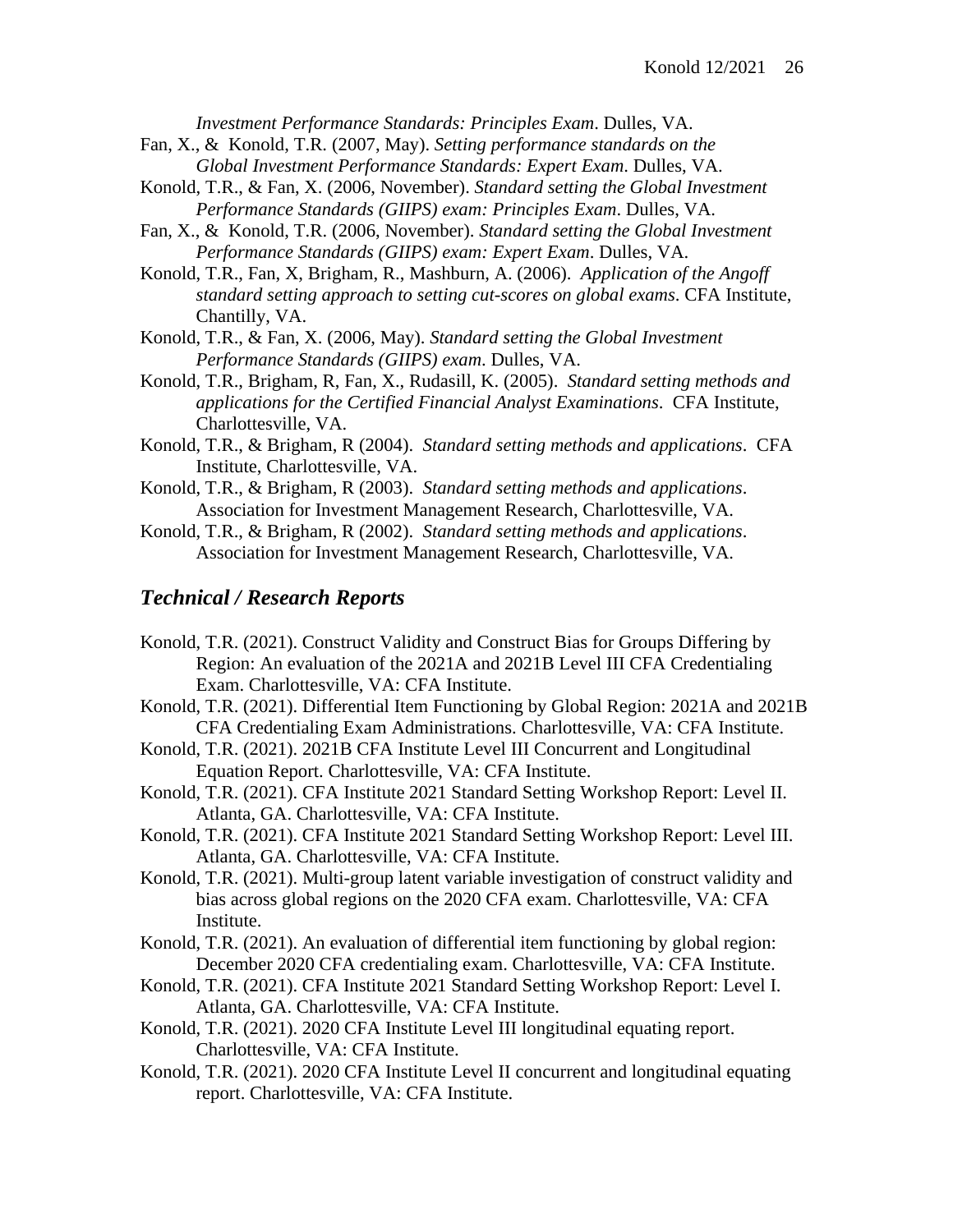*Investment Performance Standards: Principles Exam*. Dulles, VA.

Fan, X., & Konold, T.R. (2007, May). *Setting performance standards on the Global Investment Performance Standards: Expert Exam*. Dulles, VA.

Konold, T.R., & Fan, X. (2006, November). *Standard setting the Global Investment Performance Standards (GIIPS) exam: Principles Exam*. Dulles, VA.

Fan, X., & Konold, T.R. (2006, November). *Standard setting the Global Investment Performance Standards (GIIPS) exam: Expert Exam*. Dulles, VA.

Konold, T.R., Fan, X, Brigham, R., Mashburn, A. (2006). *Application of the Angoff standard setting approach to setting cut-scores on global exams*. CFA Institute, Chantilly, VA.

Konold, T.R., & Fan, X. (2006, May). *Standard setting the Global Investment Performance Standards (GIIPS) exam*. Dulles, VA.

Konold, T.R., Brigham, R, Fan, X., Rudasill, K. (2005). *Standard setting methods and applications for the Certified Financial Analyst Examinations*. CFA Institute, Charlottesville, VA.

Konold, T.R., & Brigham, R (2004). *Standard setting methods and applications*. CFA Institute, Charlottesville, VA.

Konold, T.R., & Brigham, R (2003). *Standard setting methods and applications*. Association for Investment Management Research, Charlottesville, VA.

Konold, T.R., & Brigham, R (2002). *Standard setting methods and applications*. Association for Investment Management Research, Charlottesville, VA.

## *Technical / Research Reports*

Konold, T.R. (2021). Construct Validity and Construct Bias for Groups Differing by Region: An evaluation of the 2021A and 2021B Level III CFA Credentialing Exam. Charlottesville, VA: CFA Institute.

Konold, T.R. (2021). Differential Item Functioning by Global Region: 2021A and 2021B CFA Credentialing Exam Administrations. Charlottesville, VA: CFA Institute.

Konold, T.R. (2021). 2021B CFA Institute Level III Concurrent and Longitudinal Equation Report. Charlottesville, VA: CFA Institute.

Konold, T.R. (2021). CFA Institute 2021 Standard Setting Workshop Report: Level II. Atlanta, GA. Charlottesville, VA: CFA Institute.

Konold, T.R. (2021). CFA Institute 2021 Standard Setting Workshop Report: Level III. Atlanta, GA. Charlottesville, VA: CFA Institute.

Konold, T.R. (2021). Multi-group latent variable investigation of construct validity and bias across global regions on the 2020 CFA exam. Charlottesville, VA: CFA Institute.

Konold, T.R. (2021). An evaluation of differential item functioning by global region: December 2020 CFA credentialing exam. Charlottesville, VA: CFA Institute.

Konold, T.R. (2021). CFA Institute 2021 Standard Setting Workshop Report: Level I. Atlanta, GA. Charlottesville, VA: CFA Institute.

Konold, T.R. (2021). 2020 CFA Institute Level III longitudinal equating report. Charlottesville, VA: CFA Institute.

Konold, T.R. (2021). 2020 CFA Institute Level II concurrent and longitudinal equating report. Charlottesville, VA: CFA Institute.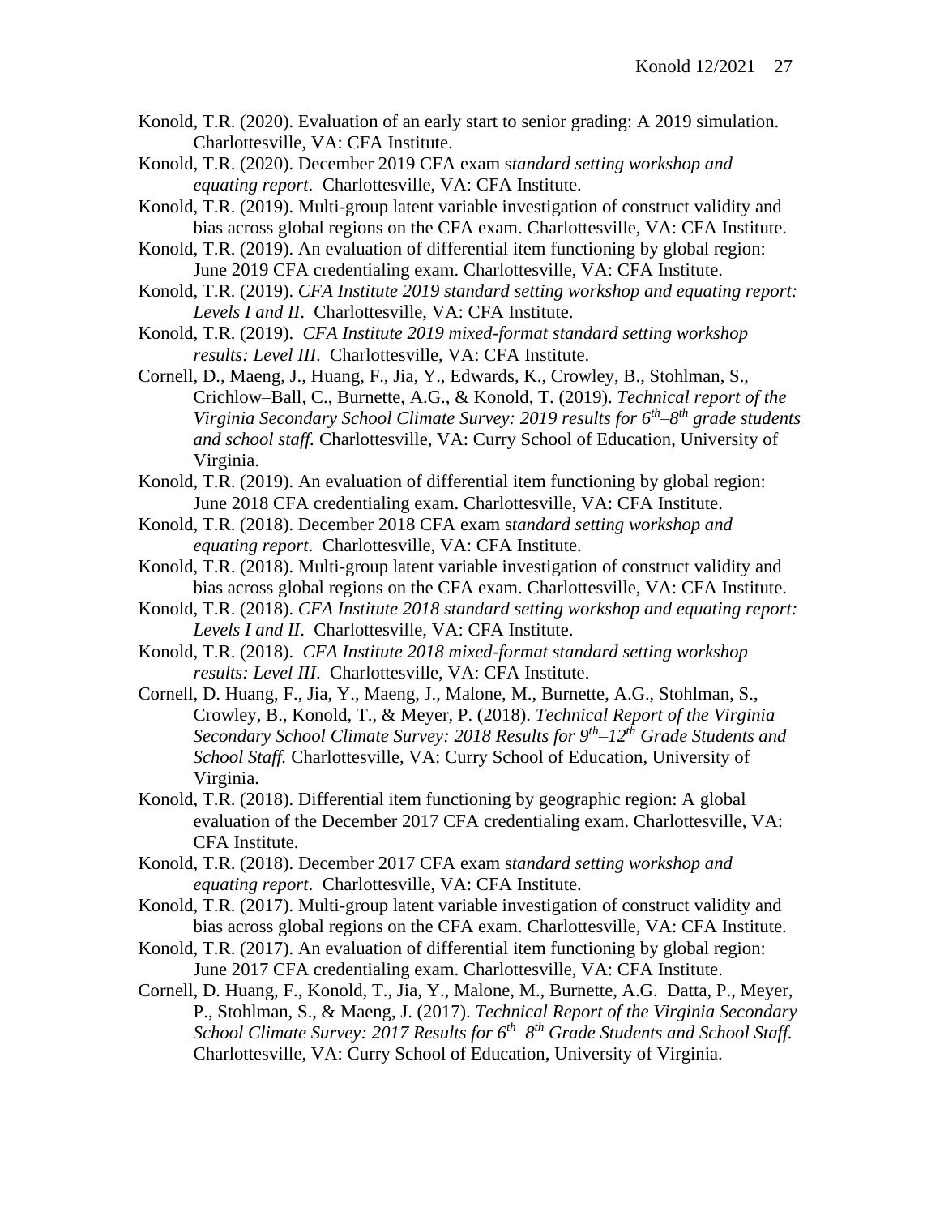Konold, T.R. (2020). Evaluation of an early start to senior grading: A 2019 simulation. Charlottesville, VA: CFA Institute.

Konold, T.R. (2020). December 2019 CFA exam s*tandard setting workshop and equating report*. Charlottesville, VA: CFA Institute.

Konold, T.R. (2019). Multi-group latent variable investigation of construct validity and bias across global regions on the CFA exam. Charlottesville, VA: CFA Institute.

Konold, T.R. (2019). An evaluation of differential item functioning by global region: June 2019 CFA credentialing exam. Charlottesville, VA: CFA Institute.

Konold, T.R. (2019). *CFA Institute 2019 standard setting workshop and equating report: Levels I and II*. Charlottesville, VA: CFA Institute.

Konold, T.R. (2019). *CFA Institute 2019 mixed-format standard setting workshop results: Level III*. Charlottesville, VA: CFA Institute.

Cornell, D., Maeng, J., Huang, F., Jia, Y., Edwards, K., Crowley, B., Stohlman, S., Crichlow–Ball, C., Burnette, A.G., & Konold, T. (2019). *Technical report of the Virginia Secondary School Climate Survey: 2019 results for 6th–8th grade students and school staff.* Charlottesville, VA: Curry School of Education, University of Virginia.

Konold, T.R. (2019). An evaluation of differential item functioning by global region: June 2018 CFA credentialing exam. Charlottesville, VA: CFA Institute.

Konold, T.R. (2018). December 2018 CFA exam s*tandard setting workshop and equating report*. Charlottesville, VA: CFA Institute.

Konold, T.R. (2018). Multi-group latent variable investigation of construct validity and bias across global regions on the CFA exam. Charlottesville, VA: CFA Institute.

Konold, T.R. (2018). *CFA Institute 2018 standard setting workshop and equating report: Levels I and II*. Charlottesville, VA: CFA Institute.

Konold, T.R. (2018). *CFA Institute 2018 mixed-format standard setting workshop results: Level III*. Charlottesville, VA: CFA Institute.

Cornell, D. Huang, F., Jia, Y., Maeng, J., Malone, M., Burnette, A.G., Stohlman, S., Crowley, B., Konold, T., & Meyer, P. (2018). *Technical Report of the Virginia Secondary School Climate Survey: 2018 Results for 9th–12th Grade Students and School Staff.* Charlottesville, VA: Curry School of Education, University of Virginia.

Konold, T.R. (2018). Differential item functioning by geographic region: A global evaluation of the December 2017 CFA credentialing exam. Charlottesville, VA: CFA Institute.

Konold, T.R. (2018). December 2017 CFA exam s*tandard setting workshop and equating report*. Charlottesville, VA: CFA Institute.

Konold, T.R. (2017). Multi-group latent variable investigation of construct validity and bias across global regions on the CFA exam. Charlottesville, VA: CFA Institute.

Konold, T.R. (2017). An evaluation of differential item functioning by global region: June 2017 CFA credentialing exam. Charlottesville, VA: CFA Institute.

Cornell, D. Huang, F., Konold, T., Jia, Y., Malone, M., Burnette, A.G. Datta, P., Meyer, P., Stohlman, S., & Maeng, J. (2017). *Technical Report of the Virginia Secondary School Climate Survey: 2017 Results for 6th–8th Grade Students and School Staff.* Charlottesville, VA: Curry School of Education, University of Virginia.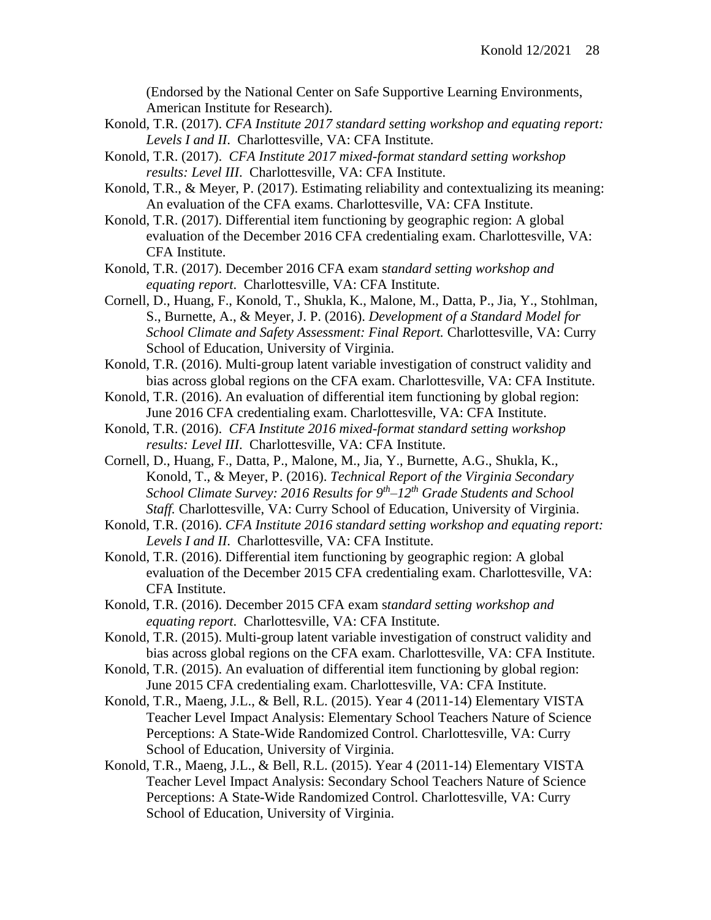(Endorsed by the National Center on Safe Supportive Learning Environments, American Institute for Research).

Konold, T.R. (2017). *CFA Institute 2017 standard setting workshop and equating report: Levels I and II*. Charlottesville, VA: CFA Institute.

Konold, T.R. (2017). *CFA Institute 2017 mixed-format standard setting workshop results: Level III*. Charlottesville, VA: CFA Institute.

Konold, T.R., & Meyer, P. (2017). Estimating reliability and contextualizing its meaning: An evaluation of the CFA exams. Charlottesville, VA: CFA Institute.

Konold, T.R. (2017). Differential item functioning by geographic region: A global evaluation of the December 2016 CFA credentialing exam. Charlottesville, VA: CFA Institute.

Konold, T.R. (2017). December 2016 CFA exam s*tandard setting workshop and equating report*. Charlottesville, VA: CFA Institute.

Cornell, D., Huang, F., Konold, T., Shukla, K., Malone, M., Datta, P., Jia, Y., Stohlman, S., Burnette, A., & Meyer, J. P. (2016). *Development of a Standard Model for School Climate and Safety Assessment: Final Report.* Charlottesville, VA: Curry School of Education, University of Virginia.

Konold, T.R. (2016). Multi-group latent variable investigation of construct validity and bias across global regions on the CFA exam. Charlottesville, VA: CFA Institute.

Konold, T.R. (2016). An evaluation of differential item functioning by global region: June 2016 CFA credentialing exam. Charlottesville, VA: CFA Institute.

Konold, T.R. (2016). *CFA Institute 2016 mixed-format standard setting workshop results: Level III*. Charlottesville, VA: CFA Institute.

Cornell, D., Huang, F., Datta, P., Malone, M., Jia, Y., Burnette, A.G., Shukla, K., Konold, T., & Meyer, P. (2016). *Technical Report of the Virginia Secondary School Climate Survey: 2016 Results for 9th–12th Grade Students and School Staff.* Charlottesville, VA: Curry School of Education, University of Virginia.

Konold, T.R. (2016). *CFA Institute 2016 standard setting workshop and equating report: Levels I and II*. Charlottesville, VA: CFA Institute.

Konold, T.R. (2016). Differential item functioning by geographic region: A global evaluation of the December 2015 CFA credentialing exam. Charlottesville, VA: CFA Institute.

Konold, T.R. (2016). December 2015 CFA exam s*tandard setting workshop and equating report*. Charlottesville, VA: CFA Institute.

Konold, T.R. (2015). Multi-group latent variable investigation of construct validity and bias across global regions on the CFA exam. Charlottesville, VA: CFA Institute.

Konold, T.R. (2015). An evaluation of differential item functioning by global region: June 2015 CFA credentialing exam. Charlottesville, VA: CFA Institute.

Konold, T.R., Maeng, J.L., & Bell, R.L. (2015). Year 4 (2011-14) Elementary VISTA Teacher Level Impact Analysis: Elementary School Teachers Nature of Science Perceptions: A State-Wide Randomized Control. Charlottesville, VA: Curry School of Education, University of Virginia.

Konold, T.R., Maeng, J.L., & Bell, R.L. (2015). Year 4 (2011-14) Elementary VISTA Teacher Level Impact Analysis: Secondary School Teachers Nature of Science Perceptions: A State-Wide Randomized Control. Charlottesville, VA: Curry School of Education, University of Virginia.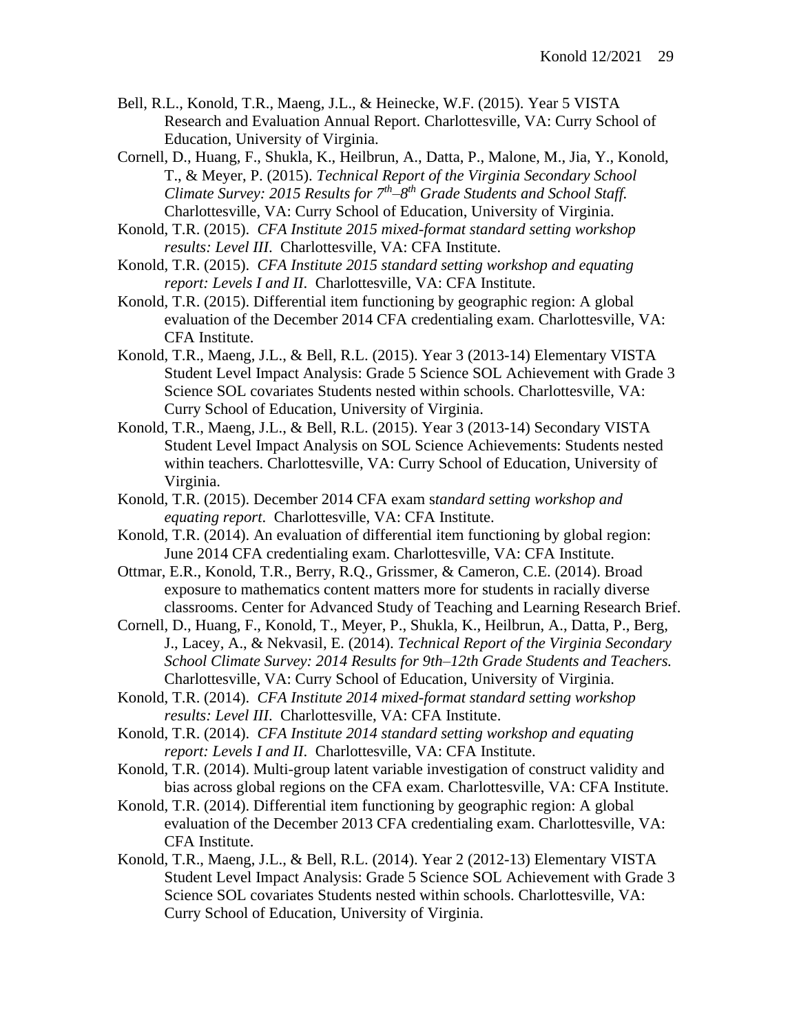Bell, R.L., Konold, T.R., Maeng, J.L., & Heinecke, W.F. (2015). Year 5 VISTA Research and Evaluation Annual Report. Charlottesville, VA: Curry School of Education, University of Virginia.

Cornell, D., Huang, F., Shukla, K., Heilbrun, A., Datta, P., Malone, M., Jia, Y., Konold, T., & Meyer, P. (2015). *Technical Report of the Virginia Secondary School Climate Survey: 2015 Results for 7th–8th Grade Students and School Staff.* Charlottesville, VA: Curry School of Education, University of Virginia.

Konold, T.R. (2015). *CFA Institute 2015 mixed-format standard setting workshop results: Level III*. Charlottesville, VA: CFA Institute.

Konold, T.R. (2015). *CFA Institute 2015 standard setting workshop and equating report: Levels I and II*. Charlottesville, VA: CFA Institute.

Konold, T.R. (2015). Differential item functioning by geographic region: A global evaluation of the December 2014 CFA credentialing exam. Charlottesville, VA: CFA Institute.

Konold, T.R., Maeng, J.L., & Bell, R.L. (2015). Year 3 (2013-14) Elementary VISTA Student Level Impact Analysis: Grade 5 Science SOL Achievement with Grade 3 Science SOL covariates Students nested within schools. Charlottesville, VA: Curry School of Education, University of Virginia.

Konold, T.R., Maeng, J.L., & Bell, R.L. (2015). Year 3 (2013-14) Secondary VISTA Student Level Impact Analysis on SOL Science Achievements: Students nested within teachers. Charlottesville, VA: Curry School of Education, University of Virginia.

Konold, T.R. (2015). December 2014 CFA exam s*tandard setting workshop and equating report*. Charlottesville, VA: CFA Institute.

Konold, T.R. (2014). An evaluation of differential item functioning by global region: June 2014 CFA credentialing exam. Charlottesville, VA: CFA Institute.

Ottmar, E.R., Konold, T.R., Berry, R.Q., Grissmer, & Cameron, C.E. (2014). Broad exposure to mathematics content matters more for students in racially diverse classrooms. Center for Advanced Study of Teaching and Learning Research Brief.

Cornell, D., Huang, F., Konold, T., Meyer, P., Shukla, K., Heilbrun, A., Datta, P., Berg, J., Lacey, A., & Nekvasil, E. (2014). *Technical Report of the Virginia Secondary School Climate Survey: 2014 Results for 9th–12th Grade Students and Teachers.* Charlottesville, VA: Curry School of Education, University of Virginia.

Konold, T.R. (2014). *CFA Institute 2014 mixed-format standard setting workshop results: Level III*. Charlottesville, VA: CFA Institute.

Konold, T.R. (2014). *CFA Institute 2014 standard setting workshop and equating report: Levels I and II*. Charlottesville, VA: CFA Institute.

Konold, T.R. (2014). Multi-group latent variable investigation of construct validity and bias across global regions on the CFA exam. Charlottesville, VA: CFA Institute.

Konold, T.R. (2014). Differential item functioning by geographic region: A global evaluation of the December 2013 CFA credentialing exam. Charlottesville, VA: CFA Institute.

Konold, T.R., Maeng, J.L., & Bell, R.L. (2014). Year 2 (2012-13) Elementary VISTA Student Level Impact Analysis: Grade 5 Science SOL Achievement with Grade 3 Science SOL covariates Students nested within schools. Charlottesville, VA: Curry School of Education, University of Virginia.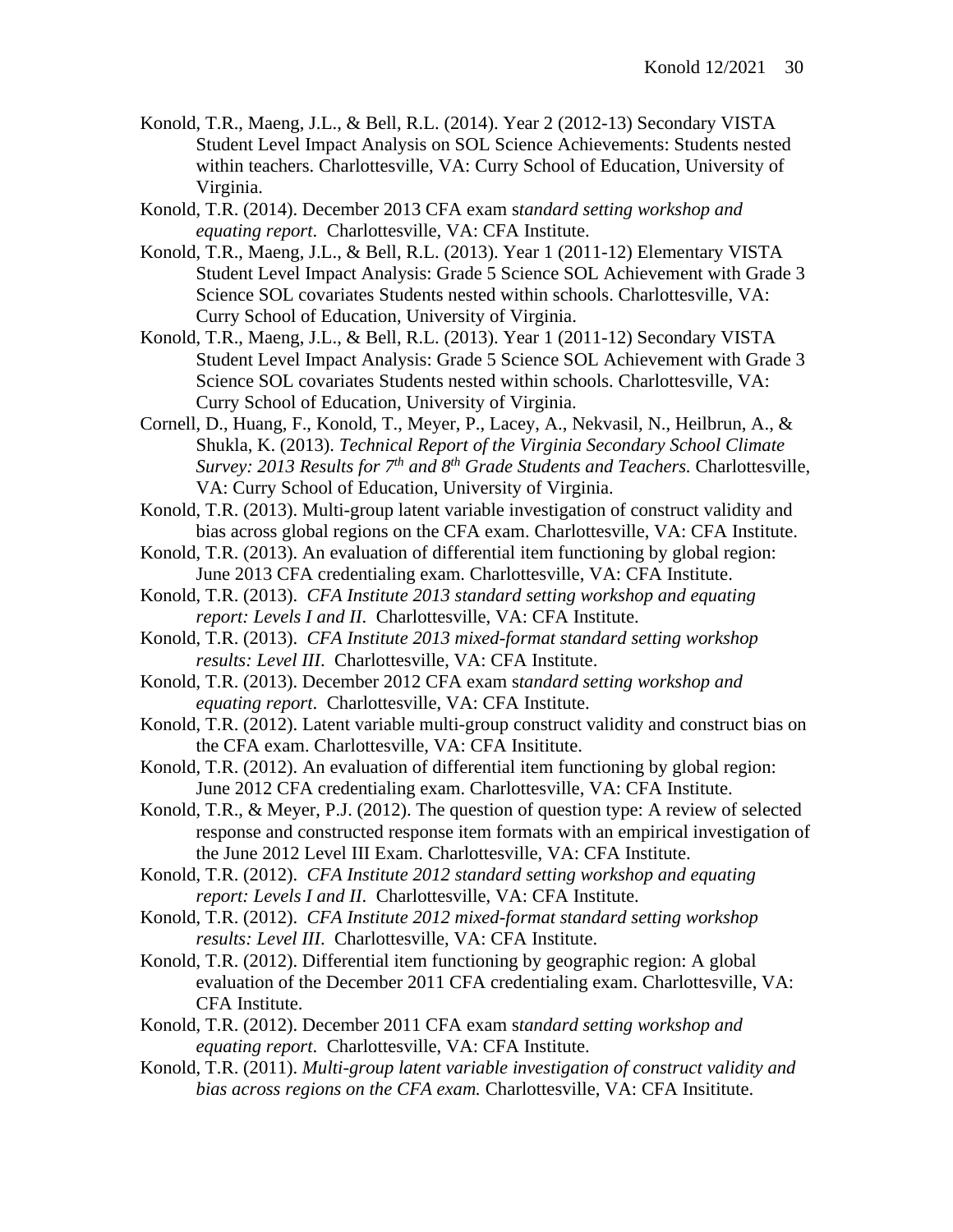Konold, T.R., Maeng, J.L., & Bell, R.L. (2014). Year 2 (2012-13) Secondary VISTA Student Level Impact Analysis on SOL Science Achievements: Students nested within teachers. Charlottesville, VA: Curry School of Education, University of Virginia.

Konold, T.R. (2014). December 2013 CFA exam s*tandard setting workshop and equating report*. Charlottesville, VA: CFA Institute.

Konold, T.R., Maeng, J.L., & Bell, R.L. (2013). Year 1 (2011-12) Elementary VISTA Student Level Impact Analysis: Grade 5 Science SOL Achievement with Grade 3 Science SOL covariates Students nested within schools. Charlottesville, VA: Curry School of Education, University of Virginia.

Konold, T.R., Maeng, J.L., & Bell, R.L. (2013). Year 1 (2011-12) Secondary VISTA Student Level Impact Analysis: Grade 5 Science SOL Achievement with Grade 3 Science SOL covariates Students nested within schools. Charlottesville, VA: Curry School of Education, University of Virginia.

Cornell, D., Huang, F., Konold, T., Meyer, P., Lacey, A., Nekvasil, N., Heilbrun, A., & Shukla, K. (2013). *Technical Report of the Virginia Secondary School Climate Survey: 2013 Results for 7th and 8th Grade Students and Teachers.* Charlottesville, VA: Curry School of Education, University of Virginia.

Konold, T.R. (2013). Multi-group latent variable investigation of construct validity and bias across global regions on the CFA exam. Charlottesville, VA: CFA Institute.

Konold, T.R. (2013). An evaluation of differential item functioning by global region: June 2013 CFA credentialing exam. Charlottesville, VA: CFA Institute.

Konold, T.R. (2013). *CFA Institute 2013 standard setting workshop and equating report: Levels I and II*. Charlottesville, VA: CFA Institute.

Konold, T.R. (2013). *CFA Institute 2013 mixed-format standard setting workshop results: Level III*. Charlottesville, VA: CFA Institute.

Konold, T.R. (2013). December 2012 CFA exam s*tandard setting workshop and equating report*. Charlottesville, VA: CFA Institute.

Konold, T.R. (2012). Latent variable multi-group construct validity and construct bias on the CFA exam. Charlottesville, VA: CFA Insititute.

Konold, T.R. (2012). An evaluation of differential item functioning by global region: June 2012 CFA credentialing exam. Charlottesville, VA: CFA Institute.

Konold, T.R., & Meyer, P.J. (2012). The question of question type: A review of selected response and constructed response item formats with an empirical investigation of the June 2012 Level III Exam. Charlottesville, VA: CFA Institute.

Konold, T.R. (2012). *CFA Institute 2012 standard setting workshop and equating report: Levels I and II*. Charlottesville, VA: CFA Institute.

Konold, T.R. (2012). *CFA Institute 2012 mixed-format standard setting workshop results: Level III*. Charlottesville, VA: CFA Institute.

Konold, T.R. (2012). Differential item functioning by geographic region: A global evaluation of the December 2011 CFA credentialing exam. Charlottesville, VA: CFA Institute.

Konold, T.R. (2012). December 2011 CFA exam s*tandard setting workshop and equating report*. Charlottesville, VA: CFA Institute.

Konold, T.R. (2011). *Multi-group latent variable investigation of construct validity and bias across regions on the CFA exam.* Charlottesville, VA: CFA Insititute.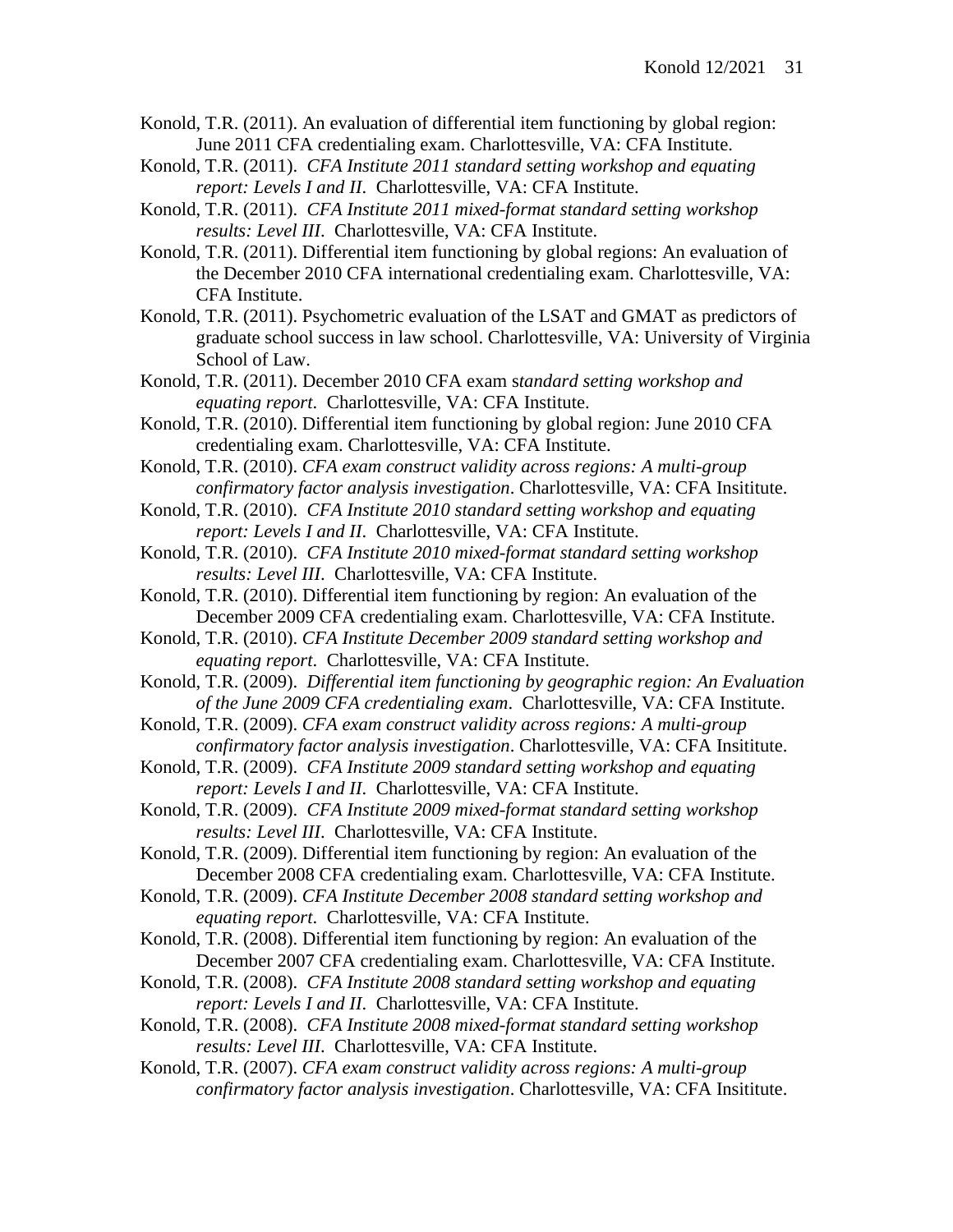Konold, T.R. (2011). An evaluation of differential item functioning by global region: June 2011 CFA credentialing exam. Charlottesville, VA: CFA Institute.

Konold, T.R. (2011). *CFA Institute 2011 standard setting workshop and equating report: Levels I and II*. Charlottesville, VA: CFA Institute.

Konold, T.R. (2011). *CFA Institute 2011 mixed-format standard setting workshop results: Level III*. Charlottesville, VA: CFA Institute.

Konold, T.R. (2011). Differential item functioning by global regions: An evaluation of the December 2010 CFA international credentialing exam. Charlottesville, VA: CFA Institute.

Konold, T.R. (2011). Psychometric evaluation of the LSAT and GMAT as predictors of graduate school success in law school. Charlottesville, VA: University of Virginia School of Law.

Konold, T.R. (2011). December 2010 CFA exam s*tandard setting workshop and equating report*. Charlottesville, VA: CFA Institute.

Konold, T.R. (2010). Differential item functioning by global region: June 2010 CFA credentialing exam. Charlottesville, VA: CFA Institute.

Konold, T.R. (2010). *CFA exam construct validity across regions: A multi-group confirmatory factor analysis investigation*. Charlottesville, VA: CFA Insititute.

Konold, T.R. (2010). *CFA Institute 2010 standard setting workshop and equating report: Levels I and II*. Charlottesville, VA: CFA Institute.

Konold, T.R. (2010). *CFA Institute 2010 mixed-format standard setting workshop results: Level III*. Charlottesville, VA: CFA Institute.

Konold, T.R. (2010). Differential item functioning by region: An evaluation of the December 2009 CFA credentialing exam. Charlottesville, VA: CFA Institute.

Konold, T.R. (2010). *CFA Institute December 2009 standard setting workshop and equating report*. Charlottesville, VA: CFA Institute.

Konold, T.R. (2009). *Differential item functioning by geographic region: An Evaluation of the June 2009 CFA credentialing exam*. Charlottesville, VA: CFA Institute.

Konold, T.R. (2009). *CFA exam construct validity across regions: A multi-group confirmatory factor analysis investigation*. Charlottesville, VA: CFA Insititute.

Konold, T.R. (2009). *CFA Institute 2009 standard setting workshop and equating report: Levels I and II*. Charlottesville, VA: CFA Institute.

Konold, T.R. (2009). *CFA Institute 2009 mixed-format standard setting workshop results: Level III*. Charlottesville, VA: CFA Institute.

Konold, T.R. (2009). Differential item functioning by region: An evaluation of the December 2008 CFA credentialing exam. Charlottesville, VA: CFA Institute.

Konold, T.R. (2009). *CFA Institute December 2008 standard setting workshop and equating report*. Charlottesville, VA: CFA Institute.

Konold, T.R. (2008). Differential item functioning by region: An evaluation of the December 2007 CFA credentialing exam. Charlottesville, VA: CFA Institute.

Konold, T.R. (2008). *CFA Institute 2008 standard setting workshop and equating report: Levels I and II*. Charlottesville, VA: CFA Institute.

Konold, T.R. (2008). *CFA Institute 2008 mixed-format standard setting workshop results: Level III*. Charlottesville, VA: CFA Institute.

Konold, T.R. (2007). *CFA exam construct validity across regions: A multi-group confirmatory factor analysis investigation*. Charlottesville, VA: CFA Insititute.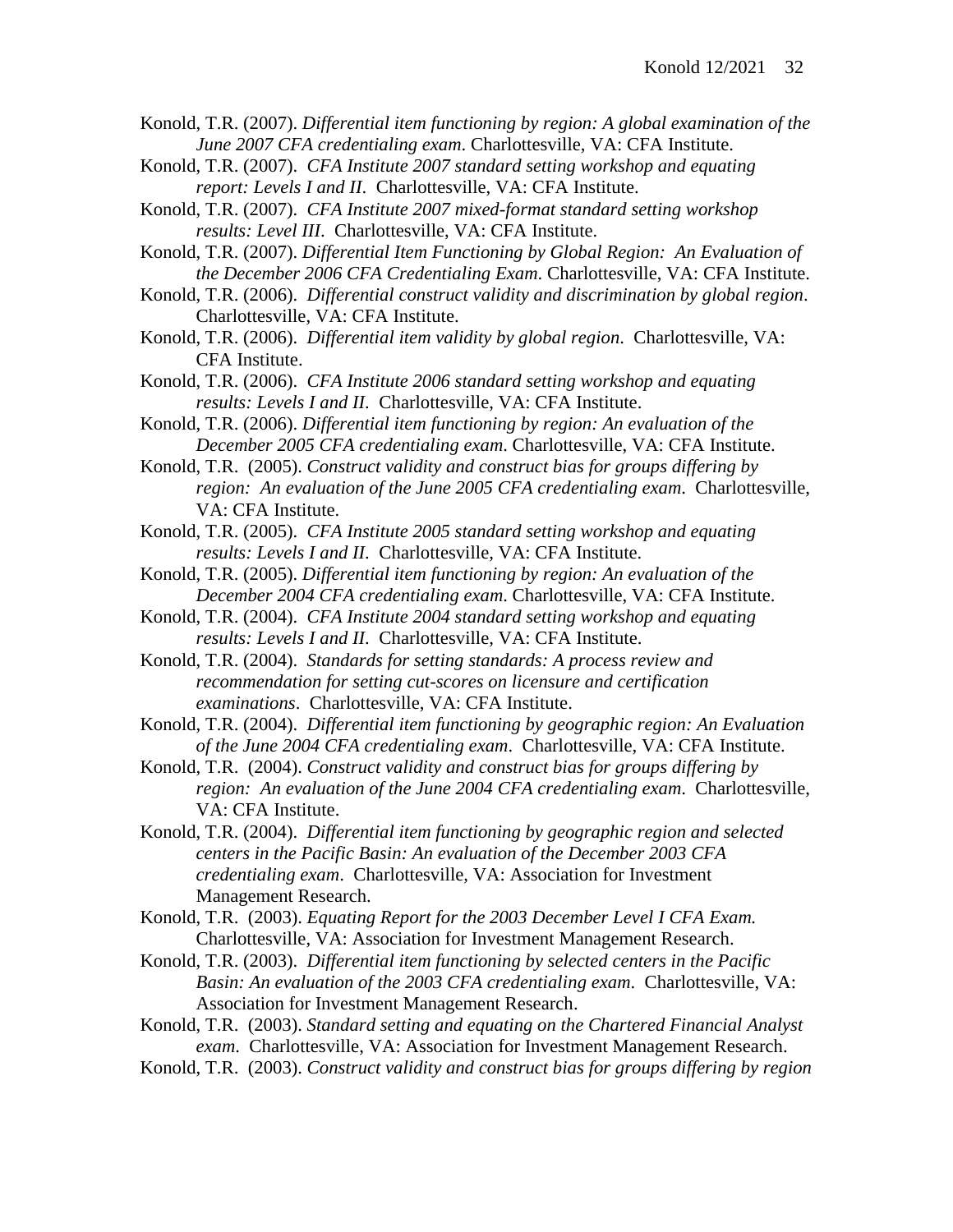Konold, T.R. (2007). *Differential item functioning by region: A global examination of the June 2007 CFA credentialing exam*. Charlottesville, VA: CFA Institute.

Konold, T.R. (2007). *CFA Institute 2007 standard setting workshop and equating report: Levels I and II*. Charlottesville, VA: CFA Institute.

Konold, T.R. (2007). *CFA Institute 2007 mixed-format standard setting workshop results: Level III*. Charlottesville, VA: CFA Institute.

Konold, T.R. (2007). *Differential Item Functioning by Global Region: An Evaluation of the December 2006 CFA Credentialing Exam*. Charlottesville, VA: CFA Institute.

Konold, T.R. (2006). *Differential construct validity and discrimination by global region*. Charlottesville, VA: CFA Institute.

Konold, T.R. (2006). *Differential item validity by global region*. Charlottesville, VA: CFA Institute.

Konold, T.R. (2006). *CFA Institute 2006 standard setting workshop and equating results: Levels I and II*. Charlottesville, VA: CFA Institute.

Konold, T.R. (2006). *Differential item functioning by region: An evaluation of the December 2005 CFA credentialing exam*. Charlottesville, VA: CFA Institute.

Konold, T.R. (2005). *Construct validity and construct bias for groups differing by region: An evaluation of the June 2005 CFA credentialing exam*. Charlottesville, VA: CFA Institute.

Konold, T.R. (2005). *CFA Institute 2005 standard setting workshop and equating results: Levels I and II*. Charlottesville, VA: CFA Institute.

Konold, T.R. (2005). *Differential item functioning by region: An evaluation of the December 2004 CFA credentialing exam*. Charlottesville, VA: CFA Institute.

Konold, T.R. (2004). *CFA Institute 2004 standard setting workshop and equating results: Levels I and II*. Charlottesville, VA: CFA Institute.

Konold, T.R. (2004). *Standards for setting standards: A process review and recommendation for setting cut-scores on licensure and certification examinations*. Charlottesville, VA: CFA Institute.

Konold, T.R. (2004). *Differential item functioning by geographic region: An Evaluation of the June 2004 CFA credentialing exam*. Charlottesville, VA: CFA Institute.

Konold, T.R. (2004). *Construct validity and construct bias for groups differing by region: An evaluation of the June 2004 CFA credentialing exam*. Charlottesville, VA: CFA Institute.

Konold, T.R. (2004). *Differential item functioning by geographic region and selected centers in the Pacific Basin: An evaluation of the December 2003 CFA credentialing exam*. Charlottesville, VA: Association for Investment Management Research.

Konold, T.R. (2003). *Equating Report for the 2003 December Level I CFA Exam.* Charlottesville, VA: Association for Investment Management Research.

Konold, T.R. (2003). *Differential item functioning by selected centers in the Pacific Basin: An evaluation of the 2003 CFA credentialing exam*. Charlottesville, VA: Association for Investment Management Research.

Konold, T.R. (2003). *Standard setting and equating on the Chartered Financial Analyst exam*. Charlottesville, VA: Association for Investment Management Research.

Konold, T.R. (2003). *Construct validity and construct bias for groups differing by region*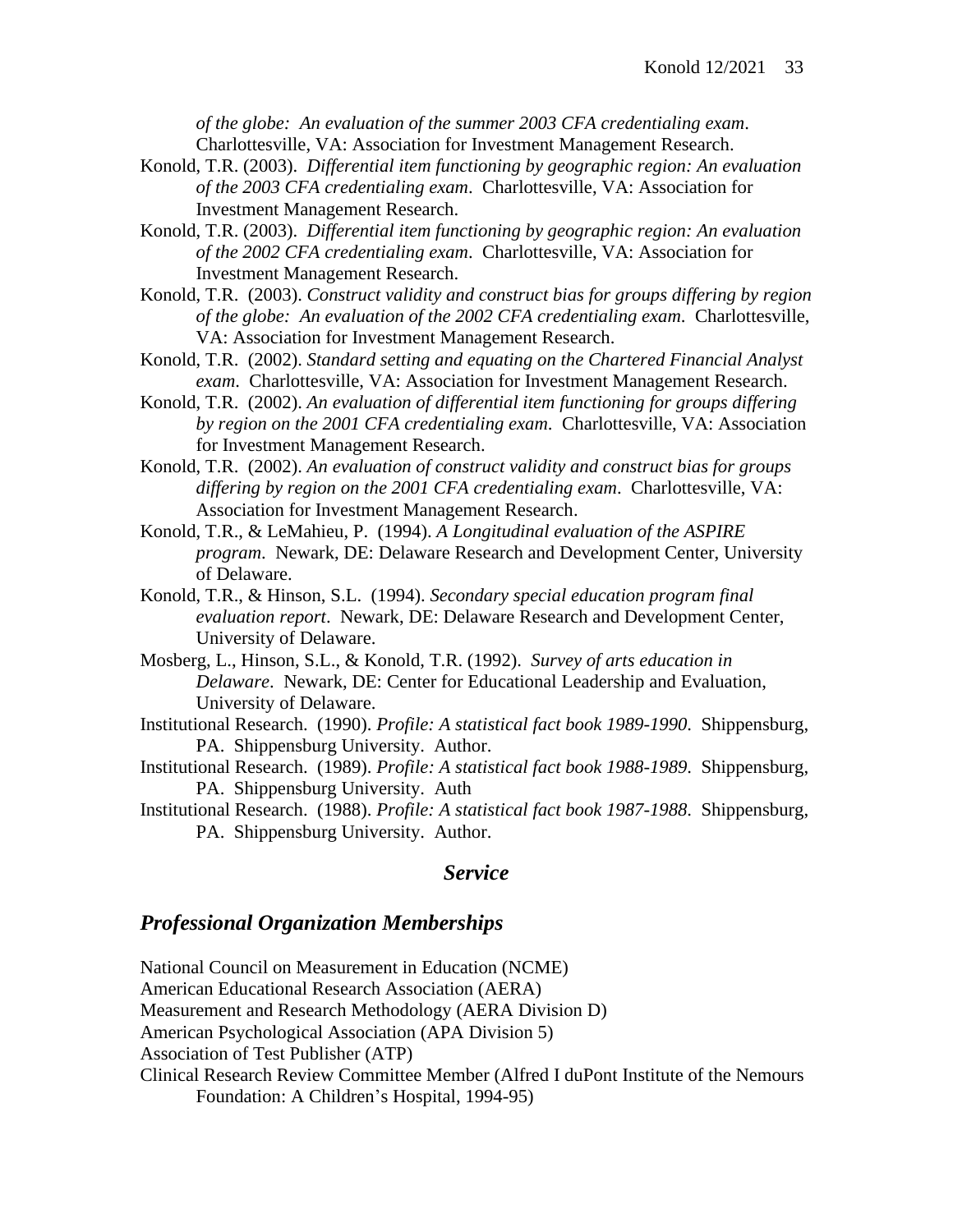*of the globe: An evaluation of the summer 2003 CFA credentialing exam*. Charlottesville, VA: Association for Investment Management Research.

Konold, T.R. (2003). *Differential item functioning by geographic region: An evaluation of the 2003 CFA credentialing exam*. Charlottesville, VA: Association for Investment Management Research.

Konold, T.R. (2003). *Differential item functioning by geographic region: An evaluation of the 2002 CFA credentialing exam*. Charlottesville, VA: Association for Investment Management Research.

Konold, T.R. (2003). *Construct validity and construct bias for groups differing by region of the globe: An evaluation of the 2002 CFA credentialing exam*. Charlottesville, VA: Association for Investment Management Research.

Konold, T.R. (2002). *Standard setting and equating on the Chartered Financial Analyst exam*. Charlottesville, VA: Association for Investment Management Research.

Konold, T.R. (2002). *An evaluation of differential item functioning for groups differing by region on the 2001 CFA credentialing exam*. Charlottesville, VA: Association for Investment Management Research.

Konold, T.R. (2002). *An evaluation of construct validity and construct bias for groups differing by region on the 2001 CFA credentialing exam*. Charlottesville, VA: Association for Investment Management Research.

Konold, T.R., & LeMahieu, P. (1994). *A Longitudinal evaluation of the ASPIRE program*. Newark, DE: Delaware Research and Development Center, University of Delaware.

Konold, T.R., & Hinson, S.L. (1994). *Secondary special education program final evaluation report*. Newark, DE: Delaware Research and Development Center, University of Delaware.

Mosberg, L., Hinson, S.L., & Konold, T.R. (1992). *Survey of arts education in Delaware*. Newark, DE: Center for Educational Leadership and Evaluation, University of Delaware.

Institutional Research. (1990). *Profile: A statistical fact book 1989-1990*. Shippensburg, PA. Shippensburg University. Author.

Institutional Research. (1989). *Profile: A statistical fact book 1988-1989*. Shippensburg, PA. Shippensburg University. Auth

Institutional Research. (1988). *Profile: A statistical fact book 1987-1988*. Shippensburg, PA. Shippensburg University. Author.

## *Service*

## *Professional Organization Memberships*

National Council on Measurement in Education (NCME)
American Educational Research Association (AERA)
Measurement and Research Methodology (AERA Division D)
American Psychological Association (APA Division 5)
Association of Test Publisher (ATP)
Clinical Research Review Committee Member (Alfred I duPont Institute of the Nemours Foundation: A Children's Hospital, 1994-95)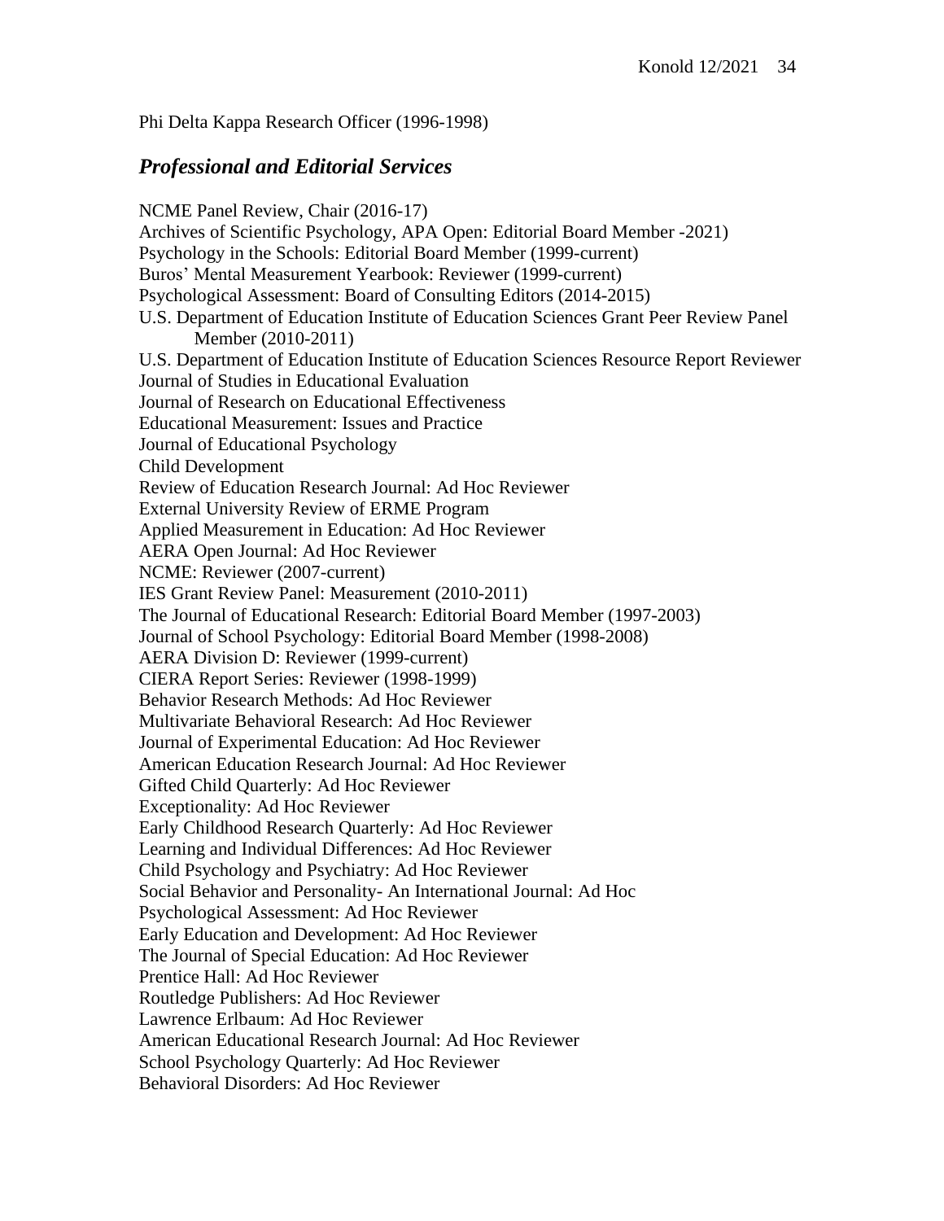Phi Delta Kappa Research Officer (1996-1998)

### *Professional and Editorial Services*

NCME Panel Review, Chair (2016-17)
Archives of Scientific Psychology, APA Open: Editorial Board Member -2021)
Psychology in the Schools: Editorial Board Member (1999-current)
Buros' Mental Measurement Yearbook: Reviewer (1999-current)
Psychological Assessment: Board of Consulting Editors (2014-2015)
U.S. Department of Education Institute of Education Sciences Grant Peer Review Panel Member (2010-2011)
U.S. Department of Education Institute of Education Sciences Resource Report Reviewer
Journal of Studies in Educational Evaluation
Journal of Research on Educational Effectiveness
Educational Measurement: Issues and Practice
Journal of Educational Psychology
Child Development
Review of Education Research Journal: Ad Hoc Reviewer
External University Review of ERME Program
Applied Measurement in Education: Ad Hoc Reviewer
AERA Open Journal: Ad Hoc Reviewer
NCME: Reviewer (2007-current)
IES Grant Review Panel: Measurement (2010-2011)
The Journal of Educational Research: Editorial Board Member (1997-2003)
Journal of School Psychology: Editorial Board Member (1998-2008)
AERA Division D: Reviewer (1999-current)
CIERA Report Series: Reviewer (1998-1999)
Behavior Research Methods: Ad Hoc Reviewer
Multivariate Behavioral Research: Ad Hoc Reviewer
Journal of Experimental Education: Ad Hoc Reviewer
American Education Research Journal: Ad Hoc Reviewer
Gifted Child Quarterly: Ad Hoc Reviewer
Exceptionality: Ad Hoc Reviewer
Early Childhood Research Quarterly: Ad Hoc Reviewer
Learning and Individual Differences: Ad Hoc Reviewer
Child Psychology and Psychiatry: Ad Hoc Reviewer
Social Behavior and Personality- An International Journal: Ad Hoc
Psychological Assessment: Ad Hoc Reviewer
Early Education and Development: Ad Hoc Reviewer
The Journal of Special Education: Ad Hoc Reviewer
Prentice Hall: Ad Hoc Reviewer
Routledge Publishers: Ad Hoc Reviewer
Lawrence Erlbaum: Ad Hoc Reviewer
American Educational Research Journal: Ad Hoc Reviewer
School Psychology Quarterly: Ad Hoc Reviewer
Behavioral Disorders: Ad Hoc Reviewer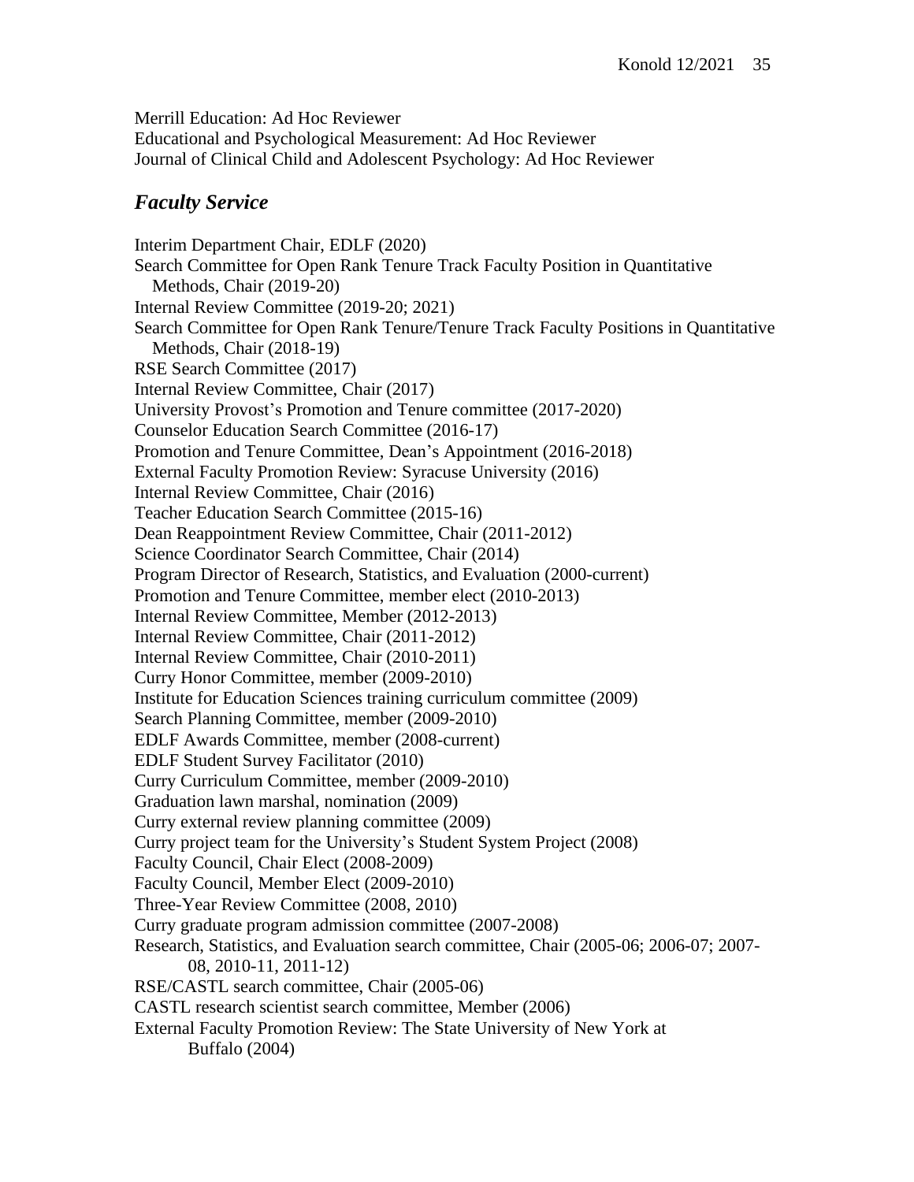Merrill Education: Ad Hoc Reviewer
Educational and Psychological Measurement: Ad Hoc Reviewer
Journal of Clinical Child and Adolescent Psychology: Ad Hoc Reviewer

## *Faculty Service*

Interim Department Chair, EDLF (2020)
Search Committee for Open Rank Tenure Track Faculty Position in Quantitative Methods, Chair (2019-20)
Internal Review Committee (2019-20; 2021)
Search Committee for Open Rank Tenure/Tenure Track Faculty Positions in Quantitative Methods, Chair (2018-19)
RSE Search Committee (2017)
Internal Review Committee, Chair (2017)
University Provost's Promotion and Tenure committee (2017-2020)
Counselor Education Search Committee (2016-17)
Promotion and Tenure Committee, Dean's Appointment (2016-2018)
External Faculty Promotion Review: Syracuse University (2016)
Internal Review Committee, Chair (2016)
Teacher Education Search Committee (2015-16)
Dean Reappointment Review Committee, Chair (2011-2012)
Science Coordinator Search Committee, Chair (2014)
Program Director of Research, Statistics, and Evaluation (2000-current)
Promotion and Tenure Committee, member elect (2010-2013)
Internal Review Committee, Member (2012-2013)
Internal Review Committee, Chair (2011-2012)
Internal Review Committee, Chair (2010-2011)
Curry Honor Committee, member (2009-2010)
Institute for Education Sciences training curriculum committee (2009)
Search Planning Committee, member (2009-2010)
EDLF Awards Committee, member (2008-current)
EDLF Student Survey Facilitator (2010)
Curry Curriculum Committee, member (2009-2010)
Graduation lawn marshal, nomination (2009)
Curry external review planning committee (2009)
Curry project team for the University's Student System Project (2008)
Faculty Council, Chair Elect (2008-2009)
Faculty Council, Member Elect (2009-2010)
Three-Year Review Committee (2008, 2010)
Curry graduate program admission committee (2007-2008)
Research, Statistics, and Evaluation search committee, Chair (2005-06; 2006-07; 2007-08, 2010-11, 2011-12)
RSE/CASTL search committee, Chair (2005-06)
CASTL research scientist search committee, Member (2006)
External Faculty Promotion Review: The State University of New York at Buffalo (2004)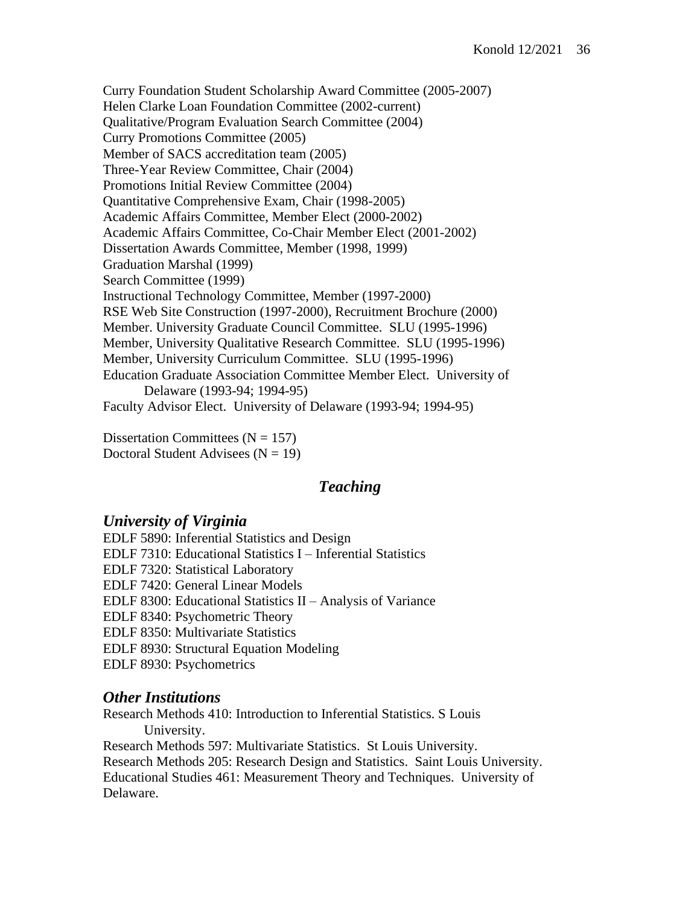Curry Foundation Student Scholarship Award Committee (2005-2007)
Helen Clarke Loan Foundation Committee (2002-current)
Qualitative/Program Evaluation Search Committee (2004)
Curry Promotions Committee (2005)
Member of SACS accreditation team (2005)
Three-Year Review Committee, Chair (2004)
Promotions Initial Review Committee (2004)
Quantitative Comprehensive Exam, Chair (1998-2005)
Academic Affairs Committee, Member Elect (2000-2002)
Academic Affairs Committee, Co-Chair Member Elect (2001-2002)
Dissertation Awards Committee, Member (1998, 1999)
Graduation Marshal (1999)
Search Committee (1999)
Instructional Technology Committee, Member (1997-2000)
RSE Web Site Construction (1997-2000), Recruitment Brochure (2000)
Member. University Graduate Council Committee. SLU (1995-1996)
Member, University Qualitative Research Committee. SLU (1995-1996)
Member, University Curriculum Committee. SLU (1995-1996)
Education Graduate Association Committee Member Elect. University of Delaware (1993-94; 1994-95)
Faculty Advisor Elect. University of Delaware (1993-94; 1994-95)

Dissertation Committees (N = 157)
Doctoral Student Advisees (N = 19)

## *Teaching*

### *University of Virginia*

EDLF 5890: Inferential Statistics and Design
EDLF 7310: Educational Statistics I – Inferential Statistics
EDLF 7320: Statistical Laboratory
EDLF 7420: General Linear Models
EDLF 8300: Educational Statistics II – Analysis of Variance
EDLF 8340: Psychometric Theory
EDLF 8350: Multivariate Statistics
EDLF 8930: Structural Equation Modeling
EDLF 8930: Psychometrics

### *Other Institutions*

Research Methods 410: Introduction to Inferential Statistics. S Louis University.
Research Methods 597: Multivariate Statistics. St Louis University.
Research Methods 205: Research Design and Statistics. Saint Louis University.
Educational Studies 461: Measurement Theory and Techniques. University of Delaware.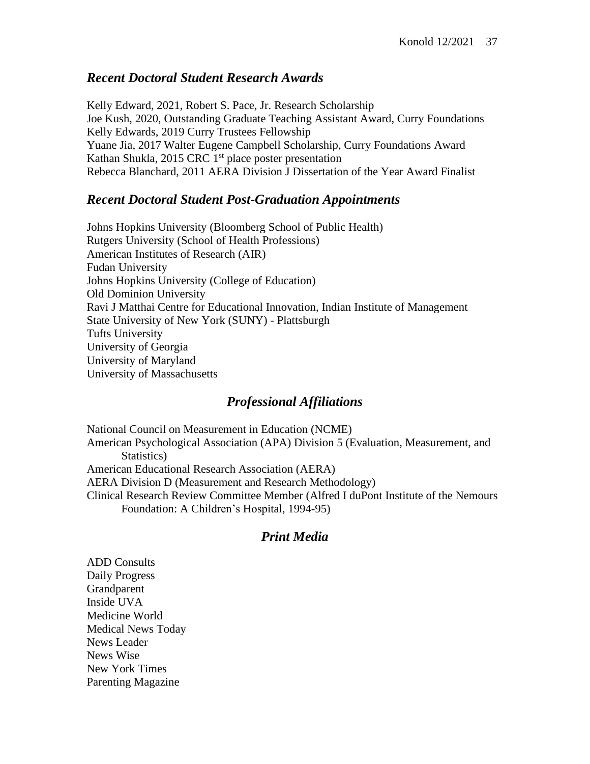## *Recent Doctoral Student Research Awards*

Kelly Edward, 2021, Robert S. Pace, Jr. Research Scholarship
Joe Kush, 2020, Outstanding Graduate Teaching Assistant Award, Curry Foundations
Kelly Edwards, 2019 Curry Trustees Fellowship
Yuane Jia, 2017 Walter Eugene Campbell Scholarship, Curry Foundations Award
Kathan Shukla, 2015 CRC 1st place poster presentation
Rebecca Blanchard, 2011 AERA Division J Dissertation of the Year Award Finalist

## *Recent Doctoral Student Post-Graduation Appointments*

Johns Hopkins University (Bloomberg School of Public Health)
Rutgers University (School of Health Professions)
American Institutes of Research (AIR)
Fudan University
Johns Hopkins University (College of Education)
Old Dominion University
Ravi J Matthai Centre for Educational Innovation, Indian Institute of Management
State University of New York (SUNY) - Plattsburgh
Tufts University
University of Georgia
University of Maryland
University of Massachusetts

## *Professional Affiliations*

National Council on Measurement in Education (NCME)
American Psychological Association (APA) Division 5 (Evaluation, Measurement, and Statistics)
American Educational Research Association (AERA)
AERA Division D (Measurement and Research Methodology)
Clinical Research Review Committee Member (Alfred I duPont Institute of the Nemours Foundation: A Children's Hospital, 1994-95)

## *Print Media*

ADD Consults
Daily Progress
Grandparent
Inside UVA
Medicine World
Medical News Today
News Leader
News Wise
New York Times
Parenting Magazine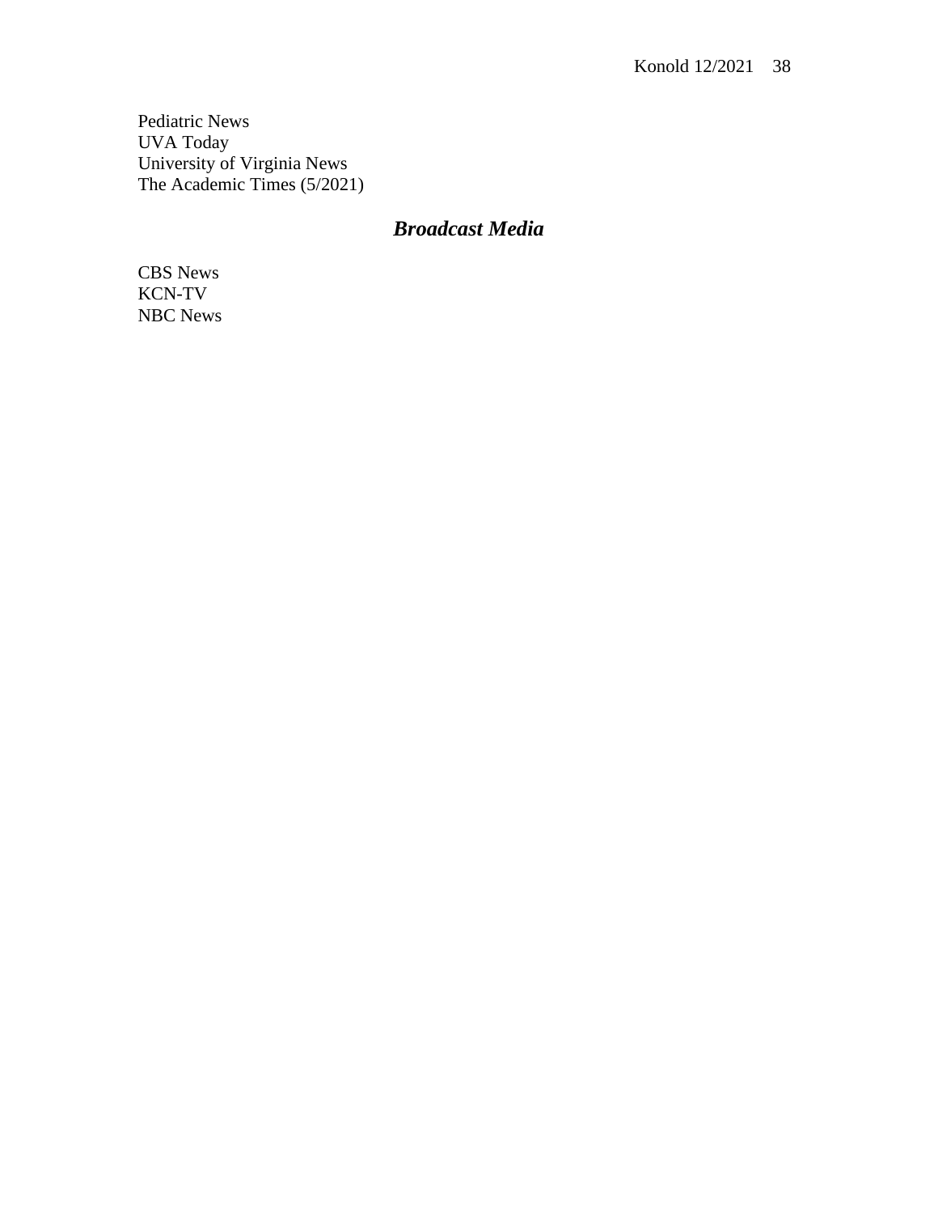Pediatric News
UVA Today
University of Virginia News
The Academic Times (5/2021)

## *Broadcast Media*

CBS News
KCN-TV
NBC News